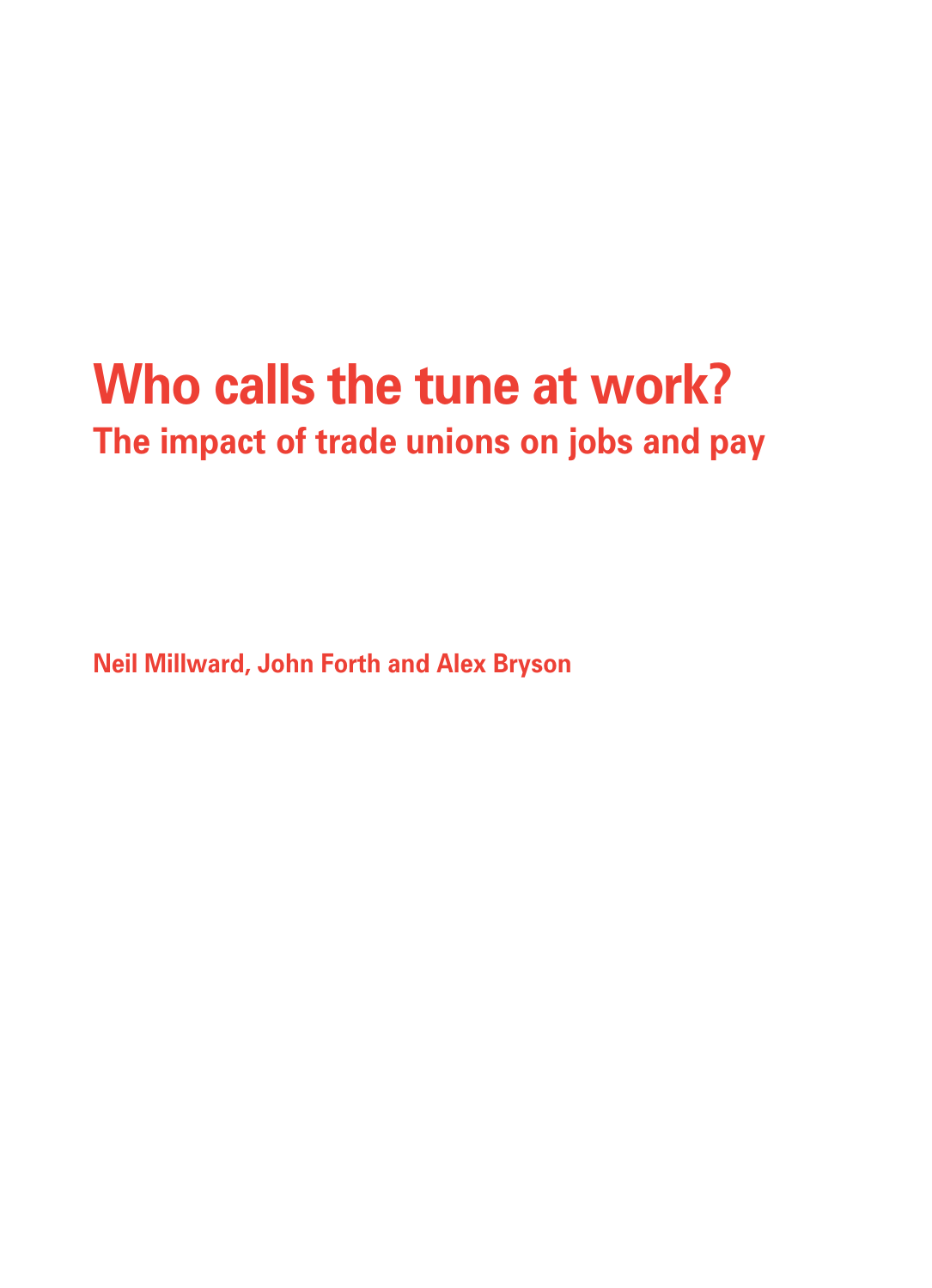# Who calls the tune at work?

## The impact of trade unions on jobs and pay

**Neil Millward, John Forth and Alex Bryson**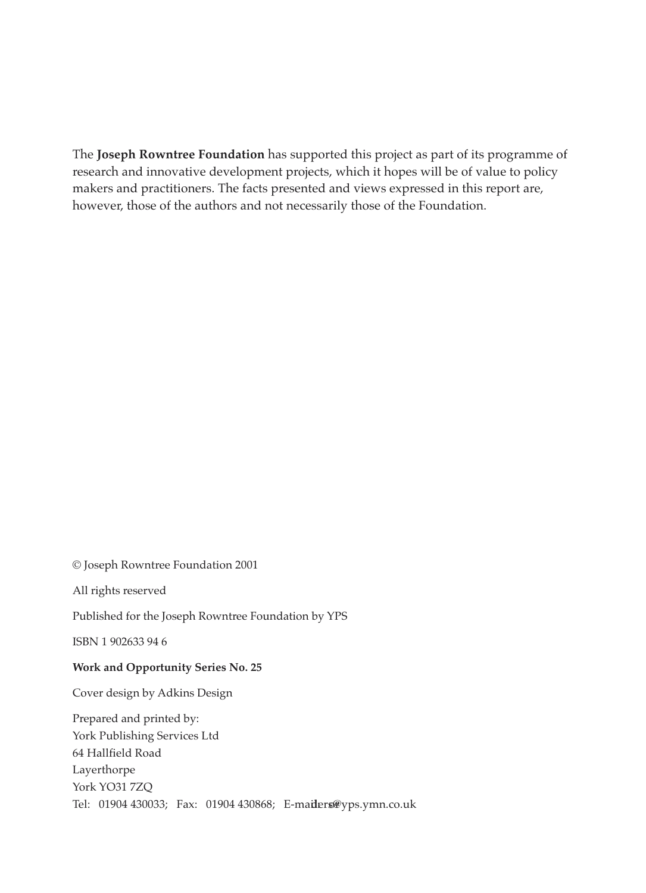The **Joseph Rowntree Foundation** has supported this project as part of its programme of research and innovative development projects, which it hopes will be of value to policy makers and practitioners. The facts presented and views expressed in this report are, however, those of the authors and not necessarily those of the Foundation.

© Joseph Rowntree Foundation 2001

All rights reserved

Published for the Joseph Rowntree Foundation by YPS

ISBN 1 902633 94 6

**Work and Opportunity Series No. 25**

Cover design by Adkins Design

Prepared and printed by:
York Publishing Services Ltd
64 Hallfield Road
Layerthorpe
York YO31 7ZQ
Tel: 01904 430033; Fax: 01904 430868; E-mail: orders@yps.ymn.co.uk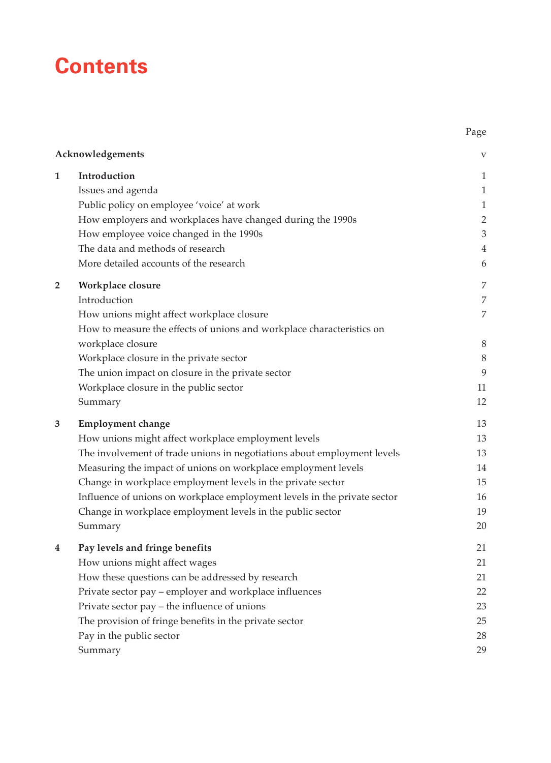# Contents

| | | Page |
|---|---|---|
| **Acknowledgements** | | v |
| **1** | **Introduction** | 1 |
| | Issues and agenda | 1 |
| | Public policy on employee 'voice' at work | 1 |
| | How employers and workplaces have changed during the 1990s | 2 |
| | How employee voice changed in the 1990s | 3 |
| | The data and methods of research | 4 |
| | More detailed accounts of the research | 6 |
| **2** | **Workplace closure** | 7 |
| | Introduction | 7 |
| | How unions might affect workplace closure | 7 |
| | How to measure the effects of unions and workplace characteristics on workplace closure | 8 |
| | Workplace closure in the private sector | 8 |
| | The union impact on closure in the private sector | 9 |
| | Workplace closure in the public sector | 11 |
| | Summary | 12 |
| **3** | **Employment change** | 13 |
| | How unions might affect workplace employment levels | 13 |
| | The involvement of trade unions in negotiations about employment levels | 13 |
| | Measuring the impact of unions on workplace employment levels | 14 |
| | Change in workplace employment levels in the private sector | 15 |
| | Influence of unions on workplace employment levels in the private sector | 16 |
| | Change in workplace employment levels in the public sector | 19 |
| | Summary | 20 |
| **4** | **Pay levels and fringe benefits** | 21 |
| | How unions might affect wages | 21 |
| | How these questions can be addressed by research | 21 |
| | Private sector pay – employer and workplace influences | 22 |
| | Private sector pay – the influence of unions | 23 |
| | The provision of fringe benefits in the private sector | 25 |
| | Pay in the public sector | 28 |
| | Summary | 29 |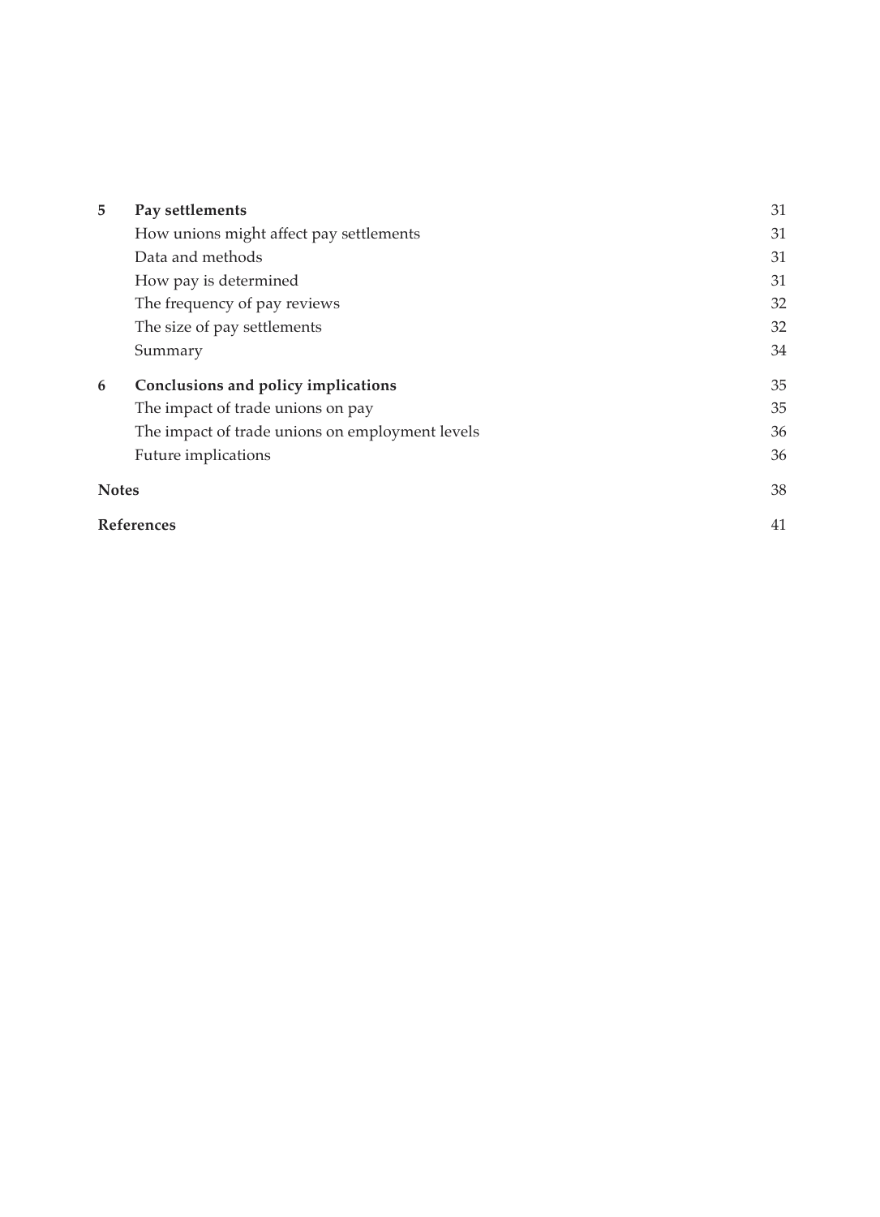| | | |
|---|---|---|
| **5** | **Pay settlements** | 31 |
| | How unions might affect pay settlements | 31 |
| | Data and methods | 31 |
| | How pay is determined | 31 |
| | The frequency of pay reviews | 32 |
| | The size of pay settlements | 32 |
| | Summary | 34 |
| **6** | **Conclusions and policy implications** | 35 |
| | The impact of trade unions on pay | 35 |
| | The impact of trade unions on employment levels | 36 |
| | Future implications | 36 |
| **Notes** | | 38 |
| **References** | | 41 |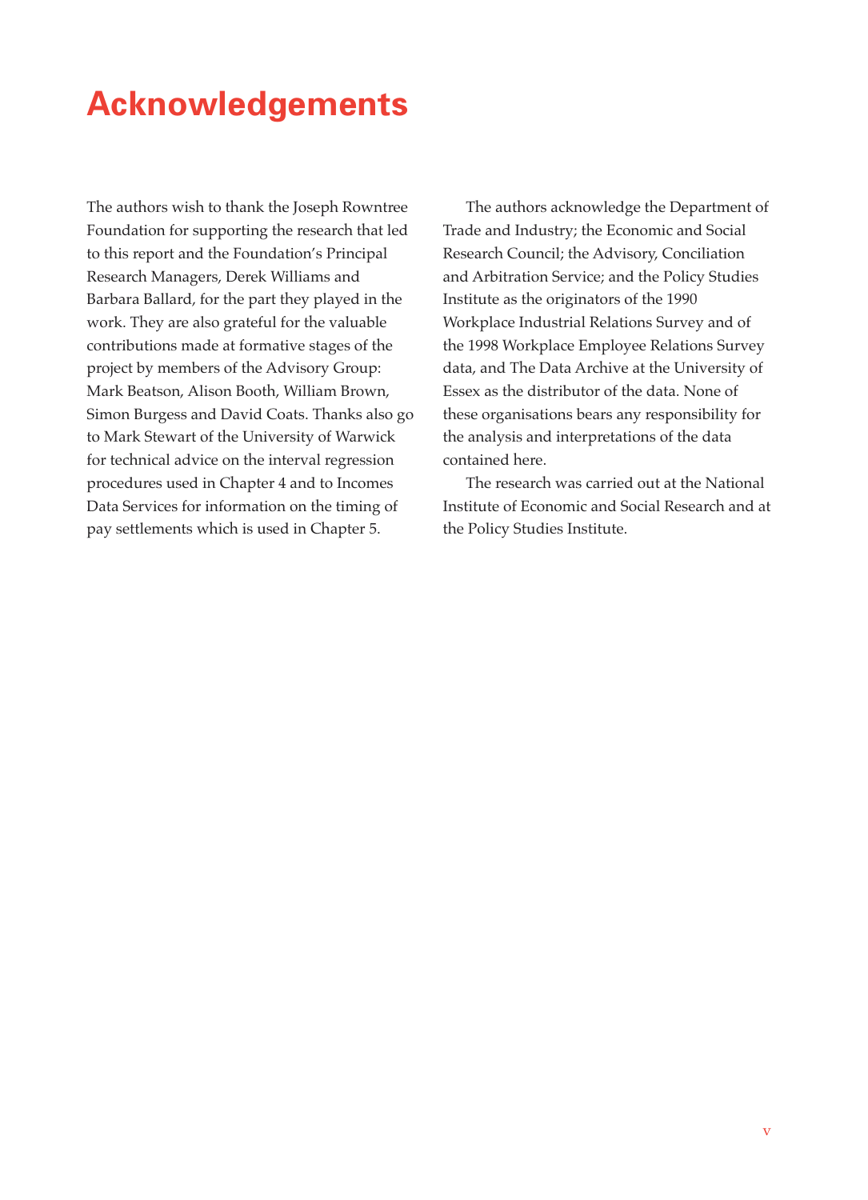# Acknowledgements

The authors wish to thank the Joseph Rowntree Foundation for supporting the research that led to this report and the Foundation's Principal Research Managers, Derek Williams and Barbara Ballard, for the part they played in the work. They are also grateful for the valuable contributions made at formative stages of the project by members of the Advisory Group: Mark Beatson, Alison Booth, William Brown, Simon Burgess and David Coats. Thanks also go to Mark Stewart of the University of Warwick for technical advice on the interval regression procedures used in Chapter 4 and to Incomes Data Services for information on the timing of pay settlements which is used in Chapter 5.

The authors acknowledge the Department of Trade and Industry; the Economic and Social Research Council; the Advisory, Conciliation and Arbitration Service; and the Policy Studies Institute as the originators of the 1990 Workplace Industrial Relations Survey and of the 1998 Workplace Employee Relations Survey data, and The Data Archive at the University of Essex as the distributor of the data. None of these organisations bears any responsibility for the analysis and interpretations of the data contained here.

The research was carried out at the National Institute of Economic and Social Research and at the Policy Studies Institute.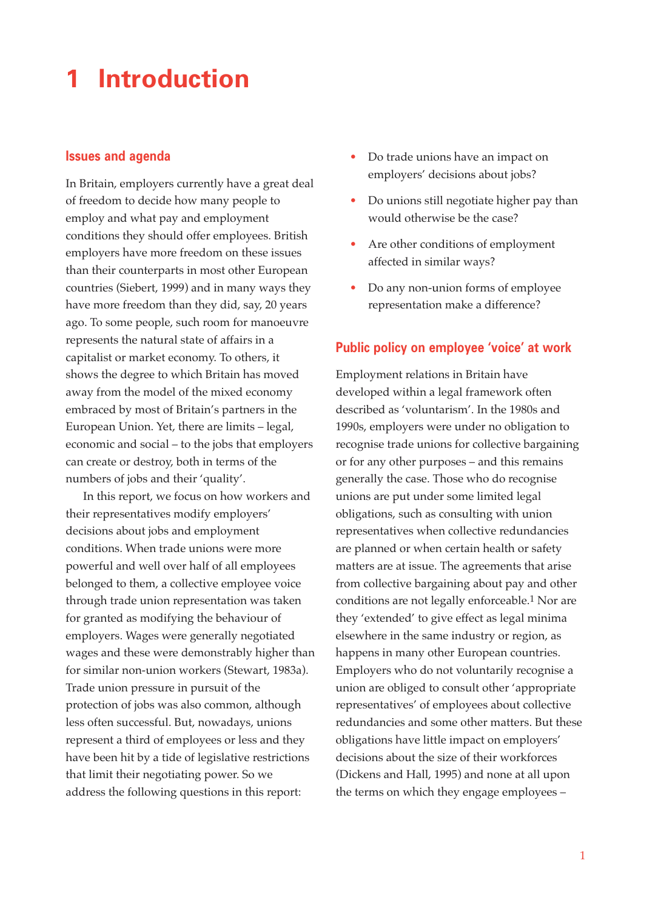# 1 Introduction

## Issues and agenda

In Britain, employers currently have a great deal of freedom to decide how many people to employ and what pay and employment conditions they should offer employees. British employers have more freedom on these issues than their counterparts in most other European countries (Siebert, 1999) and in many ways they have more freedom than they did, say, 20 years ago. To some people, such room for manoeuvre represents the natural state of affairs in a capitalist or market economy. To others, it shows the degree to which Britain has moved away from the model of the mixed economy embraced by most of Britain's partners in the European Union. Yet, there are limits – legal, economic and social – to the jobs that employers can create or destroy, both in terms of the numbers of jobs and their 'quality'.

In this report, we focus on how workers and their representatives modify employers' decisions about jobs and employment conditions. When trade unions were more powerful and well over half of all employees belonged to them, a collective employee voice through trade union representation was taken for granted as modifying the behaviour of employers. Wages were generally negotiated wages and these were demonstrably higher than for similar non-union workers (Stewart, 1983a). Trade union pressure in pursuit of the protection of jobs was also common, although less often successful. But, nowadays, unions represent a third of employees or less and they have been hit by a tide of legislative restrictions that limit their negotiating power. So we address the following questions in this report:

- Do trade unions have an impact on employers' decisions about jobs?
- Do unions still negotiate higher pay than would otherwise be the case?
- Are other conditions of employment affected in similar ways?
- Do any non-union forms of employee representation make a difference?

## Public policy on employee 'voice' at work

Employment relations in Britain have developed within a legal framework often described as 'voluntarism'. In the 1980s and 1990s, employers were under no obligation to recognise trade unions for collective bargaining or for any other purposes – and this remains generally the case. Those who do recognise unions are put under some limited legal obligations, such as consulting with union representatives when collective redundancies are planned or when certain health or safety matters are at issue. The agreements that arise from collective bargaining about pay and other conditions are not legally enforceable.[1] Nor are they 'extended' to give effect as legal minima elsewhere in the same industry or region, as happens in many other European countries. Employers who do not voluntarily recognise a union are obliged to consult other 'appropriate representatives' of employees about collective redundancies and some other matters. But these obligations have little impact on employers' decisions about the size of their workforces (Dickens and Hall, 1995) and none at all upon the terms on which they engage employees –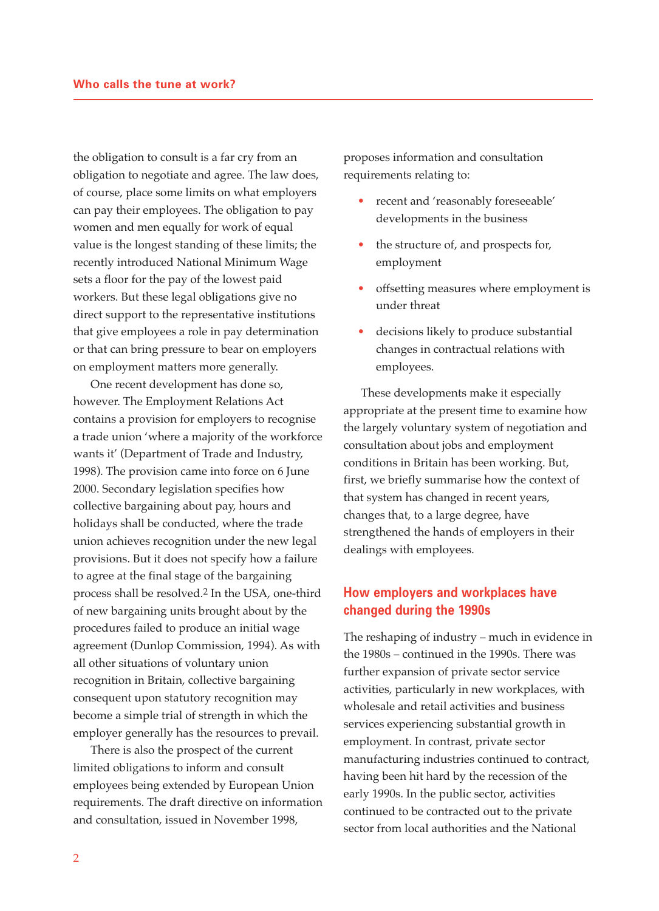the obligation to consult is a far cry from an obligation to negotiate and agree. The law does, of course, place some limits on what employers can pay their employees. The obligation to pay women and men equally for work of equal value is the longest standing of these limits; the recently introduced National Minimum Wage sets a floor for the pay of the lowest paid workers. But these legal obligations give no direct support to the representative institutions that give employees a role in pay determination or that can bring pressure to bear on employers on employment matters more generally.

One recent development has done so, however. The Employment Relations Act contains a provision for employers to recognise a trade union 'where a majority of the workforce wants it' (Department of Trade and Industry, 1998). The provision came into force on 6 June 2000. Secondary legislation specifies how collective bargaining about pay, hours and holidays shall be conducted, where the trade union achieves recognition under the new legal provisions. But it does not specify how a failure to agree at the final stage of the bargaining process shall be resolved.[2] In the USA, one-third of new bargaining units brought about by the procedures failed to produce an initial wage agreement (Dunlop Commission, 1994). As with all other situations of voluntary union recognition in Britain, collective bargaining consequent upon statutory recognition may become a simple trial of strength in which the employer generally has the resources to prevail.

There is also the prospect of the current limited obligations to inform and consult employees being extended by European Union requirements. The draft directive on information and consultation, issued in November 1998, proposes information and consultation requirements relating to:

- recent and 'reasonably foreseeable' developments in the business
- the structure of, and prospects for, employment
- offsetting measures where employment is under threat
- decisions likely to produce substantial changes in contractual relations with employees.

These developments make it especially appropriate at the present time to examine how the largely voluntary system of negotiation and consultation about jobs and employment conditions in Britain has been working. But, first, we briefly summarise how the context of that system has changed in recent years, changes that, to a large degree, have strengthened the hands of employers in their dealings with employees.

## How employers and workplaces have changed during the 1990s

The reshaping of industry – much in evidence in the 1980s – continued in the 1990s. There was further expansion of private sector service activities, particularly in new workplaces, with wholesale and retail activities and business services experiencing substantial growth in employment. In contrast, private sector manufacturing industries continued to contract, having been hit hard by the recession of the early 1990s. In the public sector, activities continued to be contracted out to the private sector from local authorities and the National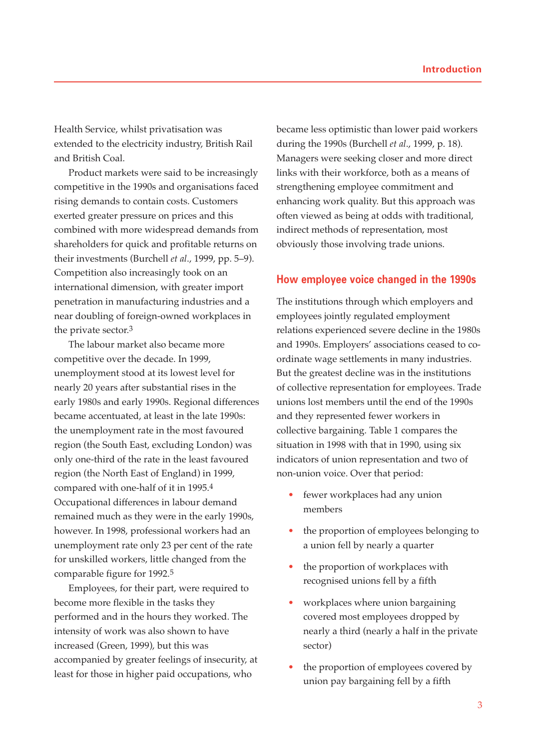Health Service, whilst privatisation was extended to the electricity industry, British Rail and British Coal.

Product markets were said to be increasingly competitive in the 1990s and organisations faced rising demands to contain costs. Customers exerted greater pressure on prices and this combined with more widespread demands from shareholders for quick and profitable returns on their investments (Burchell *et al.*, 1999, pp. 5–9). Competition also increasingly took on an international dimension, with greater import penetration in manufacturing industries and a near doubling of foreign-owned workplaces in the private sector.[3]

The labour market also became more competitive over the decade. In 1999, unemployment stood at its lowest level for nearly 20 years after substantial rises in the early 1980s and early 1990s. Regional differences became accentuated, at least in the late 1990s: the unemployment rate in the most favoured region (the South East, excluding London) was only one-third of the rate in the least favoured region (the North East of England) in 1999, compared with one-half of it in 1995.[4] Occupational differences in labour demand remained much as they were in the early 1990s, however. In 1998, professional workers had an unemployment rate only 23 per cent of the rate for unskilled workers, little changed from the comparable figure for 1992.[5]

Employees, for their part, were required to become more flexible in the tasks they performed and in the hours they worked. The intensity of work was also shown to have increased (Green, 1999), but this was accompanied by greater feelings of insecurity, at least for those in higher paid occupations, who became less optimistic than lower paid workers during the 1990s (Burchell *et al.*, 1999, p. 18). Managers were seeking closer and more direct links with their workforce, both as a means of strengthening employee commitment and enhancing work quality. But this approach was often viewed as being at odds with traditional, indirect methods of representation, most obviously those involving trade unions.

## How employee voice changed in the 1990s

The institutions through which employers and employees jointly regulated employment relations experienced severe decline in the 1980s and 1990s. Employers' associations ceased to co-ordinate wage settlements in many industries. But the greatest decline was in the institutions of collective representation for employees. Trade unions lost members until the end of the 1990s and they represented fewer workers in collective bargaining. Table 1 compares the situation in 1998 with that in 1990, using six indicators of union representation and two of non-union voice. Over that period:

- fewer workplaces had any union members
- the proportion of employees belonging to a union fell by nearly a quarter
- the proportion of workplaces with recognised unions fell by a fifth
- workplaces where union bargaining covered most employees dropped by nearly a third (nearly a half in the private sector)
- the proportion of employees covered by union pay bargaining fell by a fifth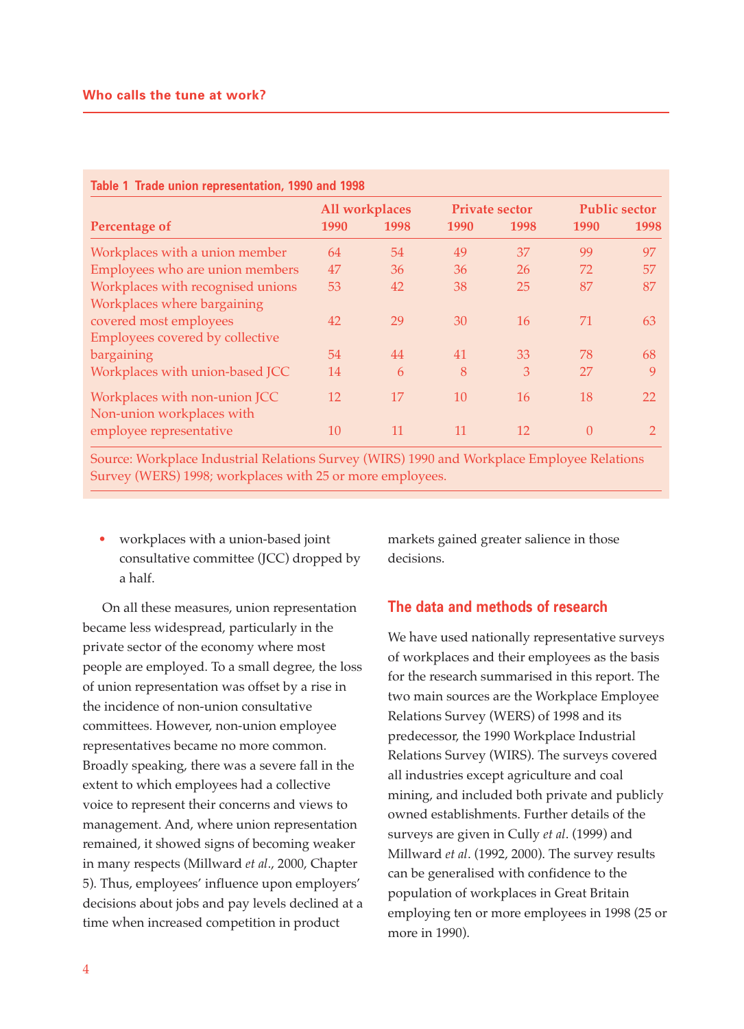**Table 1 Trade union representation, 1990 and 1998**

| Percentage of | All workplaces | | Private sector | | Public sector | |
|---|---|---|---|---|---|---|
| | 1990 | 1998 | 1990 | 1998 | 1990 | 1998 |
| Workplaces with a union member | 64 | 54 | 49 | 37 | 99 | 97 |
| Employees who are union members | 47 | 36 | 36 | 26 | 72 | 57 |
| Workplaces with recognised unions | 53 | 42 | 38 | 25 | 87 | 87 |
| Workplaces where bargaining covered most employees | 42 | 29 | 30 | 16 | 71 | 63 |
| Employees covered by collective bargaining | 54 | 44 | 41 | 33 | 78 | 68 |
| Workplaces with union-based JCC | 14 | 6 | 8 | 3 | 27 | 9 |
| Workplaces with non-union JCC | 12 | 17 | 10 | 16 | 18 | 22 |
| Non-union workplaces with employee representative | 10 | 11 | 11 | 12 | 0 | 2 |

Source: Workplace Industrial Relations Survey (WIRS) 1990 and Workplace Employee Relations Survey (WERS) 1998; workplaces with 25 or more employees.

- workplaces with a union-based joint consultative committee (JCC) dropped by a half.

On all these measures, union representation became less widespread, particularly in the private sector of the economy where most people are employed. To a small degree, the loss of union representation was offset by a rise in the incidence of non-union consultative committees. However, non-union employee representatives became no more common. Broadly speaking, there was a severe fall in the extent to which employees had a collective voice to represent their concerns and views to management. And, where union representation remained, it showed signs of becoming weaker in many respects (Millward *et al*., 2000, Chapter 5). Thus, employees' influence upon employers' decisions about jobs and pay levels declined at a time when increased competition in product markets gained greater salience in those decisions.

## The data and methods of research

We have used nationally representative surveys of workplaces and their employees as the basis for the research summarised in this report. The two main sources are the Workplace Employee Relations Survey (WERS) of 1998 and its predecessor, the 1990 Workplace Industrial Relations Survey (WIRS). The surveys covered all industries except agriculture and coal mining, and included both private and publicly owned establishments. Further details of the surveys are given in Cully *et al*. (1999) and Millward *et al*. (1992, 2000). The survey results can be generalised with confidence to the population of workplaces in Great Britain employing ten or more employees in 1998 (25 or more in 1990).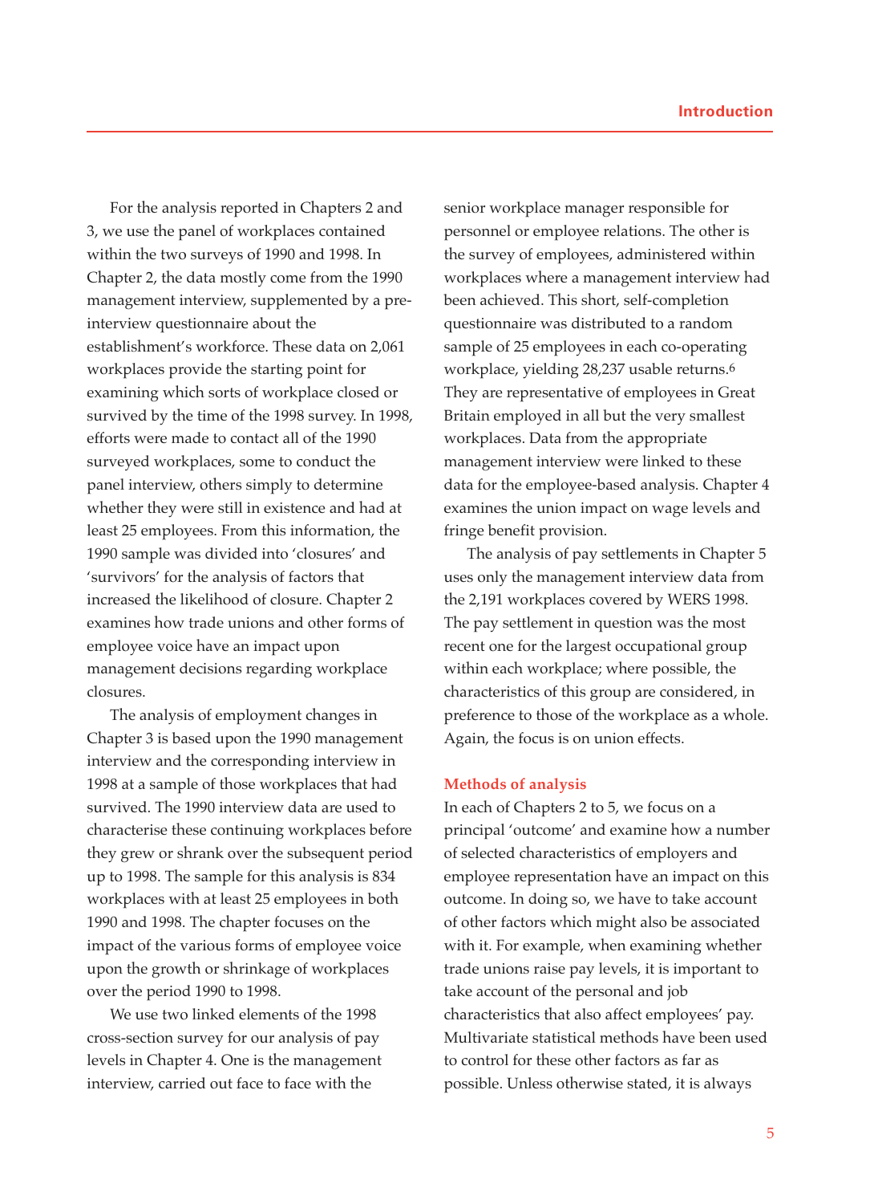For the analysis reported in Chapters 2 and 3, we use the panel of workplaces contained within the two surveys of 1990 and 1998. In Chapter 2, the data mostly come from the 1990 management interview, supplemented by a pre-interview questionnaire about the establishment's workforce. These data on 2,061 workplaces provide the starting point for examining which sorts of workplace closed or survived by the time of the 1998 survey. In 1998, efforts were made to contact all of the 1990 surveyed workplaces, some to conduct the panel interview, others simply to determine whether they were still in existence and had at least 25 employees. From this information, the 1990 sample was divided into 'closures' and 'survivors' for the analysis of factors that increased the likelihood of closure. Chapter 2 examines how trade unions and other forms of employee voice have an impact upon management decisions regarding workplace closures.

The analysis of employment changes in Chapter 3 is based upon the 1990 management interview and the corresponding interview in 1998 at a sample of those workplaces that had survived. The 1990 interview data are used to characterise these continuing workplaces before they grew or shrank over the subsequent period up to 1998. The sample for this analysis is 834 workplaces with at least 25 employees in both 1990 and 1998. The chapter focuses on the impact of the various forms of employee voice upon the growth or shrinkage of workplaces over the period 1990 to 1998.

We use two linked elements of the 1998 cross-section survey for our analysis of pay levels in Chapter 4. One is the management interview, carried out face to face with the senior workplace manager responsible for personnel or employee relations. The other is the survey of employees, administered within workplaces where a management interview had been achieved. This short, self-completion questionnaire was distributed to a random sample of 25 employees in each co-operating workplace, yielding 28,237 usable returns.[6] They are representative of employees in Great Britain employed in all but the very smallest workplaces. Data from the appropriate management interview were linked to these data for the employee-based analysis. Chapter 4 examines the union impact on wage levels and fringe benefit provision.

The analysis of pay settlements in Chapter 5 uses only the management interview data from the 2,191 workplaces covered by WERS 1998. The pay settlement in question was the most recent one for the largest occupational group within each workplace; where possible, the characteristics of this group are considered, in preference to those of the workplace as a whole. Again, the focus is on union effects.

## Methods of analysis

In each of Chapters 2 to 5, we focus on a principal 'outcome' and examine how a number of selected characteristics of employers and employee representation have an impact on this outcome. In doing so, we have to take account of other factors which might also be associated with it. For example, when examining whether trade unions raise pay levels, it is important to take account of the personal and job characteristics that also affect employees' pay. Multivariate statistical methods have been used to control for these other factors as far as possible. Unless otherwise stated, it is always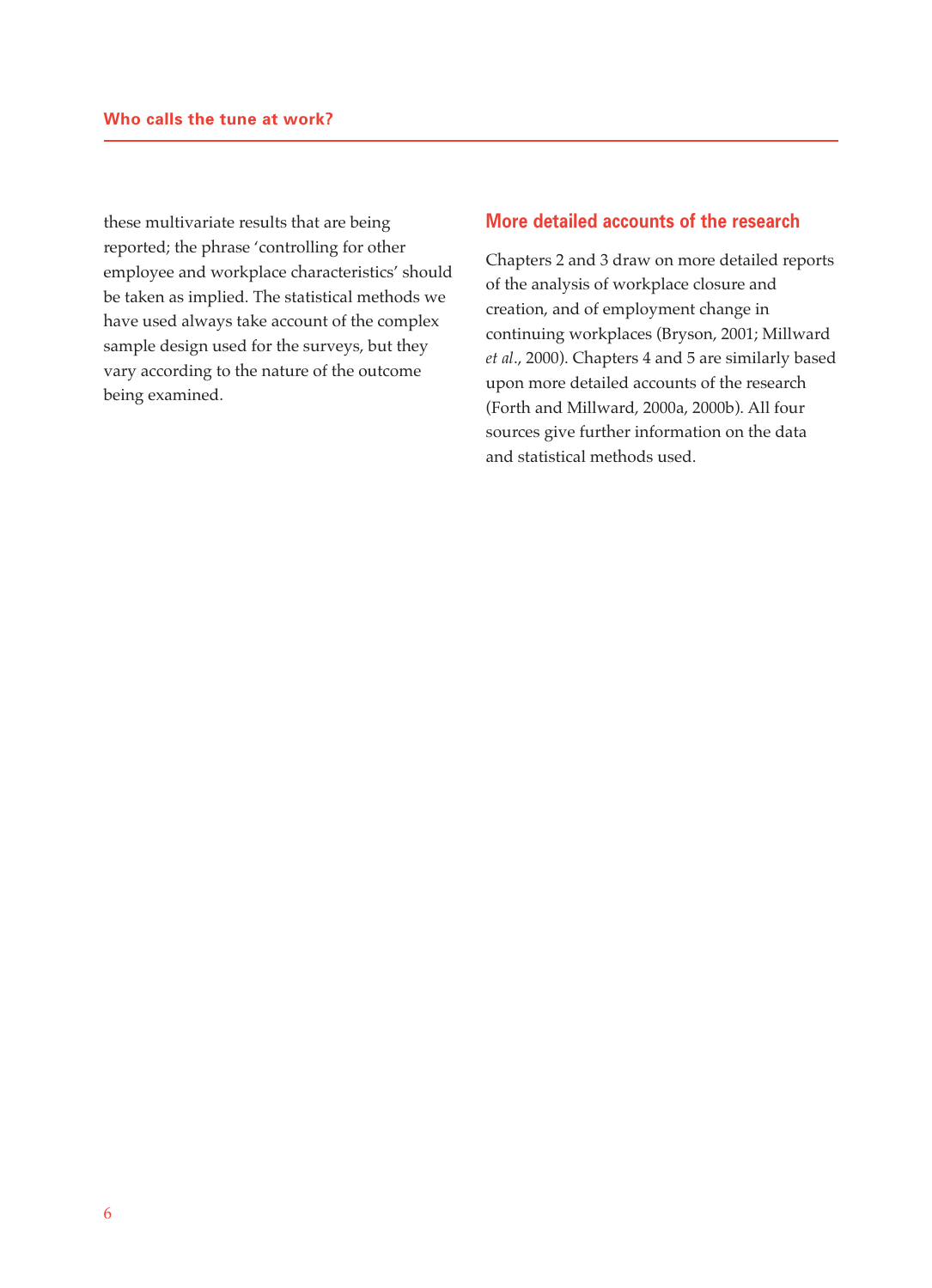these multivariate results that are being reported; the phrase 'controlling for other employee and workplace characteristics' should be taken as implied. The statistical methods we have used always take account of the complex sample design used for the surveys, but they vary according to the nature of the outcome being examined.

## More detailed accounts of the research

Chapters 2 and 3 draw on more detailed reports of the analysis of workplace closure and creation, and of employment change in continuing workplaces (Bryson, 2001; Millward *et al*., 2000). Chapters 4 and 5 are similarly based upon more detailed accounts of the research (Forth and Millward, 2000a, 2000b). All four sources give further information on the data and statistical methods used.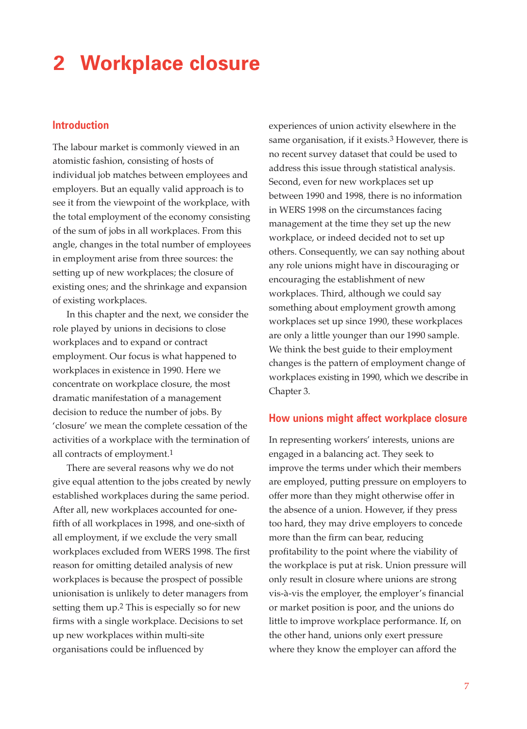# 2 Workplace closure

## Introduction

The labour market is commonly viewed in an atomistic fashion, consisting of hosts of individual job matches between employees and employers. But an equally valid approach is to see it from the viewpoint of the workplace, with the total employment of the economy consisting of the sum of jobs in all workplaces. From this angle, changes in the total number of employees in employment arise from three sources: the setting up of new workplaces; the closure of existing ones; and the shrinkage and expansion of existing workplaces.

In this chapter and the next, we consider the role played by unions in decisions to close workplaces and to expand or contract employment. Our focus is what happened to workplaces in existence in 1990. Here we concentrate on workplace closure, the most dramatic manifestation of a management decision to reduce the number of jobs. By 'closure' we mean the complete cessation of the activities of a workplace with the termination of all contracts of employment.[1]

There are several reasons why we do not give equal attention to the jobs created by newly established workplaces during the same period. After all, new workplaces accounted for one-fifth of all workplaces in 1998, and one-sixth of all employment, if we exclude the very small workplaces excluded from WERS 1998. The first reason for omitting detailed analysis of new workplaces is because the prospect of possible unionisation is unlikely to deter managers from setting them up.[2] This is especially so for new firms with a single workplace. Decisions to set up new workplaces within multi-site organisations could be influenced by experiences of union activity elsewhere in the same organisation, if it exists.[3] However, there is no recent survey dataset that could be used to address this issue through statistical analysis. Second, even for new workplaces set up between 1990 and 1998, there is no information in WERS 1998 on the circumstances facing management at the time they set up the new workplace, or indeed decided not to set up others. Consequently, we can say nothing about any role unions might have in discouraging or encouraging the establishment of new workplaces. Third, although we could say something about employment growth among workplaces set up since 1990, these workplaces are only a little younger than our 1990 sample. We think the best guide to their employment changes is the pattern of employment change of workplaces existing in 1990, which we describe in Chapter 3.

## How unions might affect workplace closure

In representing workers' interests, unions are engaged in a balancing act. They seek to improve the terms under which their members are employed, putting pressure on employers to offer more than they might otherwise offer in the absence of a union. However, if they press too hard, they may drive employers to concede more than the firm can bear, reducing profitability to the point where the viability of the workplace is put at risk. Union pressure will only result in closure where unions are strong vis-à-vis the employer, the employer's financial or market position is poor, and the unions do little to improve workplace performance. If, on the other hand, unions only exert pressure where they know the employer can afford the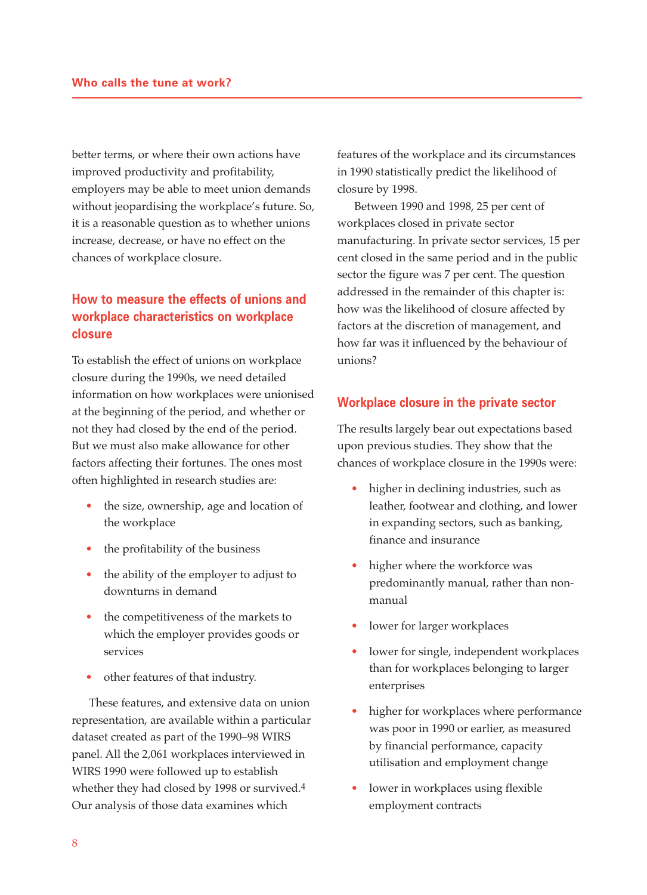better terms, or where their own actions have improved productivity and profitability, employers may be able to meet union demands without jeopardising the workplace's future. So, it is a reasonable question as to whether unions increase, decrease, or have no effect on the chances of workplace closure.

## How to measure the effects of unions and workplace characteristics on workplace closure

To establish the effect of unions on workplace closure during the 1990s, we need detailed information on how workplaces were unionised at the beginning of the period, and whether or not they had closed by the end of the period. But we must also make allowance for other factors affecting their fortunes. The ones most often highlighted in research studies are:

- the size, ownership, age and location of the workplace
- the profitability of the business
- the ability of the employer to adjust to downturns in demand
- the competitiveness of the markets to which the employer provides goods or services
- other features of that industry.

These features, and extensive data on union representation, are available within a particular dataset created as part of the 1990–98 WIRS panel. All the 2,061 workplaces interviewed in WIRS 1990 were followed up to establish whether they had closed by 1998 or survived.[4] Our analysis of those data examines which features of the workplace and its circumstances in 1990 statistically predict the likelihood of closure by 1998.

Between 1990 and 1998, 25 per cent of workplaces closed in private sector manufacturing. In private sector services, 15 per cent closed in the same period and in the public sector the figure was 7 per cent. The question addressed in the remainder of this chapter is: how was the likelihood of closure affected by factors at the discretion of management, and how far was it influenced by the behaviour of unions?

## Workplace closure in the private sector

The results largely bear out expectations based upon previous studies. They show that the chances of workplace closure in the 1990s were:

- higher in declining industries, such as leather, footwear and clothing, and lower in expanding sectors, such as banking, finance and insurance
- higher where the workforce was predominantly manual, rather than non-manual
- lower for larger workplaces
- lower for single, independent workplaces than for workplaces belonging to larger enterprises
- higher for workplaces where performance was poor in 1990 or earlier, as measured by financial performance, capacity utilisation and employment change
- lower in workplaces using flexible employment contracts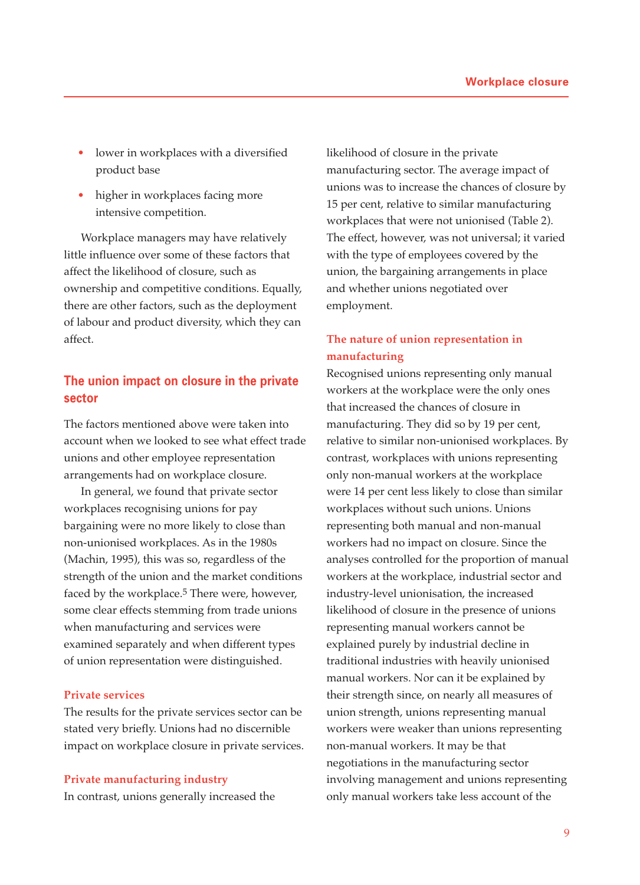- lower in workplaces with a diversified product base
- higher in workplaces facing more intensive competition.

Workplace managers may have relatively little influence over some of these factors that affect the likelihood of closure, such as ownership and competitive conditions. Equally, there are other factors, such as the deployment of labour and product diversity, which they can affect.

## The union impact on closure in the private sector

The factors mentioned above were taken into account when we looked to see what effect trade unions and other employee representation arrangements had on workplace closure.

In general, we found that private sector workplaces recognising unions for pay bargaining were no more likely to close than non-unionised workplaces. As in the 1980s (Machin, 1995), this was so, regardless of the strength of the union and the market conditions faced by the workplace.[5] There were, however, some clear effects stemming from trade unions when manufacturing and services were examined separately and when different types of union representation were distinguished.

### Private services

The results for the private services sector can be stated very briefly. Unions had no discernible impact on workplace closure in private services.

### Private manufacturing industry

In contrast, unions generally increased the likelihood of closure in the private manufacturing sector. The average impact of unions was to increase the chances of closure by 15 per cent, relative to similar manufacturing workplaces that were not unionised (Table 2). The effect, however, was not universal; it varied with the type of employees covered by the union, the bargaining arrangements in place and whether unions negotiated over employment.

### The nature of union representation in manufacturing

Recognised unions representing only manual workers at the workplace were the only ones that increased the chances of closure in manufacturing. They did so by 19 per cent, relative to similar non-unionised workplaces. By contrast, workplaces with unions representing only non-manual workers at the workplace were 14 per cent less likely to close than similar workplaces without such unions. Unions representing both manual and non-manual workers had no impact on closure. Since the analyses controlled for the proportion of manual workers at the workplace, industrial sector and industry-level unionisation, the increased likelihood of closure in the presence of unions representing manual workers cannot be explained purely by industrial decline in traditional industries with heavily unionised manual workers. Nor can it be explained by their strength since, on nearly all measures of union strength, unions representing manual workers were weaker than unions representing non-manual workers. It may be that negotiations in the manufacturing sector involving management and unions representing only manual workers take less account of the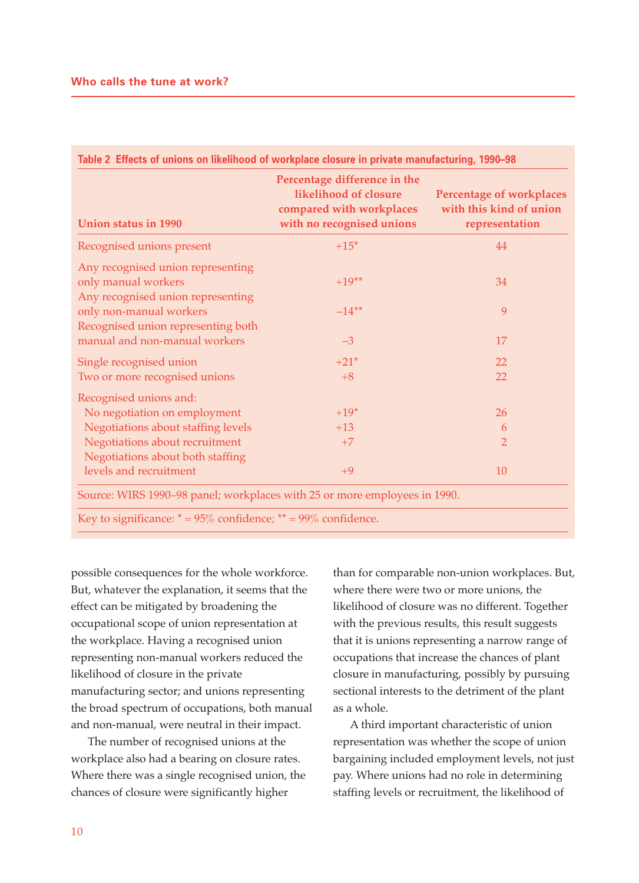**Table 2 Effects of unions on likelihood of workplace closure in private manufacturing, 1990–98**

| Union status in 1990 | Percentage difference in the likelihood of closure compared with workplaces with no recognised unions | Percentage of workplaces with this kind of union representation |
|---|---|---|
| Recognised unions present | +15* | 44 |
| Any recognised union representing only manual workers | +19** | 34 |
| Any recognised union representing only non-manual workers | –14** | 9 |
| Recognised union representing both manual and non-manual workers | –3 | 17 |
| Single recognised union | +21* | 22 |
| Two or more recognised unions | +8 | 22 |
| Recognised unions and: | | |
| No negotiation on employment | +19* | 26 |
| Negotiations about staffing levels | +13 | 6 |
| Negotiations about recruitment | +7 | 2 |
| Negotiations about both staffing levels and recruitment | +9 | 10 |

Source: WIRS 1990–98 panel; workplaces with 25 or more employees in 1990.

Key to significance: * = 95% confidence; ** = 99% confidence.

possible consequences for the whole workforce. But, whatever the explanation, it seems that the effect can be mitigated by broadening the occupational scope of union representation at the workplace. Having a recognised union representing non-manual workers reduced the likelihood of closure in the private manufacturing sector; and unions representing the broad spectrum of occupations, both manual and non-manual, were neutral in their impact.

The number of recognised unions at the workplace also had a bearing on closure rates. Where there was a single recognised union, the chances of closure were significantly higher than for comparable non-union workplaces. But, where there were two or more unions, the likelihood of closure was no different. Together with the previous results, this result suggests that it is unions representing a narrow range of occupations that increase the chances of plant closure in manufacturing, possibly by pursuing sectional interests to the detriment of the plant as a whole.

A third important characteristic of union representation was whether the scope of union bargaining included employment levels, not just pay. Where unions had no role in determining staffing levels or recruitment, the likelihood of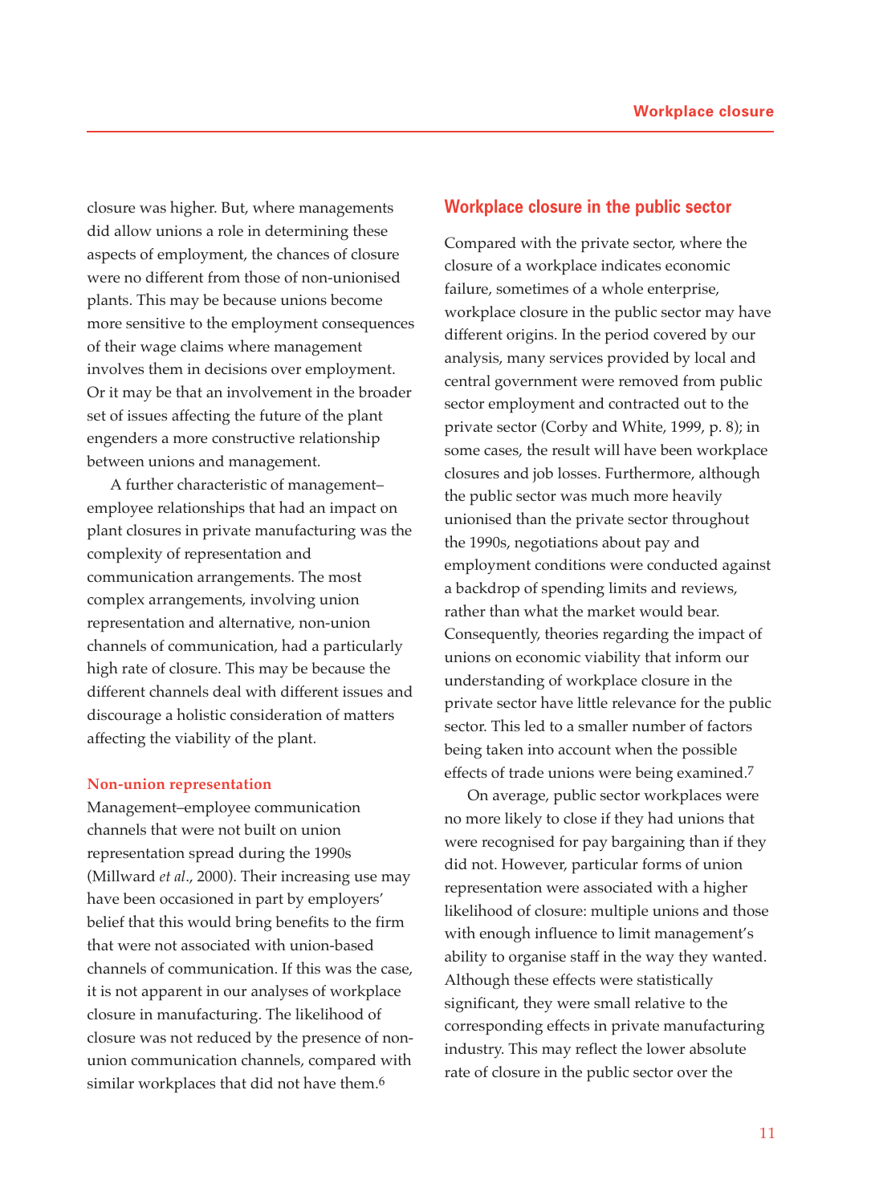closure was higher. But, where managements did allow unions a role in determining these aspects of employment, the chances of closure were no different from those of non-unionised plants. This may be because unions become more sensitive to the employment consequences of their wage claims where management involves them in decisions over employment. Or it may be that an involvement in the broader set of issues affecting the future of the plant engenders a more constructive relationship between unions and management.

A further characteristic of management–employee relationships that had an impact on plant closures in private manufacturing was the complexity of representation and communication arrangements. The most complex arrangements, involving union representation and alternative, non-union channels of communication, had a particularly high rate of closure. This may be because the different channels deal with different issues and discourage a holistic consideration of matters affecting the viability of the plant.

### Non-union representation

Management–employee communication channels that were not built on union representation spread during the 1990s (Millward *et al*., 2000). Their increasing use may have been occasioned in part by employers' belief that this would bring benefits to the firm that were not associated with union-based channels of communication. If this was the case, it is not apparent in our analyses of workplace closure in manufacturing. The likelihood of closure was not reduced by the presence of non-union communication channels, compared with similar workplaces that did not have them.[6]

## Workplace closure in the public sector

Compared with the private sector, where the closure of a workplace indicates economic failure, sometimes of a whole enterprise, workplace closure in the public sector may have different origins. In the period covered by our analysis, many services provided by local and central government were removed from public sector employment and contracted out to the private sector (Corby and White, 1999, p. 8); in some cases, the result will have been workplace closures and job losses. Furthermore, although the public sector was much more heavily unionised than the private sector throughout the 1990s, negotiations about pay and employment conditions were conducted against a backdrop of spending limits and reviews, rather than what the market would bear. Consequently, theories regarding the impact of unions on economic viability that inform our understanding of workplace closure in the private sector have little relevance for the public sector. This led to a smaller number of factors being taken into account when the possible effects of trade unions were being examined.[7]

On average, public sector workplaces were no more likely to close if they had unions that were recognised for pay bargaining than if they did not. However, particular forms of union representation were associated with a higher likelihood of closure: multiple unions and those with enough influence to limit management's ability to organise staff in the way they wanted. Although these effects were statistically significant, they were small relative to the corresponding effects in private manufacturing industry. This may reflect the lower absolute rate of closure in the public sector over the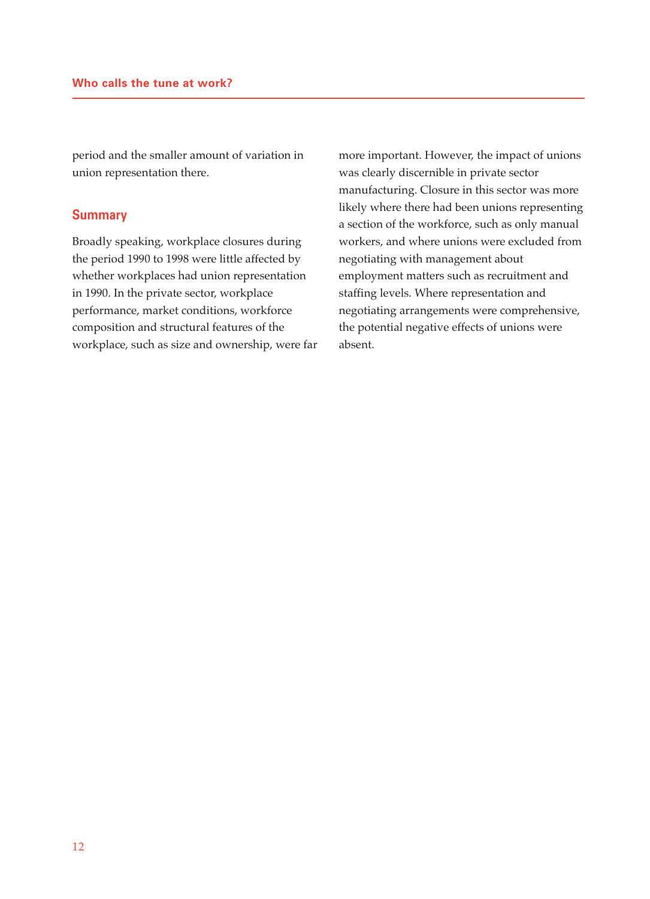period and the smaller amount of variation in union representation there.

## Summary

Broadly speaking, workplace closures during the period 1990 to 1998 were little affected by whether workplaces had union representation in 1990. In the private sector, workplace performance, market conditions, workforce composition and structural features of the workplace, such as size and ownership, were far more important. However, the impact of unions was clearly discernible in private sector manufacturing. Closure in this sector was more likely where there had been unions representing a section of the workforce, such as only manual workers, and where unions were excluded from negotiating with management about employment matters such as recruitment and staffing levels. Where representation and negotiating arrangements were comprehensive, the potential negative effects of unions were absent.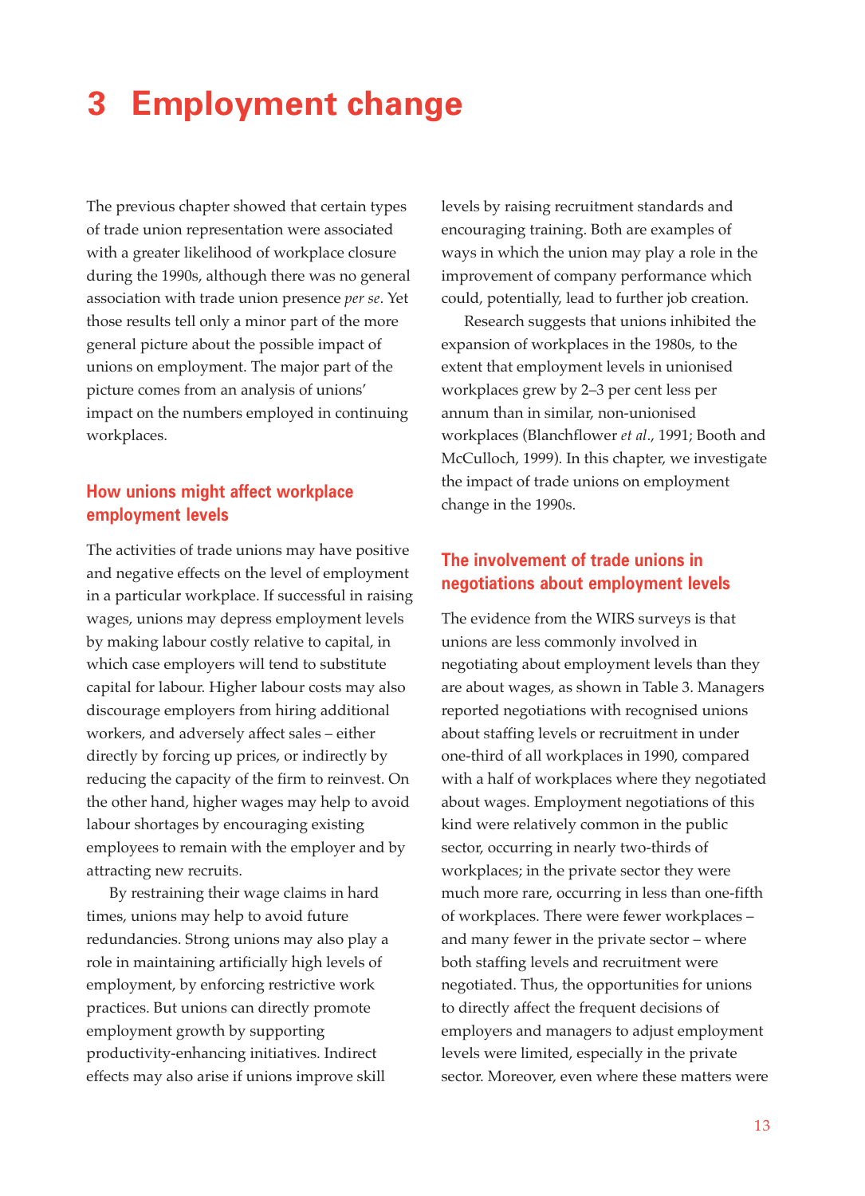# 3 Employment change

The previous chapter showed that certain types of trade union representation were associated with a greater likelihood of workplace closure during the 1990s, although there was no general association with trade union presence *per se*. Yet those results tell only a minor part of the more general picture about the possible impact of unions on employment. The major part of the picture comes from an analysis of unions' impact on the numbers employed in continuing workplaces.

## How unions might affect workplace employment levels

The activities of trade unions may have positive and negative effects on the level of employment in a particular workplace. If successful in raising wages, unions may depress employment levels by making labour costly relative to capital, in which case employers will tend to substitute capital for labour. Higher labour costs may also discourage employers from hiring additional workers, and adversely affect sales – either directly by forcing up prices, or indirectly by reducing the capacity of the firm to reinvest. On the other hand, higher wages may help to avoid labour shortages by encouraging existing employees to remain with the employer and by attracting new recruits.

By restraining their wage claims in hard times, unions may help to avoid future redundancies. Strong unions may also play a role in maintaining artificially high levels of employment, by enforcing restrictive work practices. But unions can directly promote employment growth by supporting productivity-enhancing initiatives. Indirect effects may also arise if unions improve skill levels by raising recruitment standards and encouraging training. Both are examples of ways in which the union may play a role in the improvement of company performance which could, potentially, lead to further job creation.

Research suggests that unions inhibited the expansion of workplaces in the 1980s, to the extent that employment levels in unionised workplaces grew by 2–3 per cent less per annum than in similar, non-unionised workplaces (Blanchflower *et al*., 1991; Booth and McCulloch, 1999). In this chapter, we investigate the impact of trade unions on employment change in the 1990s.

## The involvement of trade unions in negotiations about employment levels

The evidence from the WIRS surveys is that unions are less commonly involved in negotiating about employment levels than they are about wages, as shown in Table 3. Managers reported negotiations with recognised unions about staffing levels or recruitment in under one-third of all workplaces in 1990, compared with a half of workplaces where they negotiated about wages. Employment negotiations of this kind were relatively common in the public sector, occurring in nearly two-thirds of workplaces; in the private sector they were much more rare, occurring in less than one-fifth of workplaces. There were fewer workplaces – and many fewer in the private sector – where both staffing levels and recruitment were negotiated. Thus, the opportunities for unions to directly affect the frequent decisions of employers and managers to adjust employment levels were limited, especially in the private sector. Moreover, even where these matters were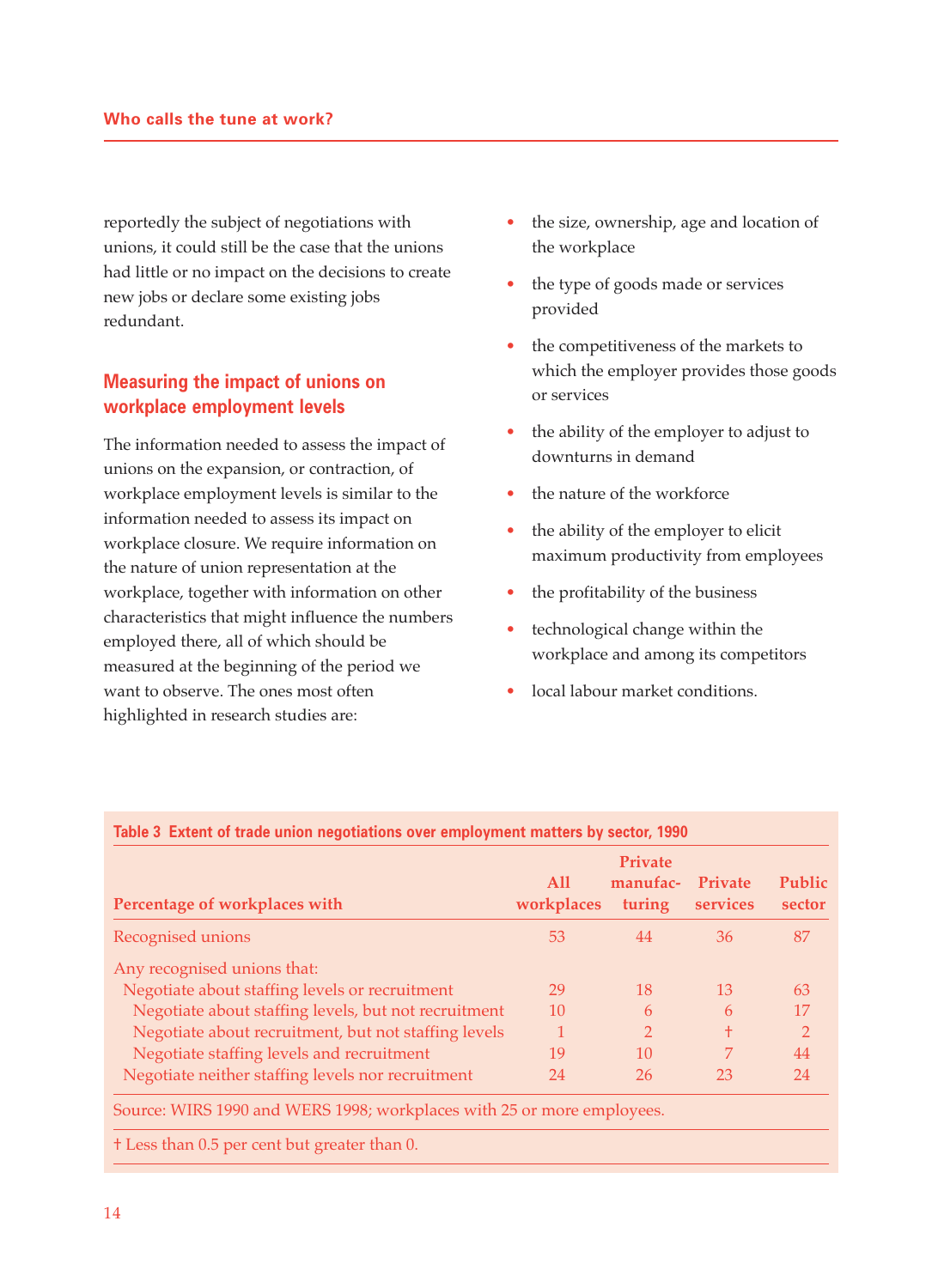reportedly the subject of negotiations with unions, it could still be the case that the unions had little or no impact on the decisions to create new jobs or declare some existing jobs redundant.

## Measuring the impact of unions on workplace employment levels

The information needed to assess the impact of unions on the expansion, or contraction, of workplace employment levels is similar to the information needed to assess its impact on workplace closure. We require information on the nature of union representation at the workplace, together with information on other characteristics that might influence the numbers employed there, all of which should be measured at the beginning of the period we want to observe. The ones most often highlighted in research studies are:

- the size, ownership, age and location of the workplace
- the type of goods made or services provided
- the competitiveness of the markets to which the employer provides those goods or services
- the ability of the employer to adjust to downturns in demand
- the nature of the workforce
- the ability of the employer to elicit maximum productivity from employees
- the profitability of the business
- technological change within the workplace and among its competitors
- local labour market conditions.

**Table 3 Extent of trade union negotiations over employment matters by sector, 1990**

| Percentage of workplaces with | All workplaces | Private manufacturing | Private services | Public sector |
|---|---|---|---|---|
| Recognised unions | 53 | 44 | 36 | 87 |
| Any recognised unions that: | | | | |
| Negotiate about staffing levels or recruitment | 29 | 18 | 13 | 63 |
| Negotiate about staffing levels, but not recruitment | 10 | 6 | 6 | 17 |
| Negotiate about recruitment, but not staffing levels | 1 | 2 | † | 2 |
| Negotiate staffing levels and recruitment | 19 | 10 | 7 | 44 |
| Negotiate neither staffing levels nor recruitment | 24 | 26 | 23 | 24 |

Source: WIRS 1990 and WERS 1998; workplaces with 25 or more employees.

† Less than 0.5 per cent but greater than 0.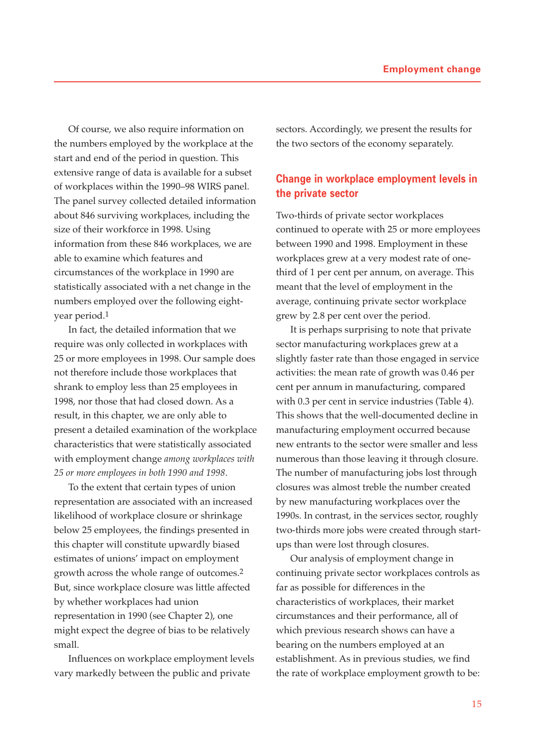Of course, we also require information on the numbers employed by the workplace at the start and end of the period in question. This extensive range of data is available for a subset of workplaces within the 1990–98 WIRS panel. The panel survey collected detailed information about 846 surviving workplaces, including the size of their workforce in 1998. Using information from these 846 workplaces, we are able to examine which features and circumstances of the workplace in 1990 are statistically associated with a net change in the numbers employed over the following eight-year period.[1]

In fact, the detailed information that we require was only collected in workplaces with 25 or more employees in 1998. Our sample does not therefore include those workplaces that shrank to employ less than 25 employees in 1998, nor those that had closed down. As a result, in this chapter, we are only able to present a detailed examination of the workplace characteristics that were statistically associated with employment change *among workplaces with 25 or more employees in both 1990 and 1998*.

To the extent that certain types of union representation are associated with an increased likelihood of workplace closure or shrinkage below 25 employees, the findings presented in this chapter will constitute upwardly biased estimates of unions' impact on employment growth across the whole range of outcomes.[2] But, since workplace closure was little affected by whether workplaces had union representation in 1990 (see Chapter 2), one might expect the degree of bias to be relatively small.

Influences on workplace employment levels vary markedly between the public and private sectors. Accordingly, we present the results for the two sectors of the economy separately.

## Change in workplace employment levels in the private sector

Two-thirds of private sector workplaces continued to operate with 25 or more employees between 1990 and 1998. Employment in these workplaces grew at a very modest rate of one-third of 1 per cent per annum, on average. This meant that the level of employment in the average, continuing private sector workplace grew by 2.8 per cent over the period.

It is perhaps surprising to note that private sector manufacturing workplaces grew at a slightly faster rate than those engaged in service activities: the mean rate of growth was 0.46 per cent per annum in manufacturing, compared with 0.3 per cent in service industries (Table 4). This shows that the well-documented decline in manufacturing employment occurred because new entrants to the sector were smaller and less numerous than those leaving it through closure. The number of manufacturing jobs lost through closures was almost treble the number created by new manufacturing workplaces over the 1990s. In contrast, in the services sector, roughly two-thirds more jobs were created through start-ups than were lost through closures.

Our analysis of employment change in continuing private sector workplaces controls as far as possible for differences in the characteristics of workplaces, their market circumstances and their performance, all of which previous research shows can have a bearing on the numbers employed at an establishment. As in previous studies, we find the rate of workplace employment growth to be: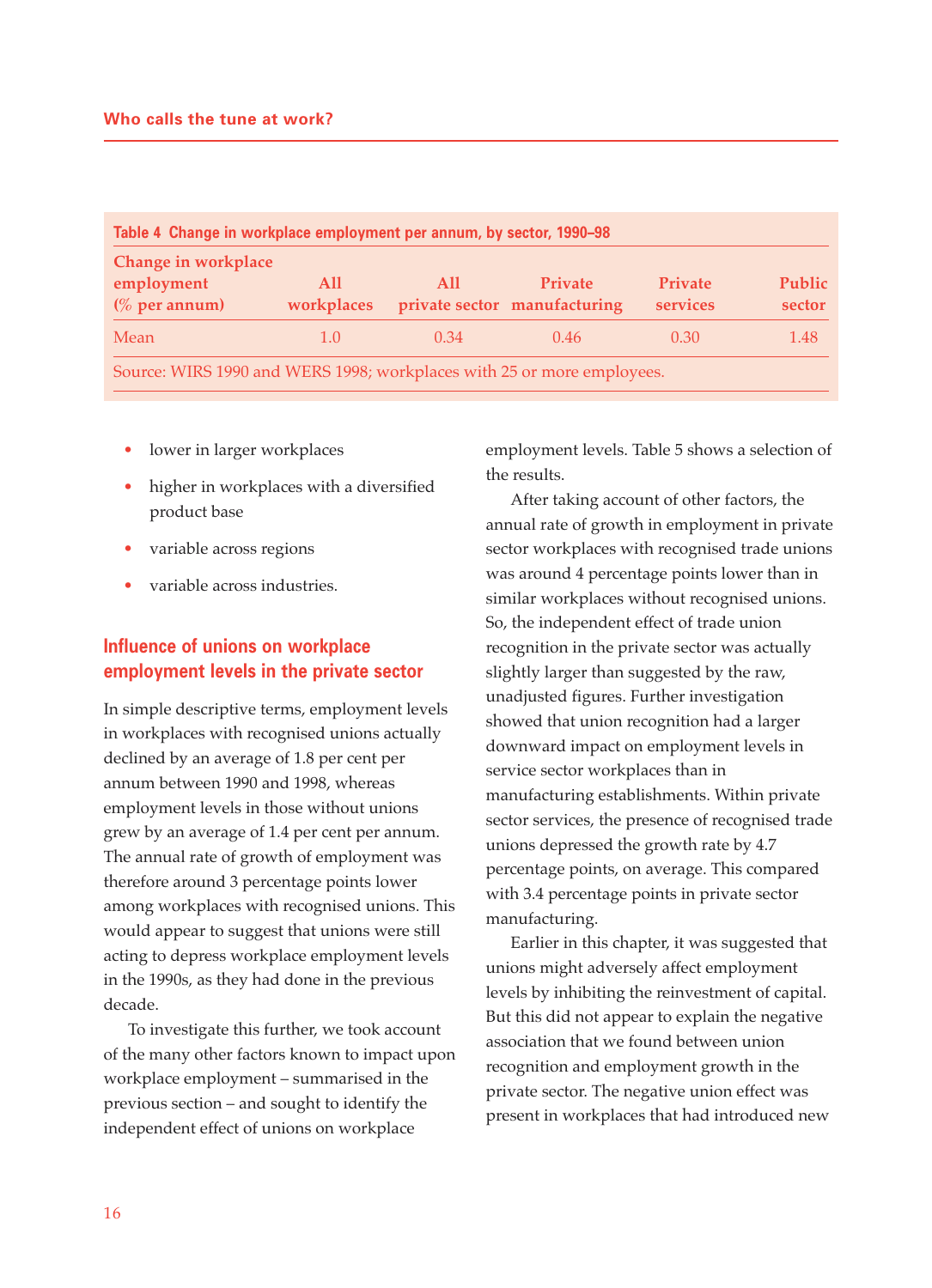**Table 4 Change in workplace employment per annum, by sector, 1990–98**

| Change in workplace employment (% per annum) | All workplaces | All private sector | Private manufacturing | Private services | Public sector |
|---|---|---|---|---|---|
| Mean | 1.0 | 0.34 | 0.46 | 0.30 | 1.48 |

Source: WIRS 1990 and WERS 1998; workplaces with 25 or more employees.

- lower in larger workplaces
- higher in workplaces with a diversified product base
- variable across regions
- variable across industries.

## Influence of unions on workplace employment levels in the private sector

In simple descriptive terms, employment levels in workplaces with recognised unions actually declined by an average of 1.8 per cent per annum between 1990 and 1998, whereas employment levels in those without unions grew by an average of 1.4 per cent per annum. The annual rate of growth of employment was therefore around 3 percentage points lower among workplaces with recognised unions. This would appear to suggest that unions were still acting to depress workplace employment levels in the 1990s, as they had done in the previous decade.

To investigate this further, we took account of the many other factors known to impact upon workplace employment – summarised in the previous section – and sought to identify the independent effect of unions on workplace employment levels. Table 5 shows a selection of the results.

After taking account of other factors, the annual rate of growth in employment in private sector workplaces with recognised trade unions was around 4 percentage points lower than in similar workplaces without recognised unions. So, the independent effect of trade union recognition in the private sector was actually slightly larger than suggested by the raw, unadjusted figures. Further investigation showed that union recognition had a larger downward impact on employment levels in service sector workplaces than in manufacturing establishments. Within private sector services, the presence of recognised trade unions depressed the growth rate by 4.7 percentage points, on average. This compared with 3.4 percentage points in private sector manufacturing.

Earlier in this chapter, it was suggested that unions might adversely affect employment levels by inhibiting the reinvestment of capital. But this did not appear to explain the negative association that we found between union recognition and employment growth in the private sector. The negative union effect was present in workplaces that had introduced new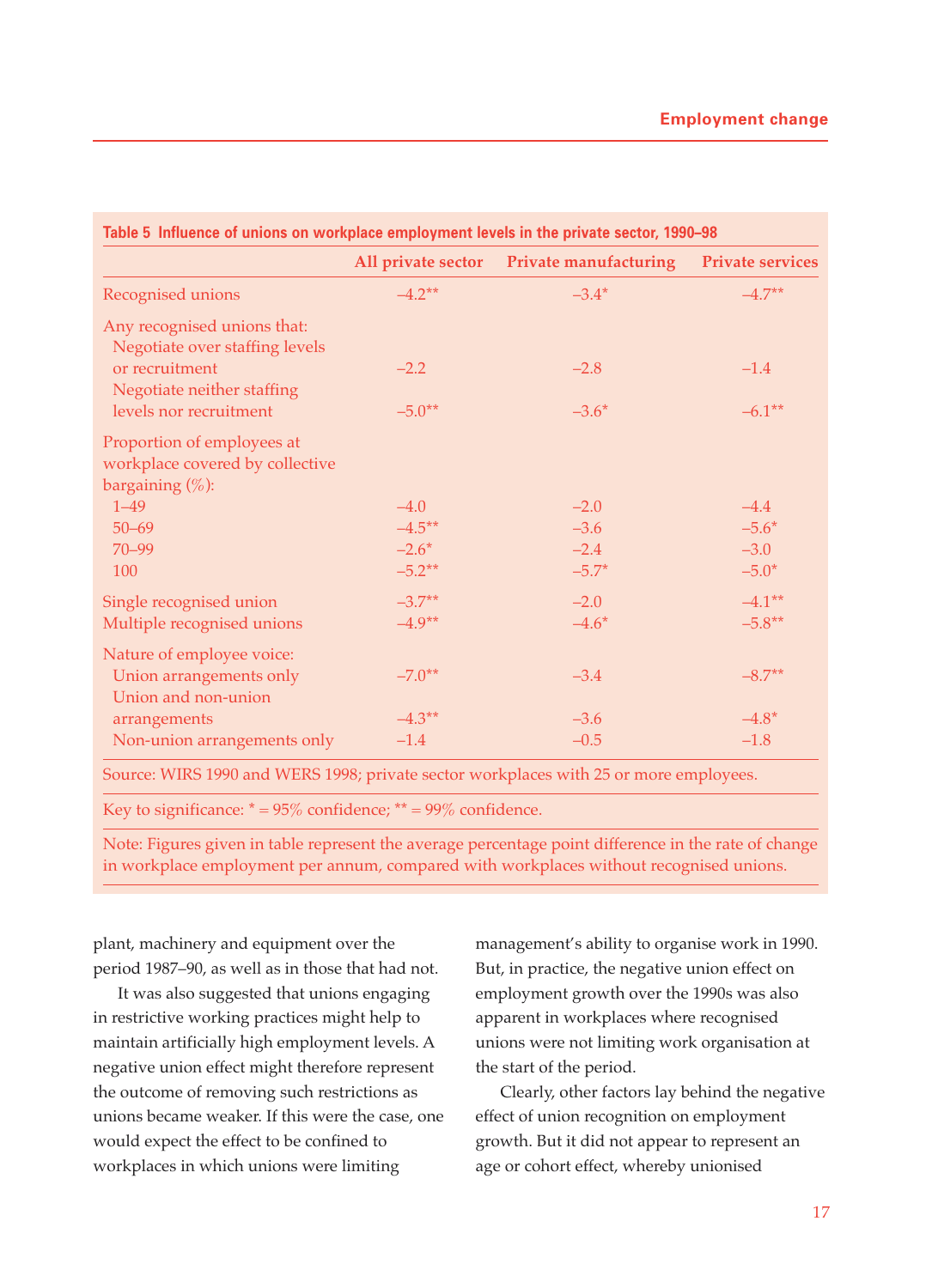**Table 5 Influence of unions on workplace employment levels in the private sector, 1990–98**

| | All private sector | Private manufacturing | Private services |
|---|---|---|---|
| Recognised unions | –4.2** | –3.4* | –4.7** |
| Any recognised unions that: | | | |
| Negotiate over staffing levels or recruitment | –2.2 | –2.8 | –1.4 |
| Negotiate neither staffing levels nor recruitment | –5.0** | –3.6* | –6.1** |
| Proportion of employees at workplace covered by collective bargaining (%): | | | |
| 1–49 | –4.0 | –2.0 | –4.4 |
| 50–69 | –4.5** | –3.6 | –5.6* |
| 70–99 | –2.6* | –2.4 | –3.0 |
| 100 | –5.2** | –5.7* | –5.0* |
| Single recognised union | –3.7** | –2.0 | –4.1** |
| Multiple recognised unions | –4.9** | –4.6* | –5.8** |
| Nature of employee voice: | | | |
| Union arrangements only | –7.0** | –3.4 | –8.7** |
| Union and non-union arrangements | –4.3** | –3.6 | –4.8* |
| Non-union arrangements only | –1.4 | –0.5 | –1.8 |

Source: WIRS 1990 and WERS 1998; private sector workplaces with 25 or more employees.

Key to significance: * = 95% confidence; ** = 99% confidence.

Note: Figures given in table represent the average percentage point difference in the rate of change in workplace employment per annum, compared with workplaces without recognised unions.

plant, machinery and equipment over the period 1987–90, as well as in those that had not.

It was also suggested that unions engaging in restrictive working practices might help to maintain artificially high employment levels. A negative union effect might therefore represent the outcome of removing such restrictions as unions became weaker. If this were the case, one would expect the effect to be confined to workplaces in which unions were limiting management's ability to organise work in 1990. But, in practice, the negative union effect on employment growth over the 1990s was also apparent in workplaces where recognised unions were not limiting work organisation at the start of the period.

Clearly, other factors lay behind the negative effect of union recognition on employment growth. But it did not appear to represent an age or cohort effect, whereby unionised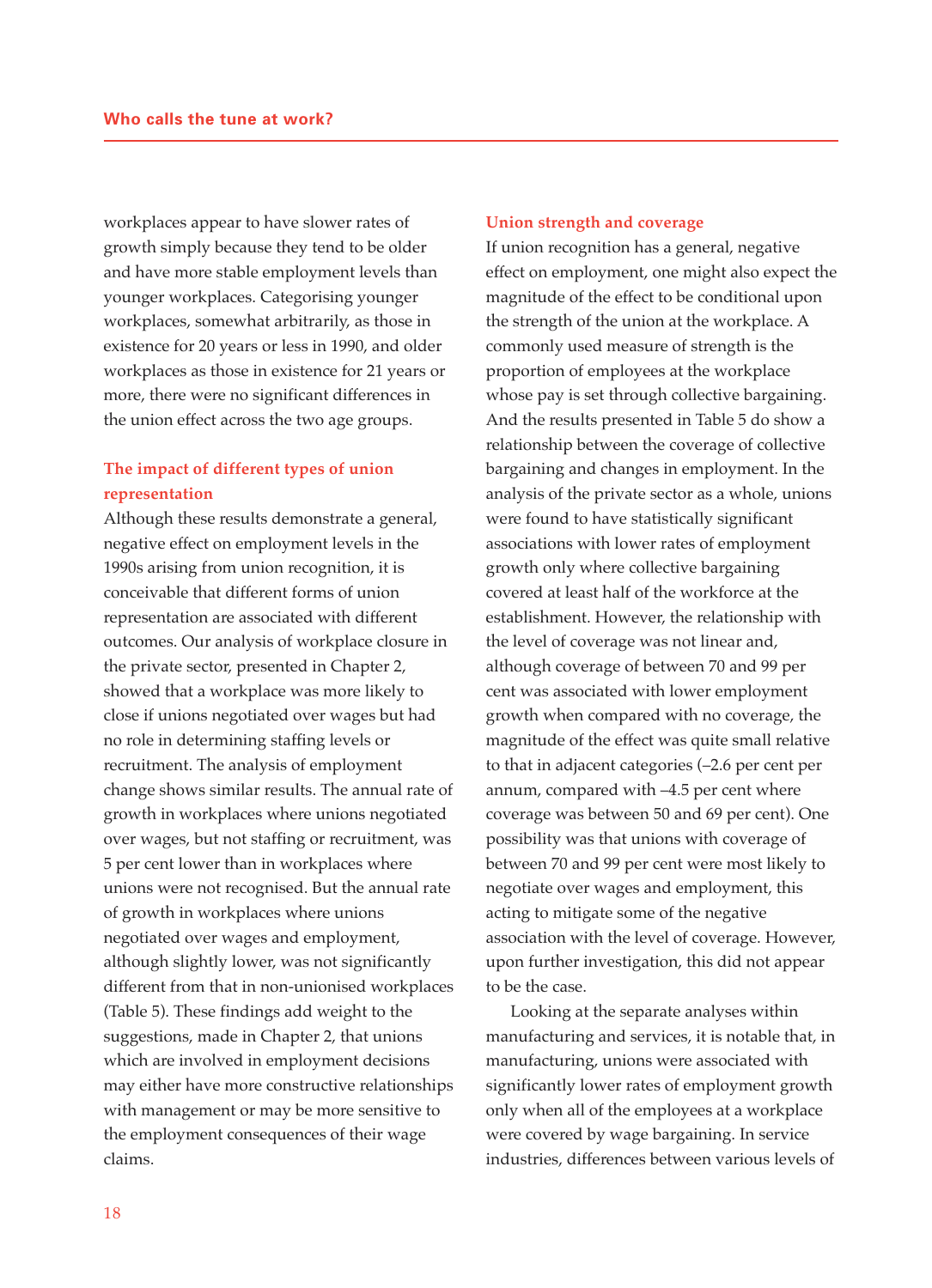workplaces appear to have slower rates of growth simply because they tend to be older and have more stable employment levels than younger workplaces. Categorising younger workplaces, somewhat arbitrarily, as those in existence for 20 years or less in 1990, and older workplaces as those in existence for 21 years or more, there were no significant differences in the union effect across the two age groups.

### The impact of different types of union representation

Although these results demonstrate a general, negative effect on employment levels in the 1990s arising from union recognition, it is conceivable that different forms of union representation are associated with different outcomes. Our analysis of workplace closure in the private sector, presented in Chapter 2, showed that a workplace was more likely to close if unions negotiated over wages but had no role in determining staffing levels or recruitment. The analysis of employment change shows similar results. The annual rate of growth in workplaces where unions negotiated over wages, but not staffing or recruitment, was 5 per cent lower than in workplaces where unions were not recognised. But the annual rate of growth in workplaces where unions negotiated over wages and employment, although slightly lower, was not significantly different from that in non-unionised workplaces (Table 5). These findings add weight to the suggestions, made in Chapter 2, that unions which are involved in employment decisions may either have more constructive relationships with management or may be more sensitive to the employment consequences of their wage claims.

### Union strength and coverage

If union recognition has a general, negative effect on employment, one might also expect the magnitude of the effect to be conditional upon the strength of the union at the workplace. A commonly used measure of strength is the proportion of employees at the workplace whose pay is set through collective bargaining. And the results presented in Table 5 do show a relationship between the coverage of collective bargaining and changes in employment. In the analysis of the private sector as a whole, unions were found to have statistically significant associations with lower rates of employment growth only where collective bargaining covered at least half of the workforce at the establishment. However, the relationship with the level of coverage was not linear and, although coverage of between 70 and 99 per cent was associated with lower employment growth when compared with no coverage, the magnitude of the effect was quite small relative to that in adjacent categories (–2.6 per cent per annum, compared with –4.5 per cent where coverage was between 50 and 69 per cent). One possibility was that unions with coverage of between 70 and 99 per cent were most likely to negotiate over wages and employment, this acting to mitigate some of the negative association with the level of coverage. However, upon further investigation, this did not appear to be the case.

Looking at the separate analyses within manufacturing and services, it is notable that, in manufacturing, unions were associated with significantly lower rates of employment growth only when all of the employees at a workplace were covered by wage bargaining. In service industries, differences between various levels of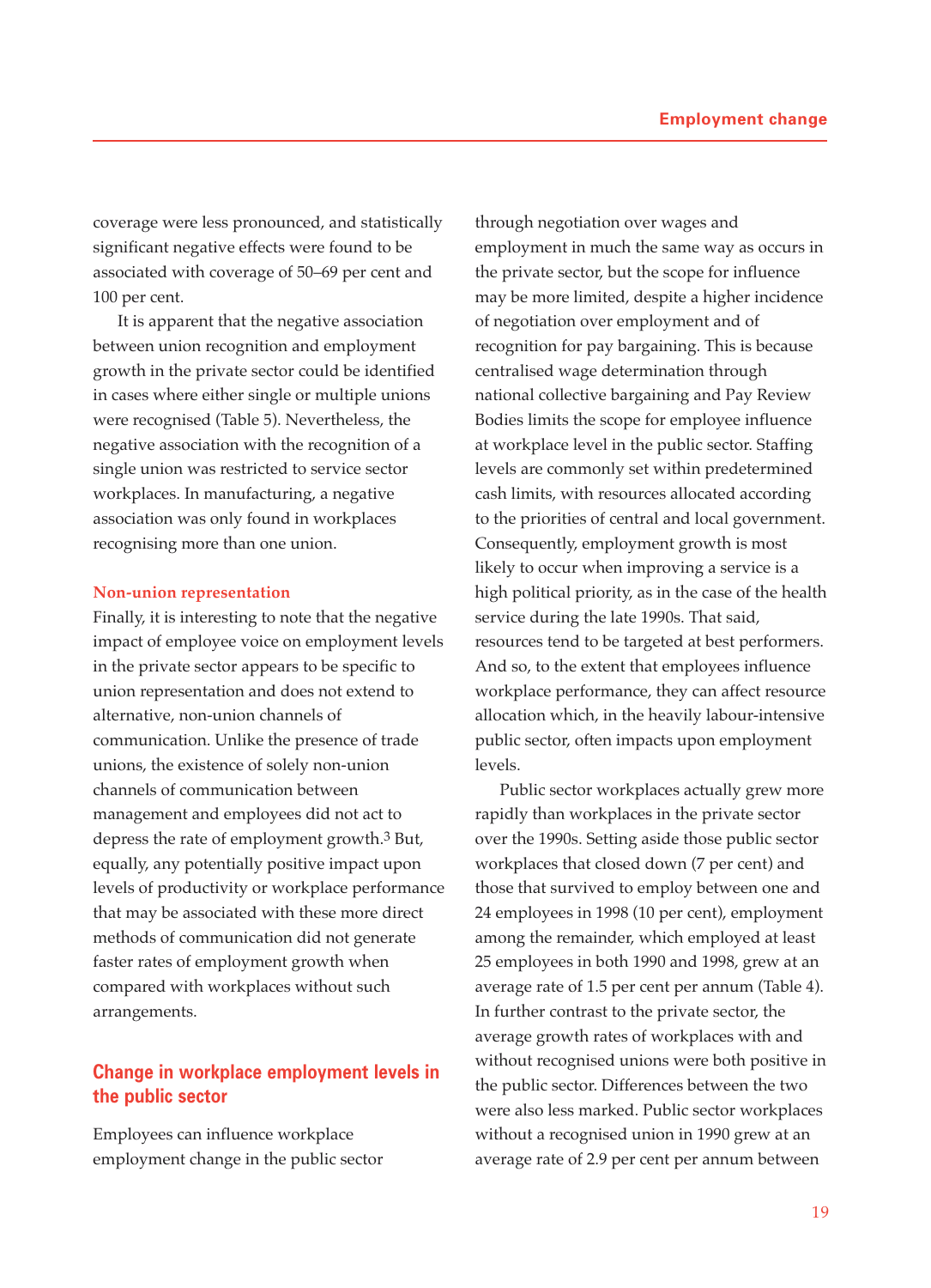coverage were less pronounced, and statistically significant negative effects were found to be associated with coverage of 50–69 per cent and 100 per cent.

It is apparent that the negative association between union recognition and employment growth in the private sector could be identified in cases where either single or multiple unions were recognised (Table 5). Nevertheless, the negative association with the recognition of a single union was restricted to service sector workplaces. In manufacturing, a negative association was only found in workplaces recognising more than one union.

### Non-union representation

Finally, it is interesting to note that the negative impact of employee voice on employment levels in the private sector appears to be specific to union representation and does not extend to alternative, non-union channels of communication. Unlike the presence of trade unions, the existence of solely non-union channels of communication between management and employees did not act to depress the rate of employment growth.[3] But, equally, any potentially positive impact upon levels of productivity or workplace performance that may be associated with these more direct methods of communication did not generate faster rates of employment growth when compared with workplaces without such arrangements.

## Change in workplace employment levels in the public sector

Employees can influence workplace employment change in the public sector through negotiation over wages and employment in much the same way as occurs in the private sector, but the scope for influence may be more limited, despite a higher incidence of negotiation over employment and of recognition for pay bargaining. This is because centralised wage determination through national collective bargaining and Pay Review Bodies limits the scope for employee influence at workplace level in the public sector. Staffing levels are commonly set within predetermined cash limits, with resources allocated according to the priorities of central and local government. Consequently, employment growth is most likely to occur when improving a service is a high political priority, as in the case of the health service during the late 1990s. That said, resources tend to be targeted at best performers. And so, to the extent that employees influence workplace performance, they can affect resource allocation which, in the heavily labour-intensive public sector, often impacts upon employment levels.

Public sector workplaces actually grew more rapidly than workplaces in the private sector over the 1990s. Setting aside those public sector workplaces that closed down (7 per cent) and those that survived to employ between one and 24 employees in 1998 (10 per cent), employment among the remainder, which employed at least 25 employees in both 1990 and 1998, grew at an average rate of 1.5 per cent per annum (Table 4). In further contrast to the private sector, the average growth rates of workplaces with and without recognised unions were both positive in the public sector. Differences between the two were also less marked. Public sector workplaces without a recognised union in 1990 grew at an average rate of 2.9 per cent per annum between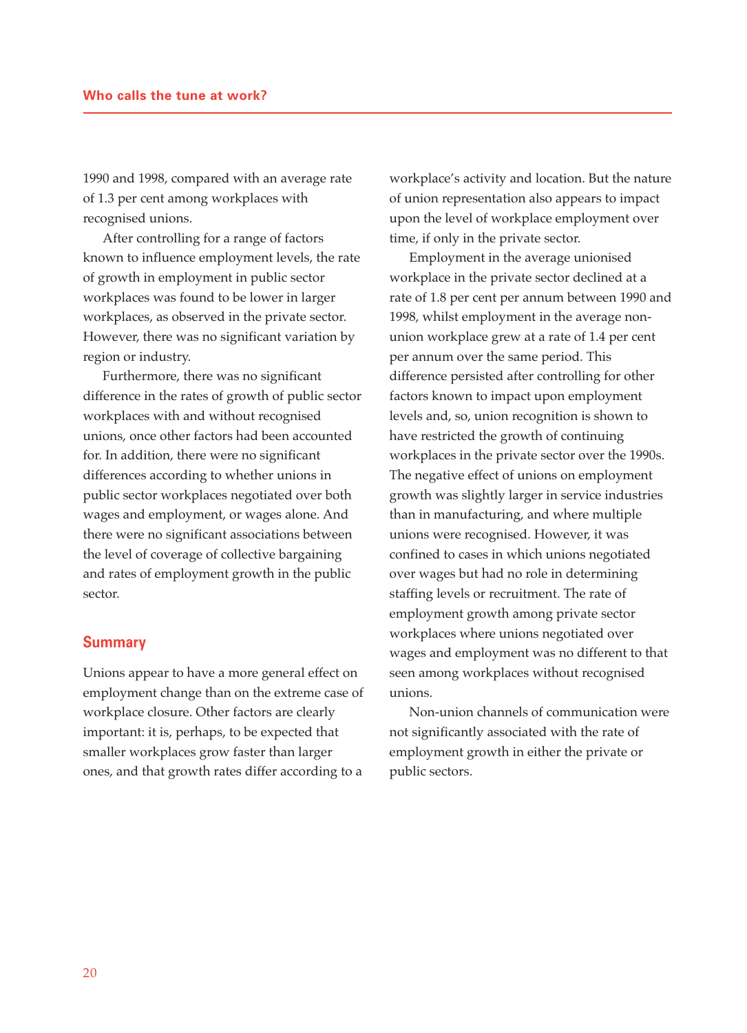1990 and 1998, compared with an average rate of 1.3 per cent among workplaces with recognised unions.

After controlling for a range of factors known to influence employment levels, the rate of growth in employment in public sector workplaces was found to be lower in larger workplaces, as observed in the private sector. However, there was no significant variation by region or industry.

Furthermore, there was no significant difference in the rates of growth of public sector workplaces with and without recognised unions, once other factors had been accounted for. In addition, there were no significant differences according to whether unions in public sector workplaces negotiated over both wages and employment, or wages alone. And there were no significant associations between the level of coverage of collective bargaining and rates of employment growth in the public sector.

## Summary

Unions appear to have a more general effect on employment change than on the extreme case of workplace closure. Other factors are clearly important: it is, perhaps, to be expected that smaller workplaces grow faster than larger ones, and that growth rates differ according to a workplace's activity and location. But the nature of union representation also appears to impact upon the level of workplace employment over time, if only in the private sector.

Employment in the average unionised workplace in the private sector declined at a rate of 1.8 per cent per annum between 1990 and 1998, whilst employment in the average non-union workplace grew at a rate of 1.4 per cent per annum over the same period. This difference persisted after controlling for other factors known to impact upon employment levels and, so, union recognition is shown to have restricted the growth of continuing workplaces in the private sector over the 1990s. The negative effect of unions on employment growth was slightly larger in service industries than in manufacturing, and where multiple unions were recognised. However, it was confined to cases in which unions negotiated over wages but had no role in determining staffing levels or recruitment. The rate of employment growth among private sector workplaces where unions negotiated over wages and employment was no different to that seen among workplaces without recognised unions.

Non-union channels of communication were not significantly associated with the rate of employment growth in either the private or public sectors.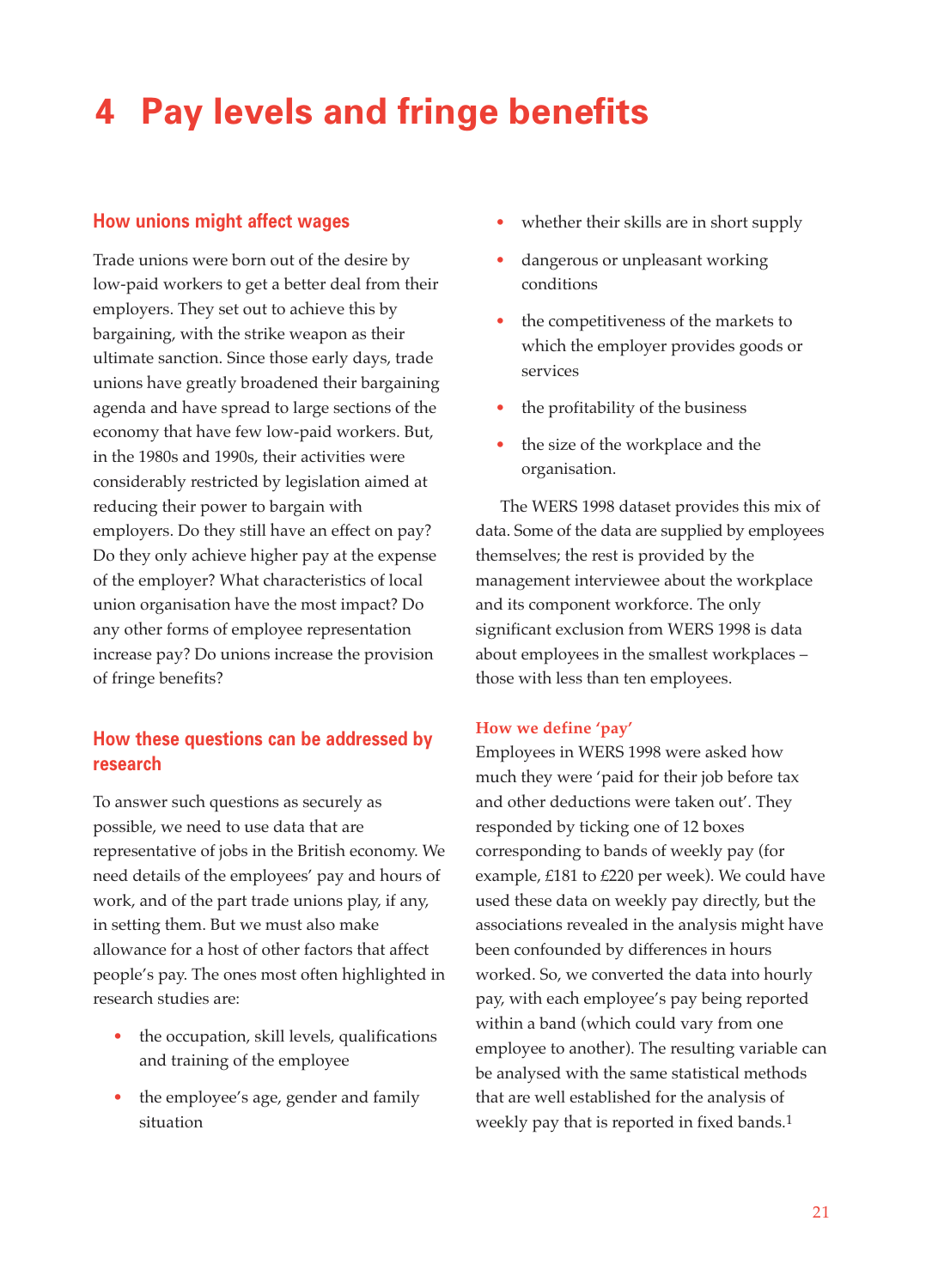# 4 Pay levels and fringe benefits

## How unions might affect wages

Trade unions were born out of the desire by low-paid workers to get a better deal from their employers. They set out to achieve this by bargaining, with the strike weapon as their ultimate sanction. Since those early days, trade unions have greatly broadened their bargaining agenda and have spread to large sections of the economy that have few low-paid workers. But, in the 1980s and 1990s, their activities were considerably restricted by legislation aimed at reducing their power to bargain with employers. Do they still have an effect on pay? Do they only achieve higher pay at the expense of the employer? What characteristics of local union organisation have the most impact? Do any other forms of employee representation increase pay? Do unions increase the provision of fringe benefits?

## How these questions can be addressed by research

To answer such questions as securely as possible, we need to use data that are representative of jobs in the British economy. We need details of the employees' pay and hours of work, and of the part trade unions play, if any, in setting them. But we must also make allowance for a host of other factors that affect people's pay. The ones most often highlighted in research studies are:

- the occupation, skill levels, qualifications and training of the employee
- the employee's age, gender and family situation
- whether their skills are in short supply
- dangerous or unpleasant working conditions
- the competitiveness of the markets to which the employer provides goods or services
- the profitability of the business
- the size of the workplace and the organisation.

The WERS 1998 dataset provides this mix of data. Some of the data are supplied by employees themselves; the rest is provided by the management interviewee about the workplace and its component workforce. The only significant exclusion from WERS 1998 is data about employees in the smallest workplaces – those with less than ten employees.

### How we define 'pay'

Employees in WERS 1998 were asked how much they were 'paid for their job before tax and other deductions were taken out'. They responded by ticking one of 12 boxes corresponding to bands of weekly pay (for example, £181 to £220 per week). We could have used these data on weekly pay directly, but the associations revealed in the analysis might have been confounded by differences in hours worked. So, we converted the data into hourly pay, with each employee's pay being reported within a band (which could vary from one employee to another). The resulting variable can be analysed with the same statistical methods that are well established for the analysis of weekly pay that is reported in fixed bands.[1]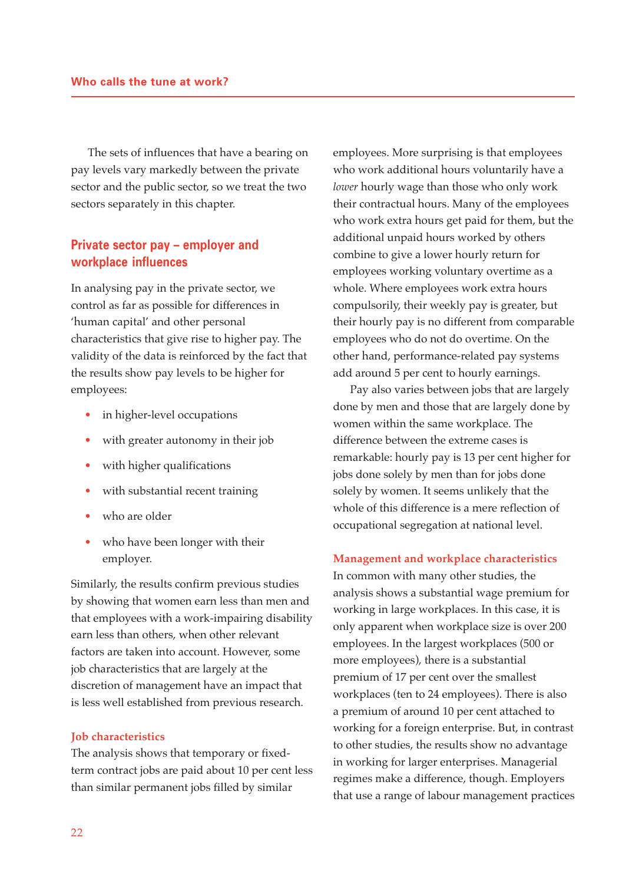The sets of influences that have a bearing on pay levels vary markedly between the private sector and the public sector, so we treat the two sectors separately in this chapter.

## Private sector pay – employer and workplace influences

In analysing pay in the private sector, we control as far as possible for differences in 'human capital' and other personal characteristics that give rise to higher pay. The validity of the data is reinforced by the fact that the results show pay levels to be higher for employees:

- in higher-level occupations
- with greater autonomy in their job
- with higher qualifications
- with substantial recent training
- who are older
- who have been longer with their employer.

Similarly, the results confirm previous studies by showing that women earn less than men and that employees with a work-impairing disability earn less than others, when other relevant factors are taken into account. However, some job characteristics that are largely at the discretion of management have an impact that is less well established from previous research.

### Job characteristics

The analysis shows that temporary or fixed-term contract jobs are paid about 10 per cent less than similar permanent jobs filled by similar employees. More surprising is that employees who work additional hours voluntarily have a *lower* hourly wage than those who only work their contractual hours. Many of the employees who work extra hours get paid for them, but the additional unpaid hours worked by others combine to give a lower hourly return for employees working voluntary overtime as a whole. Where employees work extra hours compulsorily, their weekly pay is greater, but their hourly pay is no different from comparable employees who do not do overtime. On the other hand, performance-related pay systems add around 5 per cent to hourly earnings.

Pay also varies between jobs that are largely done by men and those that are largely done by women within the same workplace. The difference between the extreme cases is remarkable: hourly pay is 13 per cent higher for jobs done solely by men than for jobs done solely by women. It seems unlikely that the whole of this difference is a mere reflection of occupational segregation at national level.

### Management and workplace characteristics

In common with many other studies, the analysis shows a substantial wage premium for working in large workplaces. In this case, it is only apparent when workplace size is over 200 employees. In the largest workplaces (500 or more employees), there is a substantial premium of 17 per cent over the smallest workplaces (ten to 24 employees). There is also a premium of around 10 per cent attached to working for a foreign enterprise. But, in contrast to other studies, the results show no advantage in working for larger enterprises. Managerial regimes make a difference, though. Employers that use a range of labour management practices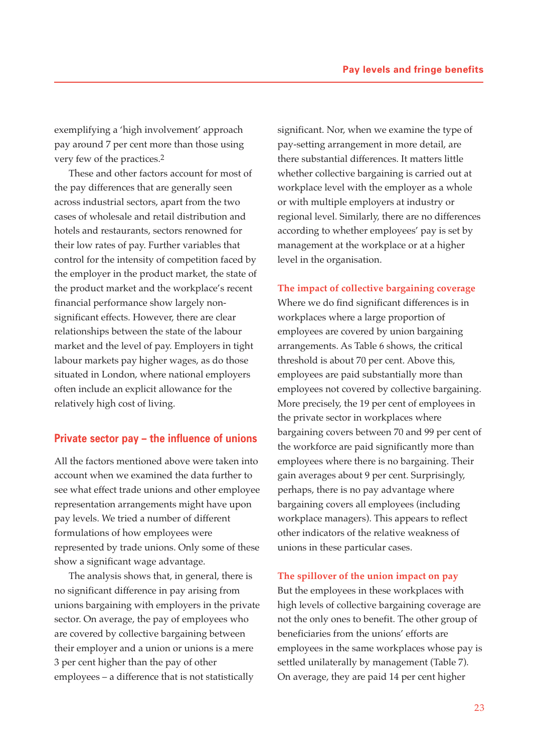exemplifying a 'high involvement' approach pay around 7 per cent more than those using very few of the practices.[2]

These and other factors account for most of the pay differences that are generally seen across industrial sectors, apart from the two cases of wholesale and retail distribution and hotels and restaurants, sectors renowned for their low rates of pay. Further variables that control for the intensity of competition faced by the employer in the product market, the state of the product market and the workplace's recent financial performance show largely non-significant effects. However, there are clear relationships between the state of the labour market and the level of pay. Employers in tight labour markets pay higher wages, as do those situated in London, where national employers often include an explicit allowance for the relatively high cost of living.

## Private sector pay – the influence of unions

All the factors mentioned above were taken into account when we examined the data further to see what effect trade unions and other employee representation arrangements might have upon pay levels. We tried a number of different formulations of how employees were represented by trade unions. Only some of these show a significant wage advantage.

The analysis shows that, in general, there is no significant difference in pay arising from unions bargaining with employers in the private sector. On average, the pay of employees who are covered by collective bargaining between their employer and a union or unions is a mere 3 per cent higher than the pay of other employees – a difference that is not statistically significant. Nor, when we examine the type of pay-setting arrangement in more detail, are there substantial differences. It matters little whether collective bargaining is carried out at workplace level with the employer as a whole or with multiple employers at industry or regional level. Similarly, there are no differences according to whether employees' pay is set by management at the workplace or at a higher level in the organisation.

### The impact of collective bargaining coverage

Where we do find significant differences is in workplaces where a large proportion of employees are covered by union bargaining arrangements. As Table 6 shows, the critical threshold is about 70 per cent. Above this, employees are paid substantially more than employees not covered by collective bargaining. More precisely, the 19 per cent of employees in the private sector in workplaces where bargaining covers between 70 and 99 per cent of the workforce are paid significantly more than employees where there is no bargaining. Their gain averages about 9 per cent. Surprisingly, perhaps, there is no pay advantage where bargaining covers all employees (including workplace managers). This appears to reflect other indicators of the relative weakness of unions in these particular cases.

### The spillover of the union impact on pay

But the employees in these workplaces with high levels of collective bargaining coverage are not the only ones to benefit. The other group of beneficiaries from the unions' efforts are employees in the same workplaces whose pay is settled unilaterally by management (Table 7). On average, they are paid 14 per cent higher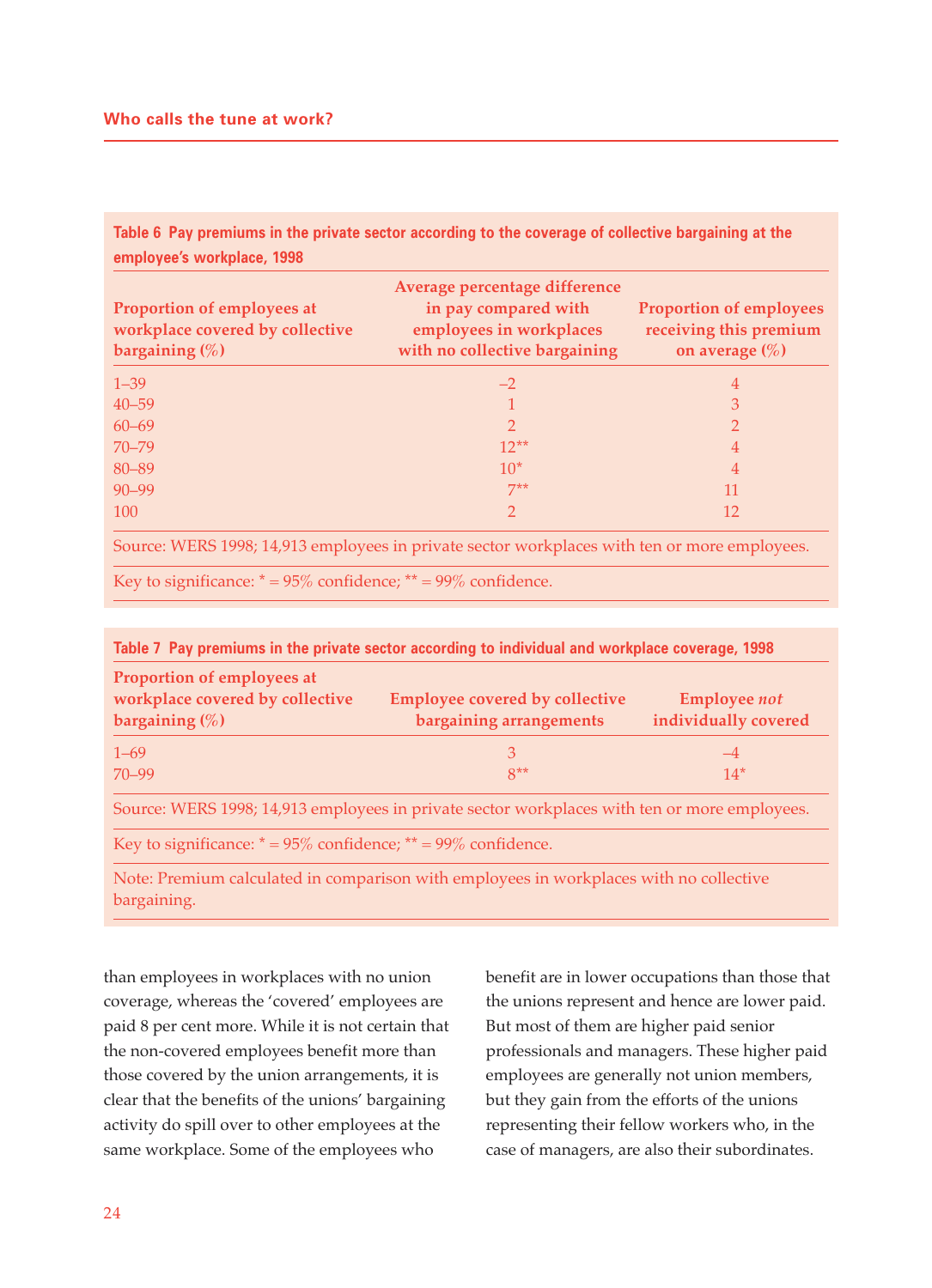**Table 6 Pay premiums in the private sector according to the coverage of collective bargaining at the employee's workplace, 1998**

| Proportion of employees at workplace covered by collective bargaining (%) | Average percentage difference in pay compared with employees in workplaces with no collective bargaining | Proportion of employees receiving this premium on average (%) |
|---|---|---|
| 1–39 | –2 | 4 |
| 40–59 | 1 | 3 |
| 60–69 | 2 | 2 |
| 70–79 | 12** | 4 |
| 80–89 | 10* | 4 |
| 90–99 | 7** | 11 |
| 100 | 2 | 12 |

Source: WERS 1998; 14,913 employees in private sector workplaces with ten or more employees.

Key to significance: * = 95% confidence; ** = 99% confidence.

**Table 7 Pay premiums in the private sector according to individual and workplace coverage, 1998**

| Proportion of employees at workplace covered by collective bargaining (%) | Employee covered by collective bargaining arrangements | Employee *not* individually covered |
|---|---|---|
| 1–69 | 3 | –4 |
| 70–99 | 8** | 14* |

Source: WERS 1998; 14,913 employees in private sector workplaces with ten or more employees.

Key to significance: * = 95% confidence; ** = 99% confidence.

Note: Premium calculated in comparison with employees in workplaces with no collective bargaining.

than employees in workplaces with no union coverage, whereas the 'covered' employees are paid 8 per cent more. While it is not certain that the non-covered employees benefit more than those covered by the union arrangements, it is clear that the benefits of the unions' bargaining activity do spill over to other employees at the same workplace. Some of the employees who benefit are in lower occupations than those that the unions represent and hence are lower paid. But most of them are higher paid senior professionals and managers. These higher paid employees are generally not union members, but they gain from the efforts of the unions representing their fellow workers who, in the case of managers, are also their subordinates.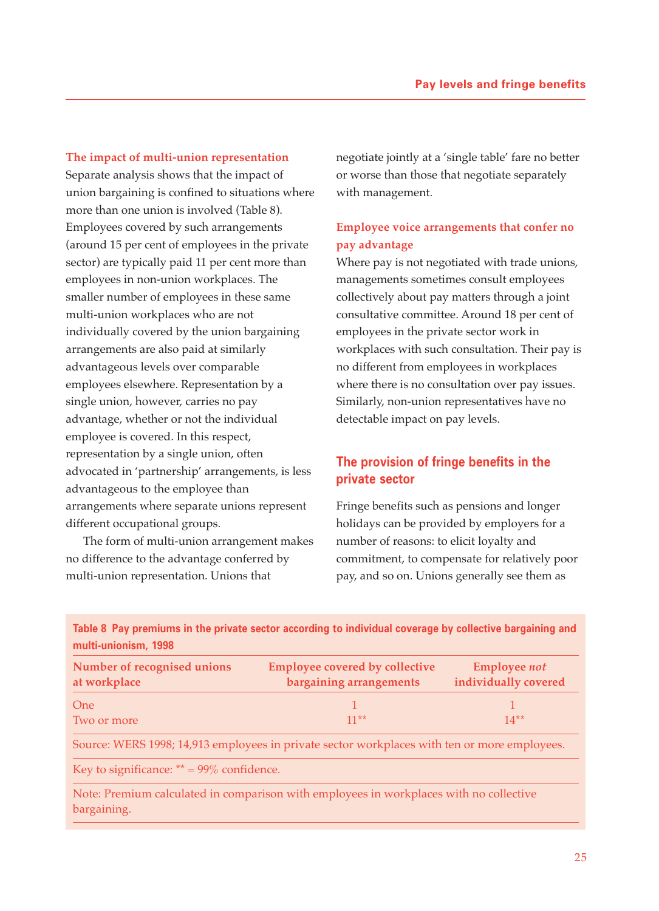### The impact of multi-union representation

Separate analysis shows that the impact of union bargaining is confined to situations where more than one union is involved (Table 8). Employees covered by such arrangements (around 15 per cent of employees in the private sector) are typically paid 11 per cent more than employees in non-union workplaces. The smaller number of employees in these same multi-union workplaces who are not individually covered by the union bargaining arrangements are also paid at similarly advantageous levels over comparable employees elsewhere. Representation by a single union, however, carries no pay advantage, whether or not the individual employee is covered. In this respect, representation by a single union, often advocated in 'partnership' arrangements, is less advantageous to the employee than arrangements where separate unions represent different occupational groups.

The form of multi-union arrangement makes no difference to the advantage conferred by multi-union representation. Unions that negotiate jointly at a 'single table' fare no better or worse than those that negotiate separately with management.

### Employee voice arrangements that confer no pay advantage

Where pay is not negotiated with trade unions, managements sometimes consult employees collectively about pay matters through a joint consultative committee. Around 18 per cent of employees in the private sector work in workplaces with such consultation. Their pay is no different from employees in workplaces where there is no consultation over pay issues. Similarly, non-union representatives have no detectable impact on pay levels.

## The provision of fringe benefits in the private sector

Fringe benefits such as pensions and longer holidays can be provided by employers for a number of reasons: to elicit loyalty and commitment, to compensate for relatively poor pay, and so on. Unions generally see them as

**Table 8 Pay premiums in the private sector according to individual coverage by collective bargaining and multi-unionism, 1998**

| Number of recognised unions at workplace | Employee covered by collective bargaining arrangements | Employee *not* individually covered |
|---|---|---|
| One | 1 | 1 |
| Two or more | 11** | 14** |

Source: WERS 1998; 14,913 employees in private sector workplaces with ten or more employees.

Key to significance: ** = 99% confidence.

Note: Premium calculated in comparison with employees in workplaces with no collective bargaining.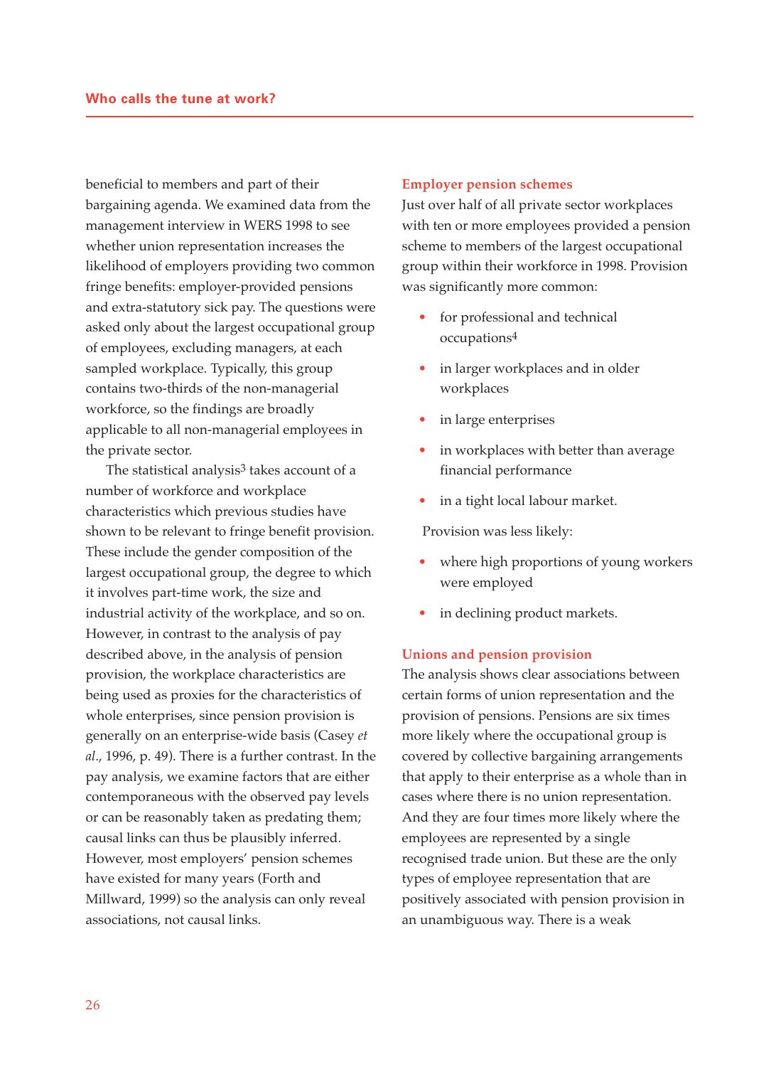beneficial to members and part of their bargaining agenda. We examined data from the management interview in WERS 1998 to see whether union representation increases the likelihood of employers providing two common fringe benefits: employer-provided pensions and extra-statutory sick pay. The questions were asked only about the largest occupational group of employees, excluding managers, at each sampled workplace. Typically, this group contains two-thirds of the non-managerial workforce, so the findings are broadly applicable to all non-managerial employees in the private sector.

The statistical analysis[3] takes account of a number of workforce and workplace characteristics which previous studies have shown to be relevant to fringe benefit provision. These include the gender composition of the largest occupational group, the degree to which it involves part-time work, the size and industrial activity of the workplace, and so on. However, in contrast to the analysis of pay described above, in the analysis of pension provision, the workplace characteristics are being used as proxies for the characteristics of whole enterprises, since pension provision is generally on an enterprise-wide basis (Casey *et al*., 1996, p. 49). There is a further contrast. In the pay analysis, we examine factors that are either contemporaneous with the observed pay levels or can be reasonably taken as predating them; causal links can thus be plausibly inferred. However, most employers' pension schemes have existed for many years (Forth and Millward, 1999) so the analysis can only reveal associations, not causal links.

### Employer pension schemes

Just over half of all private sector workplaces with ten or more employees provided a pension scheme to members of the largest occupational group within their workforce in 1998. Provision was significantly more common:

- for professional and technical occupations[4]
- in larger workplaces and in older workplaces
- in large enterprises
- in workplaces with better than average financial performance
- in a tight local labour market.

Provision was less likely:

- where high proportions of young workers were employed
- in declining product markets.

### Unions and pension provision

The analysis shows clear associations between certain forms of union representation and the provision of pensions. Pensions are six times more likely where the occupational group is covered by collective bargaining arrangements that apply to their enterprise as a whole than in cases where there is no union representation. And they are four times more likely where the employees are represented by a single recognised trade union. But these are the only types of employee representation that are positively associated with pension provision in an unambiguous way. There is a weak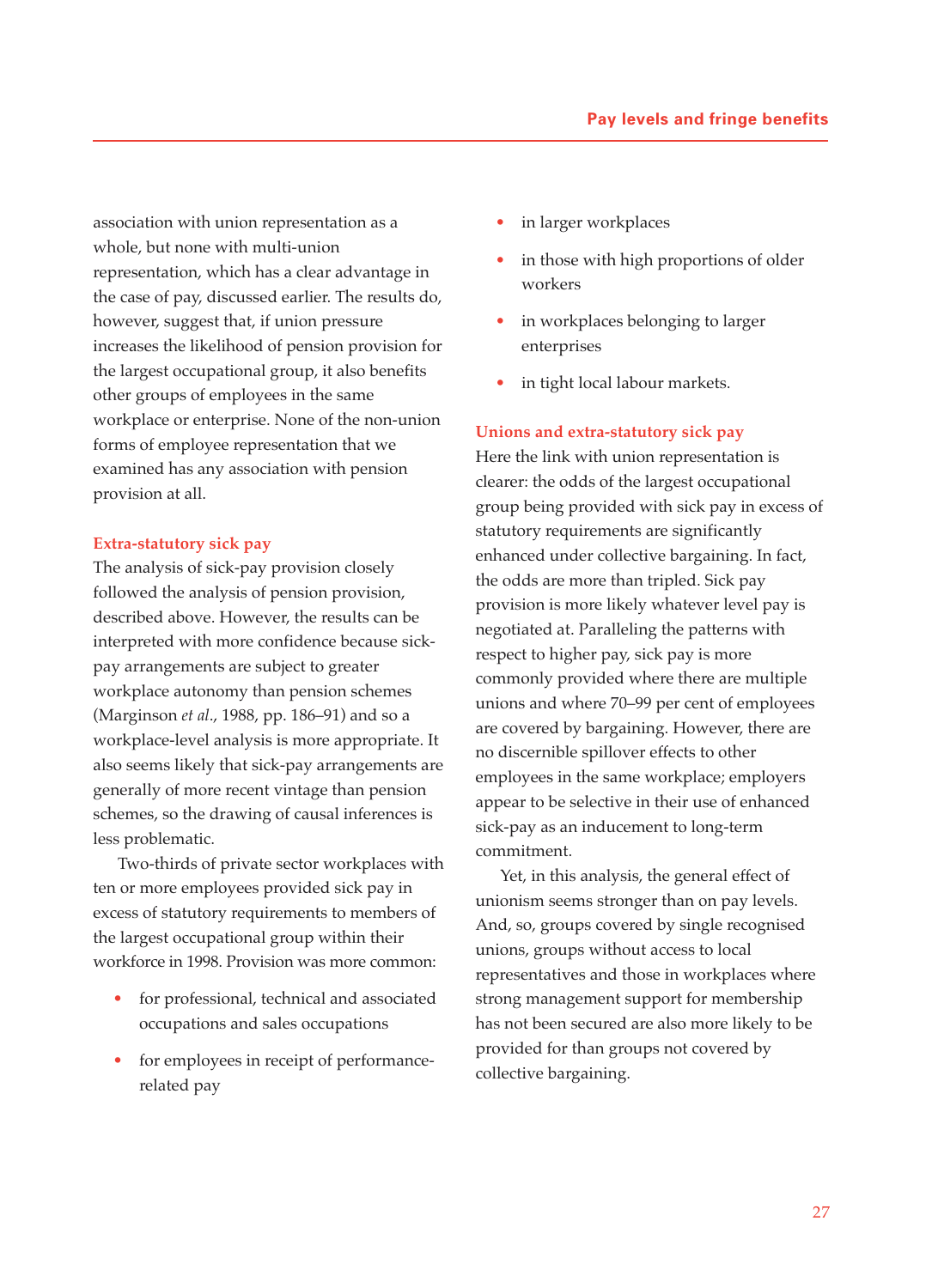association with union representation as a whole, but none with multi-union representation, which has a clear advantage in the case of pay, discussed earlier. The results do, however, suggest that, if union pressure increases the likelihood of pension provision for the largest occupational group, it also benefits other groups of employees in the same workplace or enterprise. None of the non-union forms of employee representation that we examined has any association with pension provision at all.

### Extra-statutory sick pay

The analysis of sick-pay provision closely followed the analysis of pension provision, described above. However, the results can be interpreted with more confidence because sick-pay arrangements are subject to greater workplace autonomy than pension schemes (Marginson *et al*., 1988, pp. 186–91) and so a workplace-level analysis is more appropriate. It also seems likely that sick-pay arrangements are generally of more recent vintage than pension schemes, so the drawing of causal inferences is less problematic.

Two-thirds of private sector workplaces with ten or more employees provided sick pay in excess of statutory requirements to members of the largest occupational group within their workforce in 1998. Provision was more common:

- for professional, technical and associated occupations and sales occupations
- for employees in receipt of performance-related pay
- in larger workplaces
- in those with high proportions of older workers
- in workplaces belonging to larger enterprises
- in tight local labour markets.

### Unions and extra-statutory sick pay

Here the link with union representation is clearer: the odds of the largest occupational group being provided with sick pay in excess of statutory requirements are significantly enhanced under collective bargaining. In fact, the odds are more than tripled. Sick pay provision is more likely whatever level pay is negotiated at. Paralleling the patterns with respect to higher pay, sick pay is more commonly provided where there are multiple unions and where 70–99 per cent of employees are covered by bargaining. However, there are no discernible spillover effects to other employees in the same workplace; employers appear to be selective in their use of enhanced sick-pay as an inducement to long-term commitment.

Yet, in this analysis, the general effect of unionism seems stronger than on pay levels. And, so, groups covered by single recognised unions, groups without access to local representatives and those in workplaces where strong management support for membership has not been secured are also more likely to be provided for than groups not covered by collective bargaining.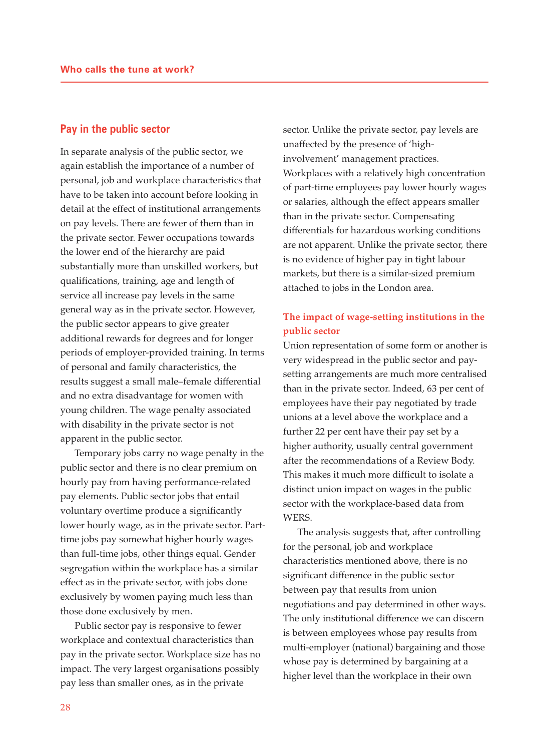## Pay in the public sector

In separate analysis of the public sector, we again establish the importance of a number of personal, job and workplace characteristics that have to be taken into account before looking in detail at the effect of institutional arrangements on pay levels. There are fewer of them than in the private sector. Fewer occupations towards the lower end of the hierarchy are paid substantially more than unskilled workers, but qualifications, training, age and length of service all increase pay levels in the same general way as in the private sector. However, the public sector appears to give greater additional rewards for degrees and for longer periods of employer-provided training. In terms of personal and family characteristics, the results suggest a small male–female differential and no extra disadvantage for women with young children. The wage penalty associated with disability in the private sector is not apparent in the public sector.

Temporary jobs carry no wage penalty in the public sector and there is no clear premium on hourly pay from having performance-related pay elements. Public sector jobs that entail voluntary overtime produce a significantly lower hourly wage, as in the private sector. Part-time jobs pay somewhat higher hourly wages than full-time jobs, other things equal. Gender segregation within the workplace has a similar effect as in the private sector, with jobs done exclusively by women paying much less than those done exclusively by men.

Public sector pay is responsive to fewer workplace and contextual characteristics than pay in the private sector. Workplace size has no impact. The very largest organisations possibly pay less than smaller ones, as in the private sector. Unlike the private sector, pay levels are unaffected by the presence of 'high-involvement' management practices. Workplaces with a relatively high concentration of part-time employees pay lower hourly wages or salaries, although the effect appears smaller than in the private sector. Compensating differentials for hazardous working conditions are not apparent. Unlike the private sector, there is no evidence of higher pay in tight labour markets, but there is a similar-sized premium attached to jobs in the London area.

### The impact of wage-setting institutions in the public sector

Union representation of some form or another is very widespread in the public sector and pay-setting arrangements are much more centralised than in the private sector. Indeed, 63 per cent of employees have their pay negotiated by trade unions at a level above the workplace and a further 22 per cent have their pay set by a higher authority, usually central government after the recommendations of a Review Body. This makes it much more difficult to isolate a distinct union impact on wages in the public sector with the workplace-based data from WERS.

The analysis suggests that, after controlling for the personal, job and workplace characteristics mentioned above, there is no significant difference in the public sector between pay that results from union negotiations and pay determined in other ways. The only institutional difference we can discern is between employees whose pay results from multi-employer (national) bargaining and those whose pay is determined by bargaining at a higher level than the workplace in their own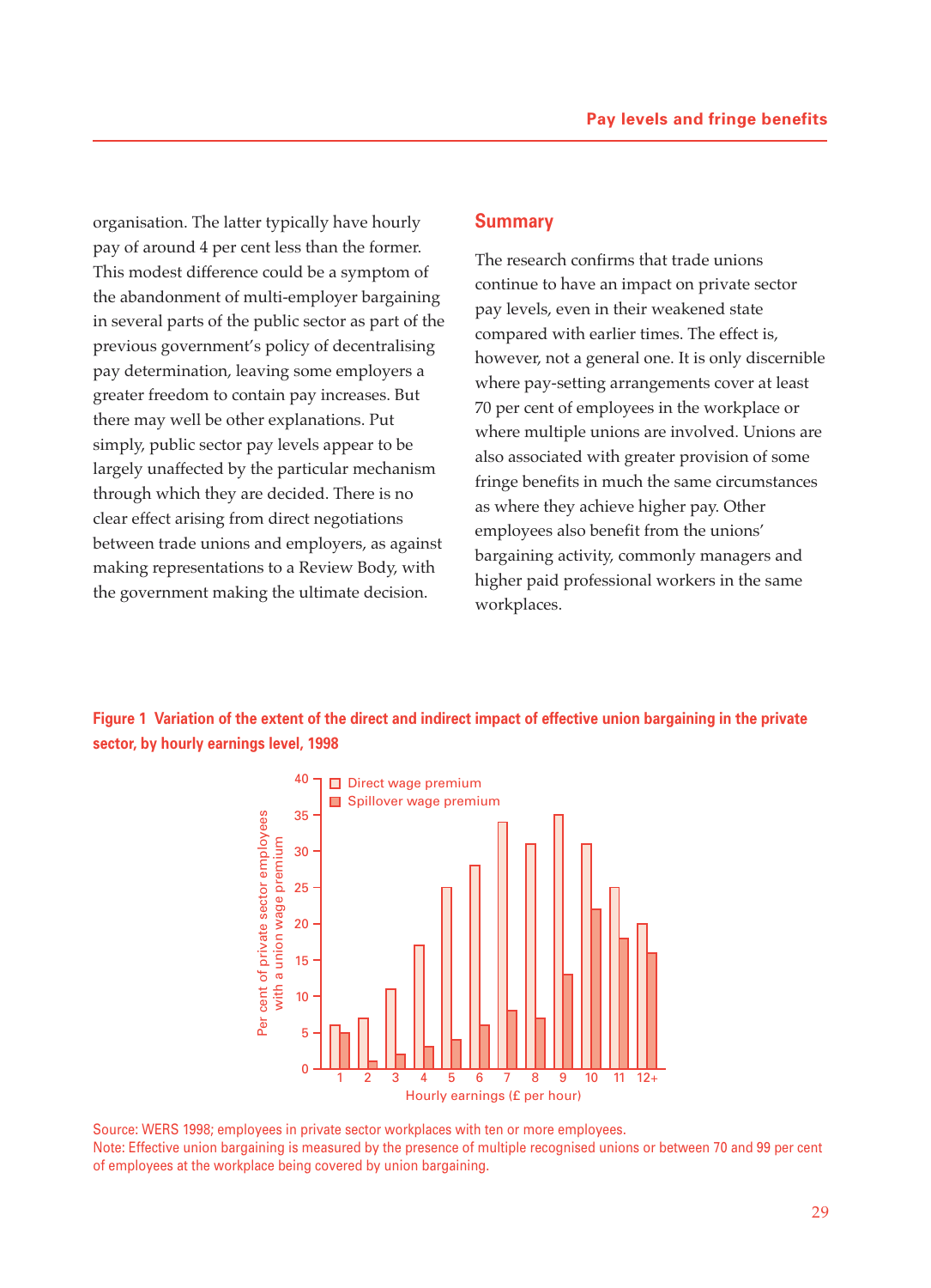organisation. The latter typically have hourly pay of around 4 per cent less than the former. This modest difference could be a symptom of the abandonment of multi-employer bargaining in several parts of the public sector as part of the previous government's policy of decentralising pay determination, leaving some employers a greater freedom to contain pay increases. But there may well be other explanations. Put simply, public sector pay levels appear to be largely unaffected by the particular mechanism through which they are decided. There is no clear effect arising from direct negotiations between trade unions and employers, as against making representations to a Review Body, with the government making the ultimate decision.

## Summary

The research confirms that trade unions continue to have an impact on private sector pay levels, even in their weakened state compared with earlier times. The effect is, however, not a general one. It is only discernible where pay-setting arrangements cover at least 70 per cent of employees in the workplace or where multiple unions are involved. Unions are also associated with greater provision of some fringe benefits in much the same circumstances as where they achieve higher pay. Other employees also benefit from the unions' bargaining activity, commonly managers and higher paid professional workers in the same workplaces.

**Figure 1 Variation of the extent of the direct and indirect impact of effective union bargaining in the private sector, by hourly earnings level, 1998**

| Hourly earnings (£ per hour) | Direct wage premium | Spillover wage premium |
|---|---|---|
| 1 | 6 | 5 |
| 2 | 7 | 1 |
| 3 | 11 | 2 |
| 4 | 17 | 3 |
| 5 | 25 | 4 |
| 6 | 28 | 6 |
| 7 | 34 | 8 |
| 8 | 31 | 7 |
| 9 | 35 | 13 |
| 10 | 31 | 22 |
| 11 | 25 | 18 |
| 12+ | 20 | 16 |

Y-axis: Per cent of private sector employees with a union wage premium

Source: WERS 1998; employees in private sector workplaces with ten or more employees.
Note: Effective union bargaining is measured by the presence of multiple recognised unions or between 70 and 99 per cent of employees at the workplace being covered by union bargaining.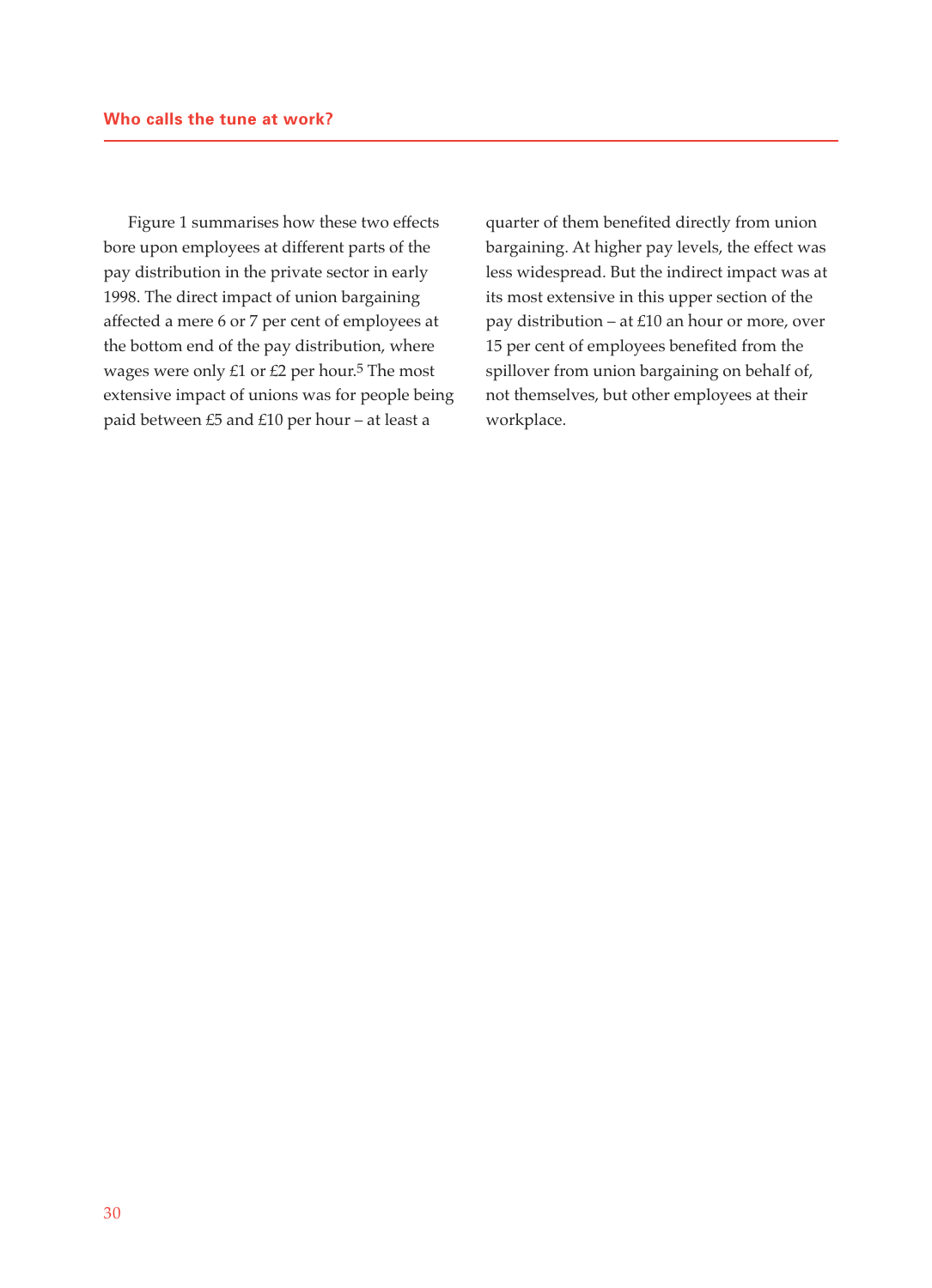Figure 1 summarises how these two effects bore upon employees at different parts of the pay distribution in the private sector in early 1998. The direct impact of union bargaining affected a mere 6 or 7 per cent of employees at the bottom end of the pay distribution, where wages were only £1 or £2 per hour.[5] The most extensive impact of unions was for people being paid between £5 and £10 per hour – at least a quarter of them benefited directly from union bargaining. At higher pay levels, the effect was less widespread. But the indirect impact was at its most extensive in this upper section of the pay distribution – at £10 an hour or more, over 15 per cent of employees benefited from the spillover from union bargaining on behalf of, not themselves, but other employees at their workplace.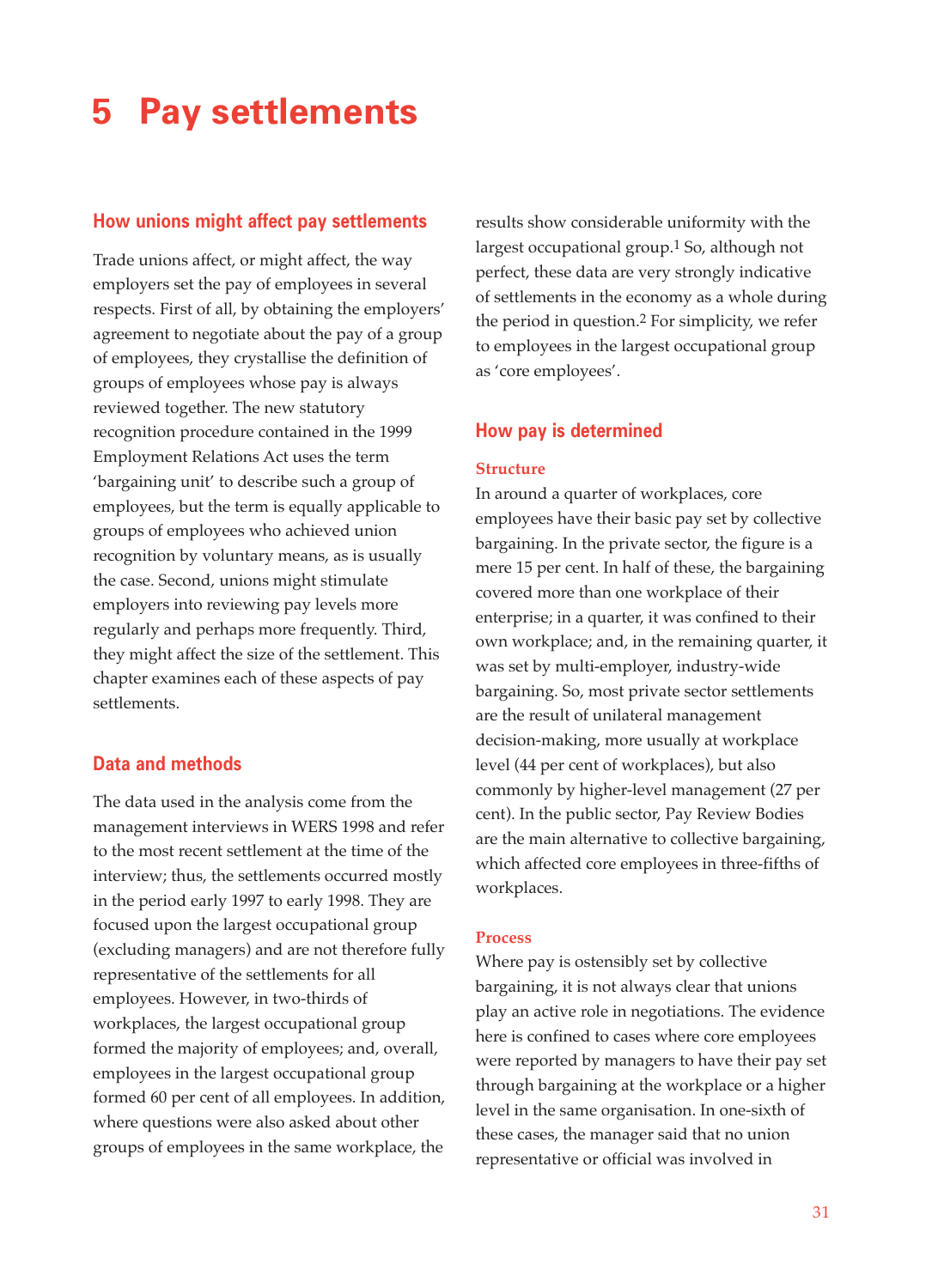# 5 Pay settlements

## How unions might affect pay settlements

Trade unions affect, or might affect, the way employers set the pay of employees in several respects. First of all, by obtaining the employers' agreement to negotiate about the pay of a group of employees, they crystallise the definition of groups of employees whose pay is always reviewed together. The new statutory recognition procedure contained in the 1999 Employment Relations Act uses the term 'bargaining unit' to describe such a group of employees, but the term is equally applicable to groups of employees who achieved union recognition by voluntary means, as is usually the case. Second, unions might stimulate employers into reviewing pay levels more regularly and perhaps more frequently. Third, they might affect the size of the settlement. This chapter examines each of these aspects of pay settlements.

## Data and methods

The data used in the analysis come from the management interviews in WERS 1998 and refer to the most recent settlement at the time of the interview; thus, the settlements occurred mostly in the period early 1997 to early 1998. They are focused upon the largest occupational group (excluding managers) and are not therefore fully representative of the settlements for all employees. However, in two-thirds of workplaces, the largest occupational group formed the majority of employees; and, overall, employees in the largest occupational group formed 60 per cent of all employees. In addition, where questions were also asked about other groups of employees in the same workplace, the results show considerable uniformity with the largest occupational group.[1] So, although not perfect, these data are very strongly indicative of settlements in the economy as a whole during the period in question.[2] For simplicity, we refer to employees in the largest occupational group as 'core employees'.

## How pay is determined

### Structure

In around a quarter of workplaces, core employees have their basic pay set by collective bargaining. In the private sector, the figure is a mere 15 per cent. In half of these, the bargaining covered more than one workplace of their enterprise; in a quarter, it was confined to their own workplace; and, in the remaining quarter, it was set by multi-employer, industry-wide bargaining. So, most private sector settlements are the result of unilateral management decision-making, more usually at workplace level (44 per cent of workplaces), but also commonly by higher-level management (27 per cent). In the public sector, Pay Review Bodies are the main alternative to collective bargaining, which affected core employees in three-fifths of workplaces.

### Process

Where pay is ostensibly set by collective bargaining, it is not always clear that unions play an active role in negotiations. The evidence here is confined to cases where core employees were reported by managers to have their pay set through bargaining at the workplace or a higher level in the same organisation. In one-sixth of these cases, the manager said that no union representative or official was involved in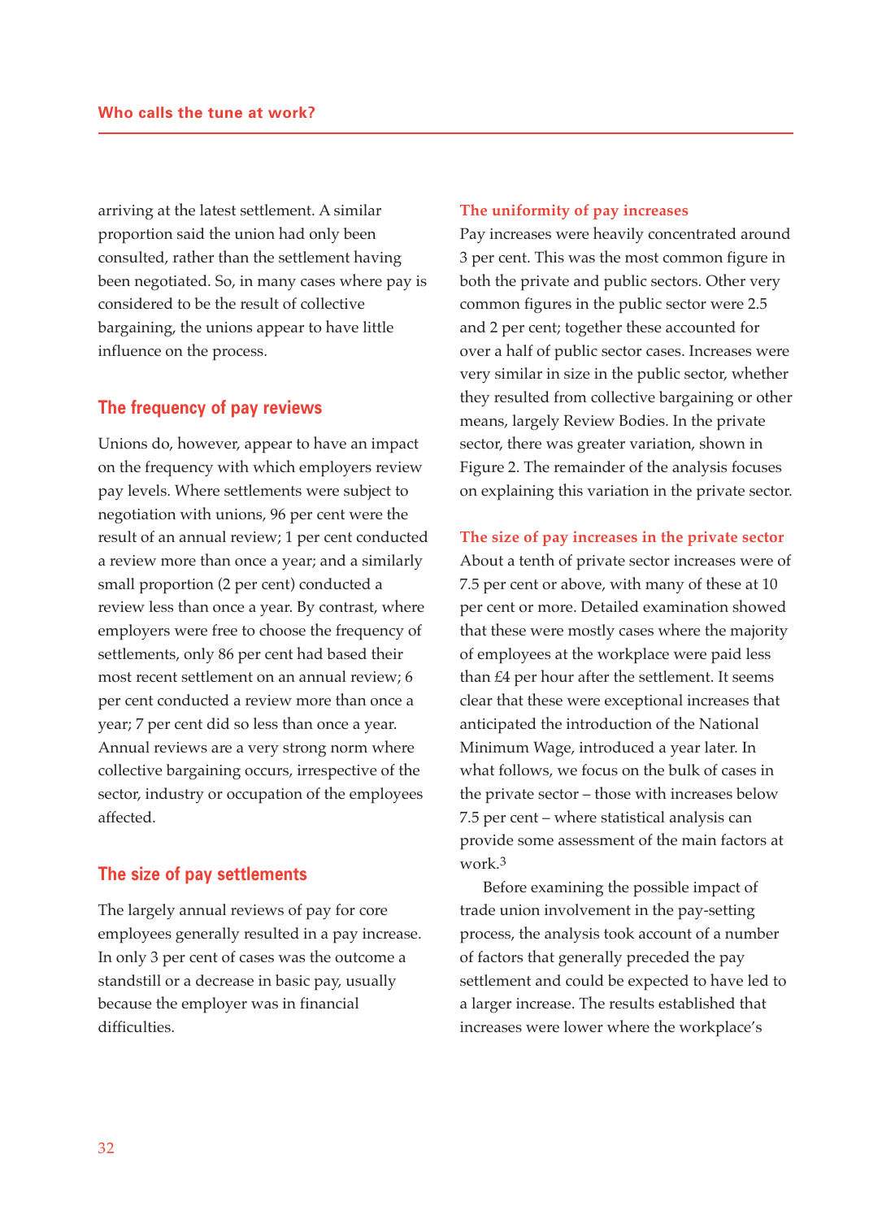arriving at the latest settlement. A similar proportion said the union had only been consulted, rather than the settlement having been negotiated. So, in many cases where pay is considered to be the result of collective bargaining, the unions appear to have little influence on the process.

## The frequency of pay reviews

Unions do, however, appear to have an impact on the frequency with which employers review pay levels. Where settlements were subject to negotiation with unions, 96 per cent were the result of an annual review; 1 per cent conducted a review more than once a year; and a similarly small proportion (2 per cent) conducted a review less than once a year. By contrast, where employers were free to choose the frequency of settlements, only 86 per cent had based their most recent settlement on an annual review; 6 per cent conducted a review more than once a year; 7 per cent did so less than once a year. Annual reviews are a very strong norm where collective bargaining occurs, irrespective of the sector, industry or occupation of the employees affected.

## The size of pay settlements

The largely annual reviews of pay for core employees generally resulted in a pay increase. In only 3 per cent of cases was the outcome a standstill or a decrease in basic pay, usually because the employer was in financial difficulties.

### The uniformity of pay increases

Pay increases were heavily concentrated around 3 per cent. This was the most common figure in both the private and public sectors. Other very common figures in the public sector were 2.5 and 2 per cent; together these accounted for over a half of public sector cases. Increases were very similar in size in the public sector, whether they resulted from collective bargaining or other means, largely Review Bodies. In the private sector, there was greater variation, shown in Figure 2. The remainder of the analysis focuses on explaining this variation in the private sector.

### The size of pay increases in the private sector

About a tenth of private sector increases were of 7.5 per cent or above, with many of these at 10 per cent or more. Detailed examination showed that these were mostly cases where the majority of employees at the workplace were paid less than £4 per hour after the settlement. It seems clear that these were exceptional increases that anticipated the introduction of the National Minimum Wage, introduced a year later. In what follows, we focus on the bulk of cases in the private sector – those with increases below 7.5 per cent – where statistical analysis can provide some assessment of the main factors at work.[3]

Before examining the possible impact of trade union involvement in the pay-setting process, the analysis took account of a number of factors that generally preceded the pay settlement and could be expected to have led to a larger increase. The results established that increases were lower where the workplace's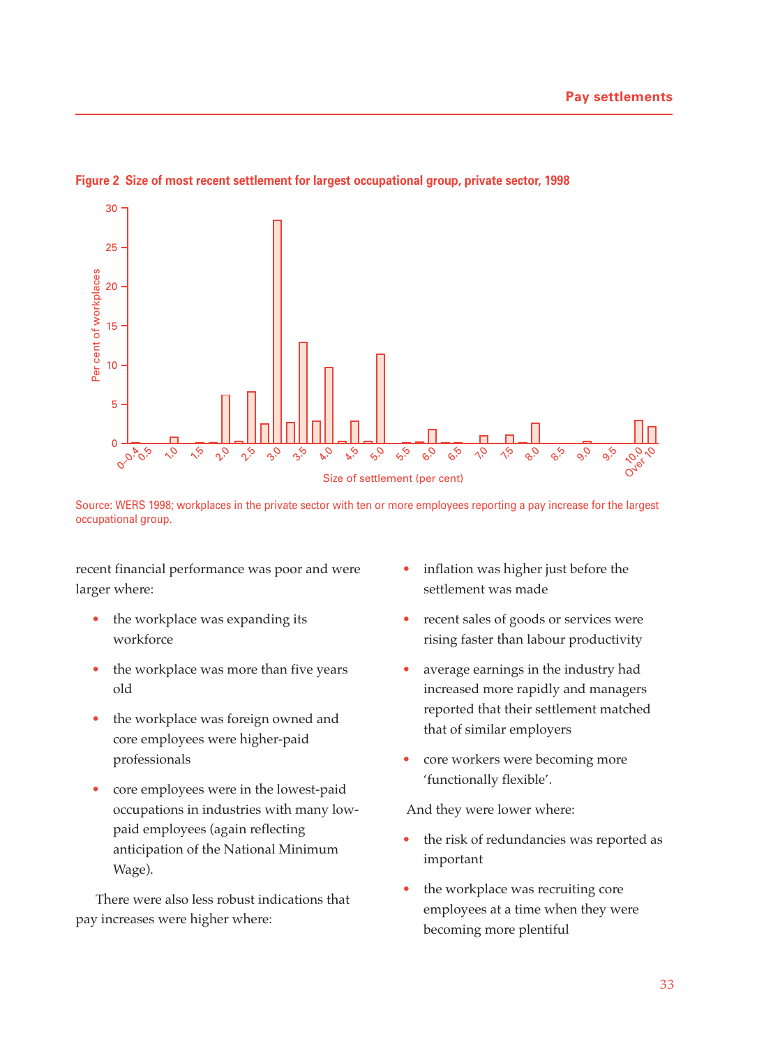**Figure 2 Size of most recent settlement for largest occupational group, private sector, 1998**

Source: WERS 1998; workplaces in the private sector with ten or more employees reporting a pay increase for the largest occupational group.

recent financial performance was poor and were larger where:

- the workplace was expanding its workforce
- the workplace was more than five years old
- the workplace was foreign owned and core employees were higher-paid professionals
- core employees were in the lowest-paid occupations in industries with many low-paid employees (again reflecting anticipation of the National Minimum Wage).

There were also less robust indications that pay increases were higher where:

- inflation was higher just before the settlement was made
- recent sales of goods or services were rising faster than labour productivity
- average earnings in the industry had increased more rapidly and managers reported that their settlement matched that of similar employers
- core workers were becoming more 'functionally flexible'.

And they were lower where:

- the risk of redundancies was reported as important
- the workplace was recruiting core employees at a time when they were becoming more plentiful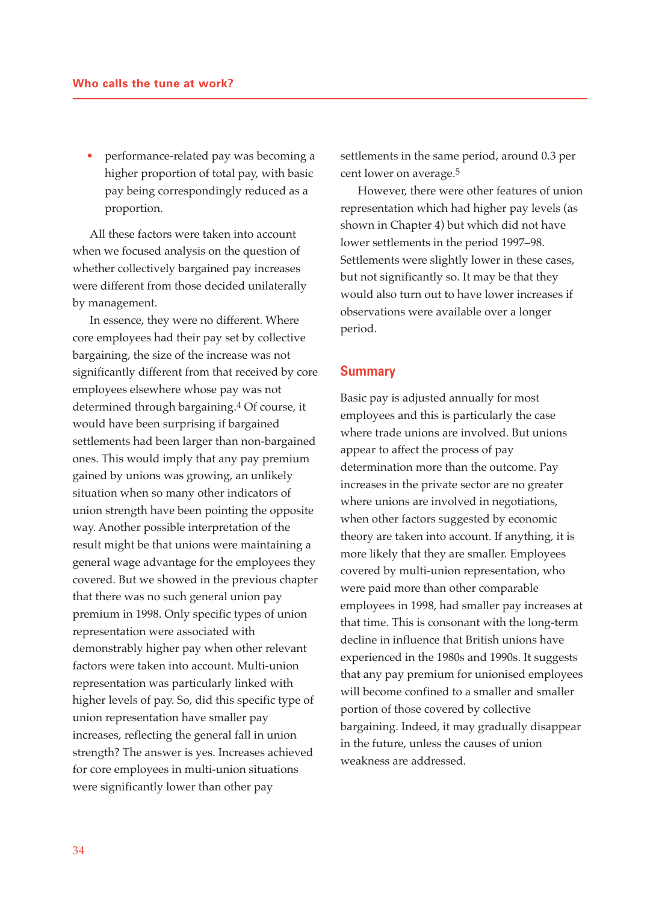- performance-related pay was becoming a higher proportion of total pay, with basic pay being correspondingly reduced as a proportion.

All these factors were taken into account when we focused analysis on the question of whether collectively bargained pay increases were different from those decided unilaterally by management.

In essence, they were no different. Where core employees had their pay set by collective bargaining, the size of the increase was not significantly different from that received by core employees elsewhere whose pay was not determined through bargaining.[4] Of course, it would have been surprising if bargained settlements had been larger than non-bargained ones. This would imply that any pay premium gained by unions was growing, an unlikely situation when so many other indicators of union strength have been pointing the opposite way. Another possible interpretation of the result might be that unions were maintaining a general wage advantage for the employees they covered. But we showed in the previous chapter that there was no such general union pay premium in 1998. Only specific types of union representation were associated with demonstrably higher pay when other relevant factors were taken into account. Multi-union representation was particularly linked with higher levels of pay. So, did this specific type of union representation have smaller pay increases, reflecting the general fall in union strength? The answer is yes. Increases achieved for core employees in multi-union situations were significantly lower than other pay settlements in the same period, around 0.3 per cent lower on average.[5]

However, there were other features of union representation which had higher pay levels (as shown in Chapter 4) but which did not have lower settlements in the period 1997–98. Settlements were slightly lower in these cases, but not significantly so. It may be that they would also turn out to have lower increases if observations were available over a longer period.

## Summary

Basic pay is adjusted annually for most employees and this is particularly the case where trade unions are involved. But unions appear to affect the process of pay determination more than the outcome. Pay increases in the private sector are no greater where unions are involved in negotiations, when other factors suggested by economic theory are taken into account. If anything, it is more likely that they are smaller. Employees covered by multi-union representation, who were paid more than other comparable employees in 1998, had smaller pay increases at that time. This is consonant with the long-term decline in influence that British unions have experienced in the 1980s and 1990s. It suggests that any pay premium for unionised employees will become confined to a smaller and smaller portion of those covered by collective bargaining. Indeed, it may gradually disappear in the future, unless the causes of union weakness are addressed.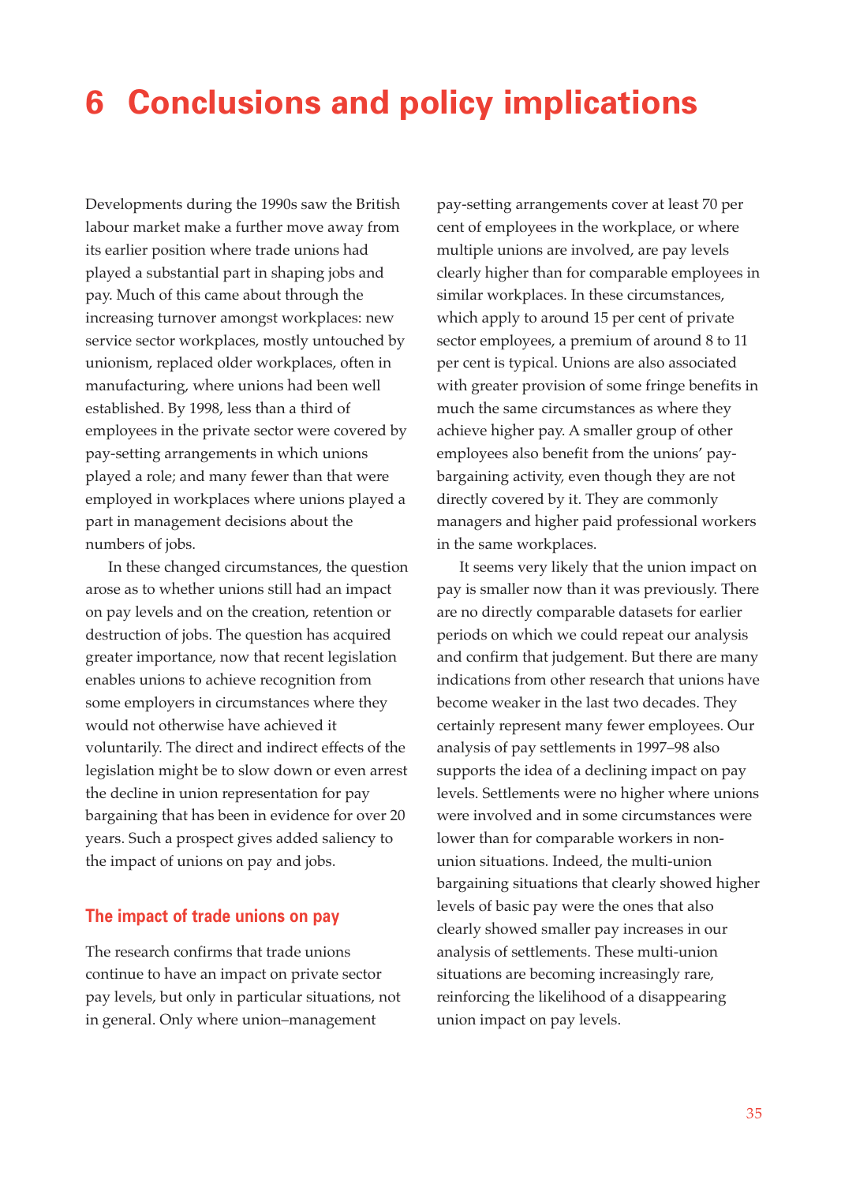# 6 Conclusions and policy implications

Developments during the 1990s saw the British labour market make a further move away from its earlier position where trade unions had played a substantial part in shaping jobs and pay. Much of this came about through the increasing turnover amongst workplaces: new service sector workplaces, mostly untouched by unionism, replaced older workplaces, often in manufacturing, where unions had been well established. By 1998, less than a third of employees in the private sector were covered by pay-setting arrangements in which unions played a role; and many fewer than that were employed in workplaces where unions played a part in management decisions about the numbers of jobs.

In these changed circumstances, the question arose as to whether unions still had an impact on pay levels and on the creation, retention or destruction of jobs. The question has acquired greater importance, now that recent legislation enables unions to achieve recognition from some employers in circumstances where they would not otherwise have achieved it voluntarily. The direct and indirect effects of the legislation might be to slow down or even arrest the decline in union representation for pay bargaining that has been in evidence for over 20 years. Such a prospect gives added saliency to the impact of unions on pay and jobs.

## The impact of trade unions on pay

The research confirms that trade unions continue to have an impact on private sector pay levels, but only in particular situations, not in general. Only where union–management pay-setting arrangements cover at least 70 per cent of employees in the workplace, or where multiple unions are involved, are pay levels clearly higher than for comparable employees in similar workplaces. In these circumstances, which apply to around 15 per cent of private sector employees, a premium of around 8 to 11 per cent is typical. Unions are also associated with greater provision of some fringe benefits in much the same circumstances as where they achieve higher pay. A smaller group of other employees also benefit from the unions' pay-bargaining activity, even though they are not directly covered by it. They are commonly managers and higher paid professional workers in the same workplaces.

It seems very likely that the union impact on pay is smaller now than it was previously. There are no directly comparable datasets for earlier periods on which we could repeat our analysis and confirm that judgement. But there are many indications from other research that unions have become weaker in the last two decades. They certainly represent many fewer employees. Our analysis of pay settlements in 1997–98 also supports the idea of a declining impact on pay levels. Settlements were no higher where unions were involved and in some circumstances were lower than for comparable workers in non-union situations. Indeed, the multi-union bargaining situations that clearly showed higher levels of basic pay were the ones that also clearly showed smaller pay increases in our analysis of settlements. These multi-union situations are becoming increasingly rare, reinforcing the likelihood of a disappearing union impact on pay levels.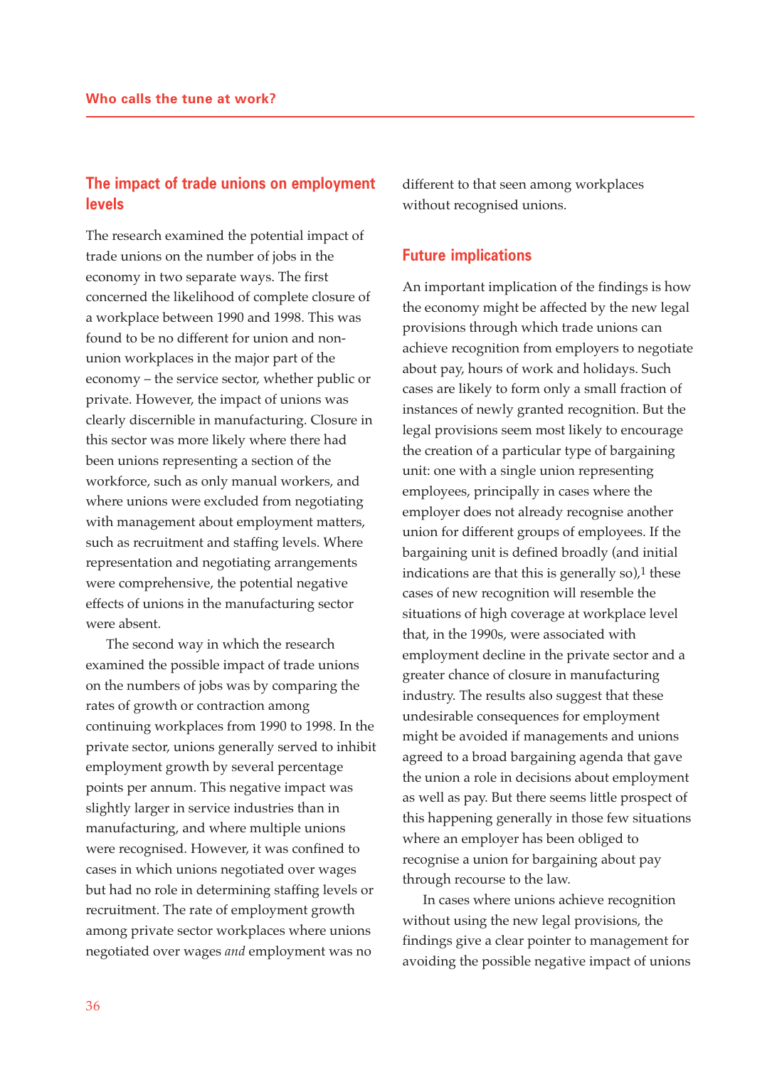## The impact of trade unions on employment levels

The research examined the potential impact of trade unions on the number of jobs in the economy in two separate ways. The first concerned the likelihood of complete closure of a workplace between 1990 and 1998. This was found to be no different for union and non-union workplaces in the major part of the economy – the service sector, whether public or private. However, the impact of unions was clearly discernible in manufacturing. Closure in this sector was more likely where there had been unions representing a section of the workforce, such as only manual workers, and where unions were excluded from negotiating with management about employment matters, such as recruitment and staffing levels. Where representation and negotiating arrangements were comprehensive, the potential negative effects of unions in the manufacturing sector were absent.

The second way in which the research examined the possible impact of trade unions on the numbers of jobs was by comparing the rates of growth or contraction among continuing workplaces from 1990 to 1998. In the private sector, unions generally served to inhibit employment growth by several percentage points per annum. This negative impact was slightly larger in service industries than in manufacturing, and where multiple unions were recognised. However, it was confined to cases in which unions negotiated over wages but had no role in determining staffing levels or recruitment. The rate of employment growth among private sector workplaces where unions negotiated over wages *and* employment was no different to that seen among workplaces without recognised unions.

## Future implications

An important implication of the findings is how the economy might be affected by the new legal provisions through which trade unions can achieve recognition from employers to negotiate about pay, hours of work and holidays. Such cases are likely to form only a small fraction of instances of newly granted recognition. But the legal provisions seem most likely to encourage the creation of a particular type of bargaining unit: one with a single union representing employees, principally in cases where the employer does not already recognise another union for different groups of employees. If the bargaining unit is defined broadly (and initial indications are that this is generally so),[1] these cases of new recognition will resemble the situations of high coverage at workplace level that, in the 1990s, were associated with employment decline in the private sector and a greater chance of closure in manufacturing industry. The results also suggest that these undesirable consequences for employment might be avoided if managements and unions agreed to a broad bargaining agenda that gave the union a role in decisions about employment as well as pay. But there seems little prospect of this happening generally in those few situations where an employer has been obliged to recognise a union for bargaining about pay through recourse to the law.

In cases where unions achieve recognition without using the new legal provisions, the findings give a clear pointer to management for avoiding the possible negative impact of unions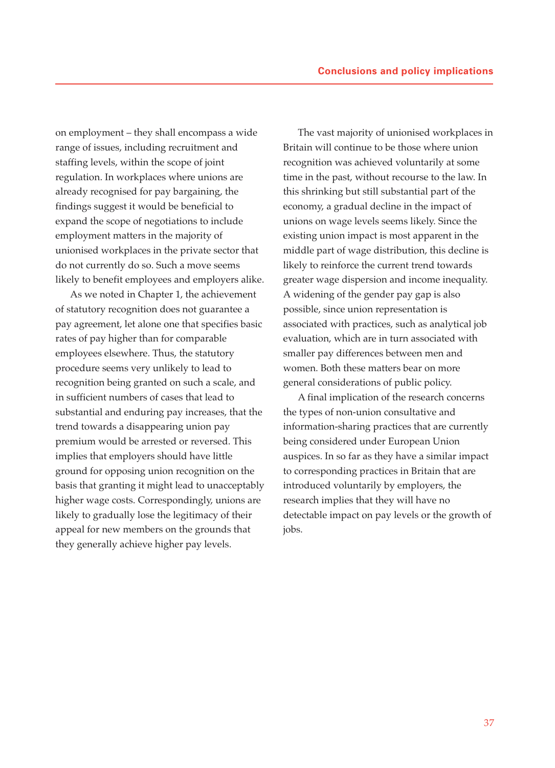on employment – they shall encompass a wide range of issues, including recruitment and staffing levels, within the scope of joint regulation. In workplaces where unions are already recognised for pay bargaining, the findings suggest it would be beneficial to expand the scope of negotiations to include employment matters in the majority of unionised workplaces in the private sector that do not currently do so. Such a move seems likely to benefit employees and employers alike.

As we noted in Chapter 1, the achievement of statutory recognition does not guarantee a pay agreement, let alone one that specifies basic rates of pay higher than for comparable employees elsewhere. Thus, the statutory procedure seems very unlikely to lead to recognition being granted on such a scale, and in sufficient numbers of cases that lead to substantial and enduring pay increases, that the trend towards a disappearing union pay premium would be arrested or reversed. This implies that employers should have little ground for opposing union recognition on the basis that granting it might lead to unacceptably higher wage costs. Correspondingly, unions are likely to gradually lose the legitimacy of their appeal for new members on the grounds that they generally achieve higher pay levels.

The vast majority of unionised workplaces in Britain will continue to be those where union recognition was achieved voluntarily at some time in the past, without recourse to the law. In this shrinking but still substantial part of the economy, a gradual decline in the impact of unions on wage levels seems likely. Since the existing union impact is most apparent in the middle part of wage distribution, this decline is likely to reinforce the current trend towards greater wage dispersion and income inequality. A widening of the gender pay gap is also possible, since union representation is associated with practices, such as analytical job evaluation, which are in turn associated with smaller pay differences between men and women. Both these matters bear on more general considerations of public policy.

A final implication of the research concerns the types of non-union consultative and information-sharing practices that are currently being considered under European Union auspices. In so far as they have a similar impact to corresponding practices in Britain that are introduced voluntarily by employers, the research implies that they will have no detectable impact on pay levels or the growth of jobs.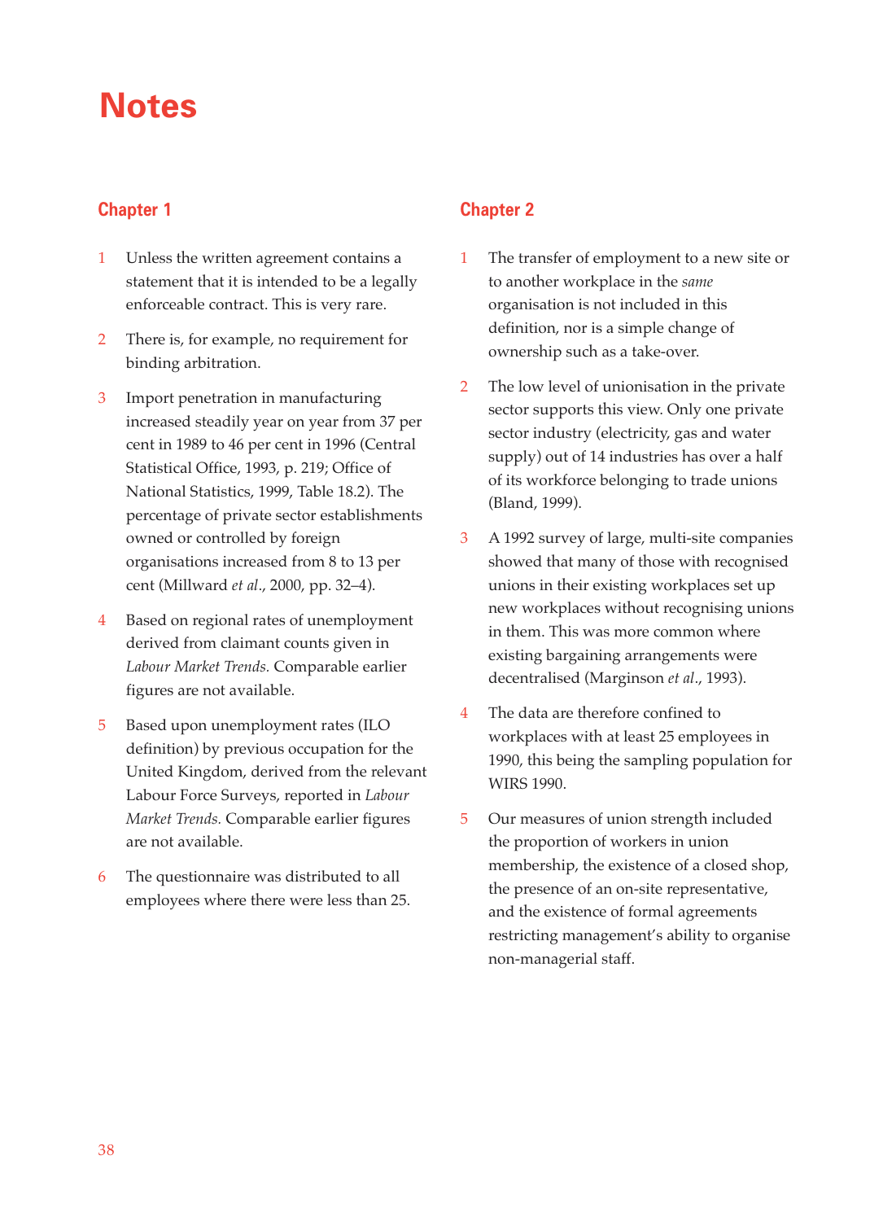# Notes

## Chapter 1

1. Unless the written agreement contains a statement that it is intended to be a legally enforceable contract. This is very rare.

2. There is, for example, no requirement for binding arbitration.

3. Import penetration in manufacturing increased steadily year on year from 37 per cent in 1989 to 46 per cent in 1996 (Central Statistical Office, 1993, p. 219; Office of National Statistics, 1999, Table 18.2). The percentage of private sector establishments owned or controlled by foreign organisations increased from 8 to 13 per cent (Millward *et al*., 2000, pp. 32–4).

4. Based on regional rates of unemployment derived from claimant counts given in *Labour Market Trends.* Comparable earlier figures are not available.

5. Based upon unemployment rates (ILO definition) by previous occupation for the United Kingdom, derived from the relevant Labour Force Surveys, reported in *Labour Market Trends.* Comparable earlier figures are not available.

6. The questionnaire was distributed to all employees where there were less than 25.

## Chapter 2

1. The transfer of employment to a new site or to another workplace in the *same* organisation is not included in this definition, nor is a simple change of ownership such as a take-over.

2. The low level of unionisation in the private sector supports this view. Only one private sector industry (electricity, gas and water supply) out of 14 industries has over a half of its workforce belonging to trade unions (Bland, 1999).

3. A 1992 survey of large, multi-site companies showed that many of those with recognised unions in their existing workplaces set up new workplaces without recognising unions in them. This was more common where existing bargaining arrangements were decentralised (Marginson *et al*., 1993).

4. The data are therefore confined to workplaces with at least 25 employees in 1990, this being the sampling population for WIRS 1990.

5. Our measures of union strength included the proportion of workers in union membership, the existence of a closed shop, the presence of an on-site representative, and the existence of formal agreements restricting management's ability to organise non-managerial staff.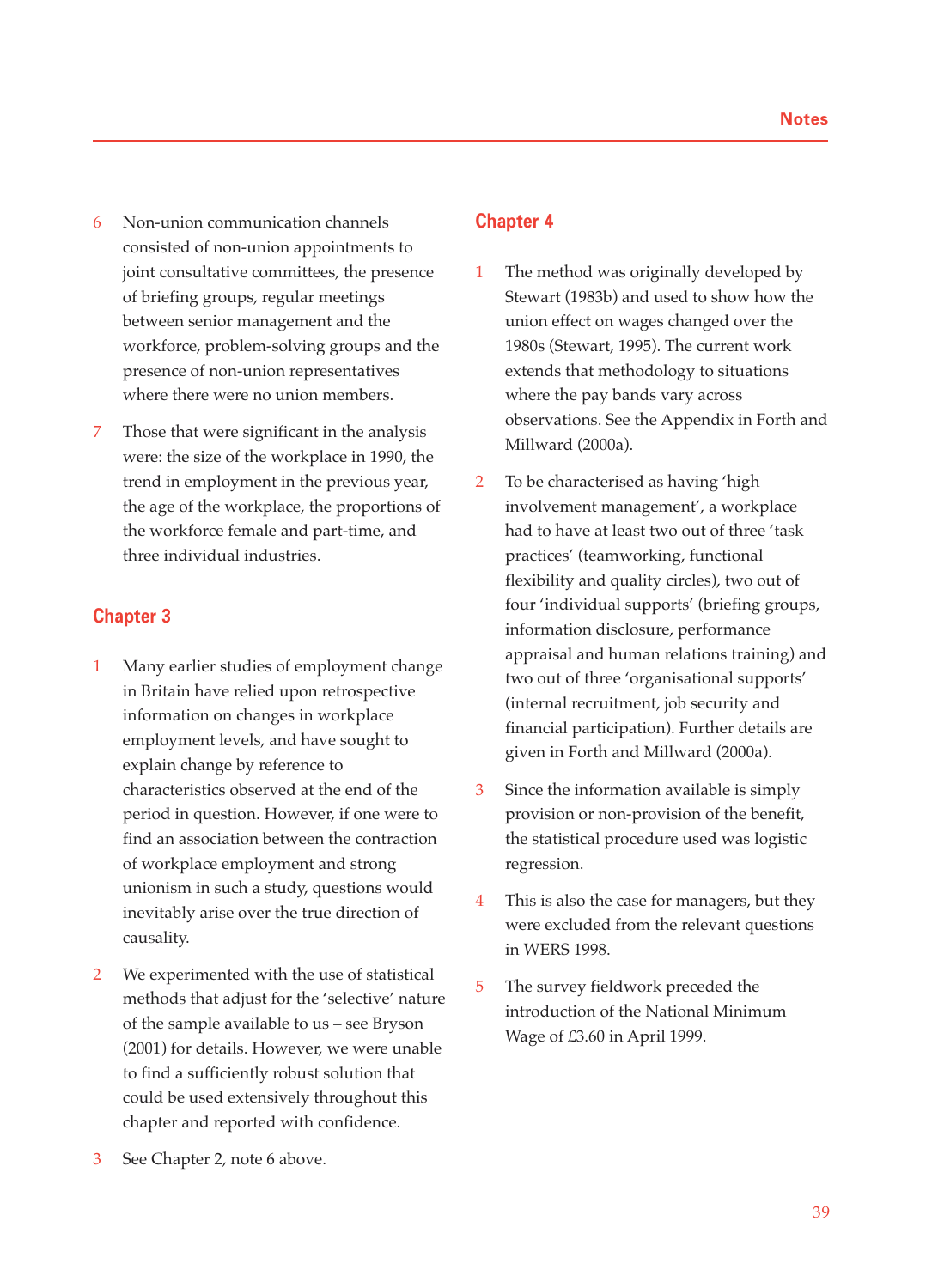6 Non-union communication channels consisted of non-union appointments to joint consultative committees, the presence of briefing groups, regular meetings between senior management and the workforce, problem-solving groups and the presence of non-union representatives where there were no union members.

7 Those that were significant in the analysis were: the size of the workplace in 1990, the trend in employment in the previous year, the age of the workplace, the proportions of the workforce female and part-time, and three individual industries.

## Chapter 3

1 Many earlier studies of employment change in Britain have relied upon retrospective information on changes in workplace employment levels, and have sought to explain change by reference to characteristics observed at the end of the period in question. However, if one were to find an association between the contraction of workplace employment and strong unionism in such a study, questions would inevitably arise over the true direction of causality.

2 We experimented with the use of statistical methods that adjust for the 'selective' nature of the sample available to us – see Bryson (2001) for details. However, we were unable to find a sufficiently robust solution that could be used extensively throughout this chapter and reported with confidence.

3 See Chapter 2, note 6 above.

## Chapter 4

1 The method was originally developed by Stewart (1983b) and used to show how the union effect on wages changed over the 1980s (Stewart, 1995). The current work extends that methodology to situations where the pay bands vary across observations. See the Appendix in Forth and Millward (2000a).

2 To be characterised as having 'high involvement management', a workplace had to have at least two out of three 'task practices' (teamworking, functional flexibility and quality circles), two out of four 'individual supports' (briefing groups, information disclosure, performance appraisal and human relations training) and two out of three 'organisational supports' (internal recruitment, job security and financial participation). Further details are given in Forth and Millward (2000a).

3 Since the information available is simply provision or non-provision of the benefit, the statistical procedure used was logistic regression.

4 This is also the case for managers, but they were excluded from the relevant questions in WERS 1998.

5 The survey fieldwork preceded the introduction of the National Minimum Wage of £3.60 in April 1999.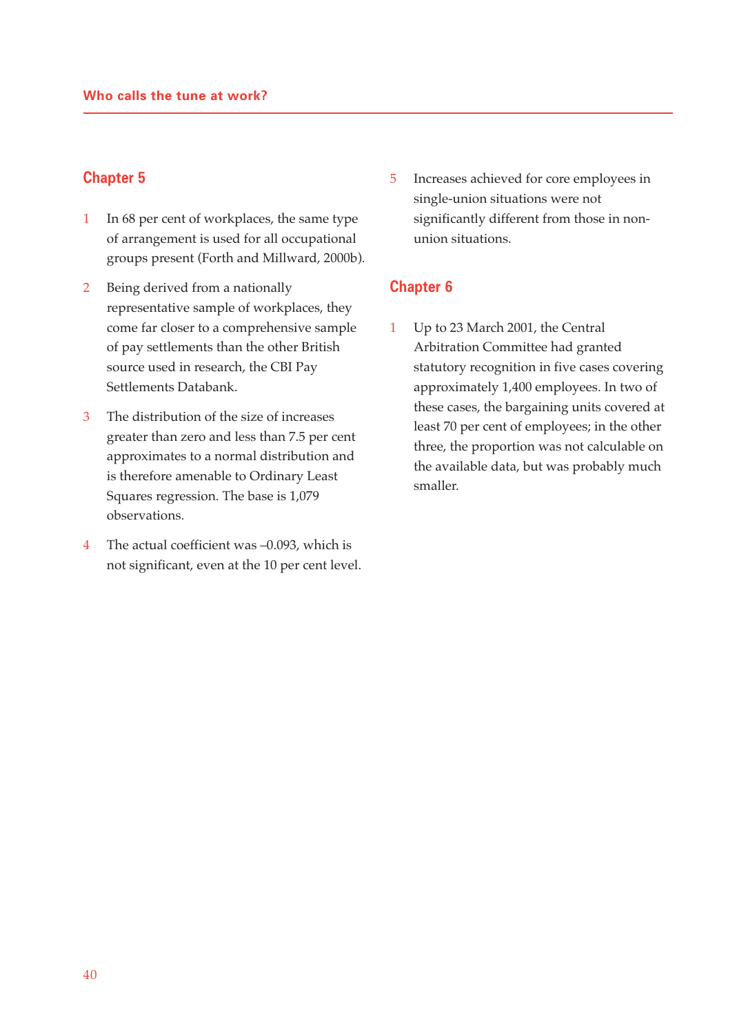## Chapter 5

1. In 68 per cent of workplaces, the same type of arrangement is used for all occupational groups present (Forth and Millward, 2000b).

2. Being derived from a nationally representative sample of workplaces, they come far closer to a comprehensive sample of pay settlements than the other British source used in research, the CBI Pay Settlements Databank.

3. The distribution of the size of increases greater than zero and less than 7.5 per cent approximates to a normal distribution and is therefore amenable to Ordinary Least Squares regression. The base is 1,079 observations.

4. The actual coefficient was –0.093, which is not significant, even at the 10 per cent level.

5. Increases achieved for core employees in single-union situations were not significantly different from those in non-union situations.

## Chapter 6

1. Up to 23 March 2001, the Central Arbitration Committee had granted statutory recognition in five cases covering approximately 1,400 employees. In two of these cases, the bargaining units covered at least 70 per cent of employees; in the other three, the proportion was not calculable on the available data, but was probably much smaller.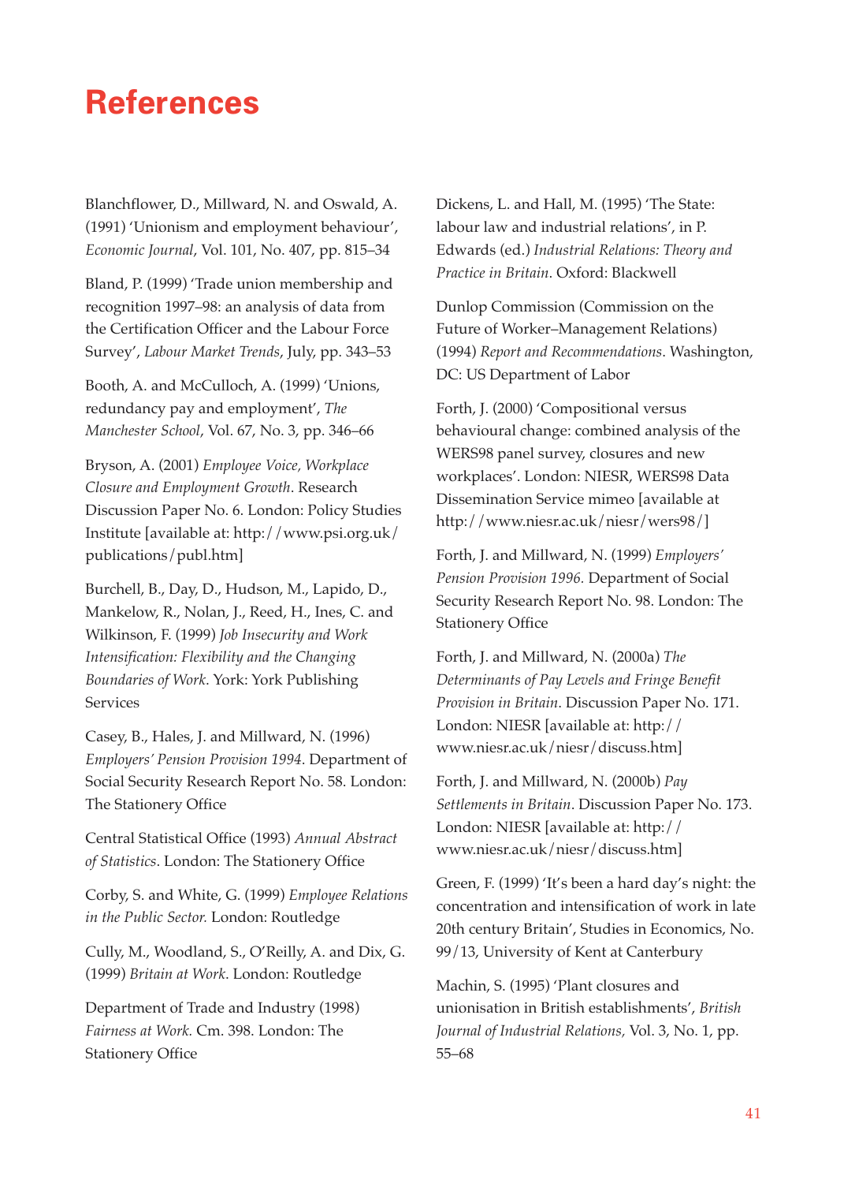# References

Blanchflower, D., Millward, N. and Oswald, A. (1991) 'Unionism and employment behaviour', *Economic Journal*, Vol. 101, No. 407, pp. 815–34

Bland, P. (1999) 'Trade union membership and recognition 1997–98: an analysis of data from the Certification Officer and the Labour Force Survey', *Labour Market Trends*, July, pp. 343–53

Booth, A. and McCulloch, A. (1999) 'Unions, redundancy pay and employment', *The Manchester School*, Vol. 67, No. 3, pp. 346–66

Bryson, A. (2001) *Employee Voice, Workplace Closure and Employment Growth*. Research Discussion Paper No. 6. London: Policy Studies Institute [available at: http://www.psi.org.uk/publications/publ.htm]

Burchell, B., Day, D., Hudson, M., Lapido, D., Mankelow, R., Nolan, J., Reed, H., Ines, C. and Wilkinson, F. (1999) *Job Insecurity and Work Intensification: Flexibility and the Changing Boundaries of Work*. York: York Publishing Services

Casey, B., Hales, J. and Millward, N. (1996) *Employers' Pension Provision 1994*. Department of Social Security Research Report No. 58. London: The Stationery Office

Central Statistical Office (1993) *Annual Abstract of Statistics*. London: The Stationery Office

Corby, S. and White, G. (1999) *Employee Relations in the Public Sector.* London: Routledge

Cully, M., Woodland, S., O'Reilly, A. and Dix, G. (1999) *Britain at Work*. London: Routledge

Department of Trade and Industry (1998) *Fairness at Work.* Cm. 398. London: The Stationery Office

Dickens, L. and Hall, M. (1995) 'The State: labour law and industrial relations', in P. Edwards (ed.) *Industrial Relations: Theory and Practice in Britain*. Oxford: Blackwell

Dunlop Commission (Commission on the Future of Worker–Management Relations) (1994) *Report and Recommendations*. Washington, DC: US Department of Labor

Forth, J. (2000) 'Compositional versus behavioural change: combined analysis of the WERS98 panel survey, closures and new workplaces'. London: NIESR, WERS98 Data Dissemination Service mimeo [available at http://www.niesr.ac.uk/niesr/wers98/]

Forth, J. and Millward, N. (1999) *Employers' Pension Provision 1996.* Department of Social Security Research Report No. 98. London: The Stationery Office

Forth, J. and Millward, N. (2000a) *The Determinants of Pay Levels and Fringe Benefit Provision in Britain*. Discussion Paper No. 171. London: NIESR [available at: http://www.niesr.ac.uk/niesr/discuss.htm]

Forth, J. and Millward, N. (2000b) *Pay Settlements in Britain*. Discussion Paper No. 173. London: NIESR [available at: http://www.niesr.ac.uk/niesr/discuss.htm]

Green, F. (1999) 'It's been a hard day's night: the concentration and intensification of work in late 20th century Britain', Studies in Economics, No. 99/13, University of Kent at Canterbury

Machin, S. (1995) 'Plant closures and unionisation in British establishments', *British Journal of Industrial Relations,* Vol. 3, No. 1, pp. 55–68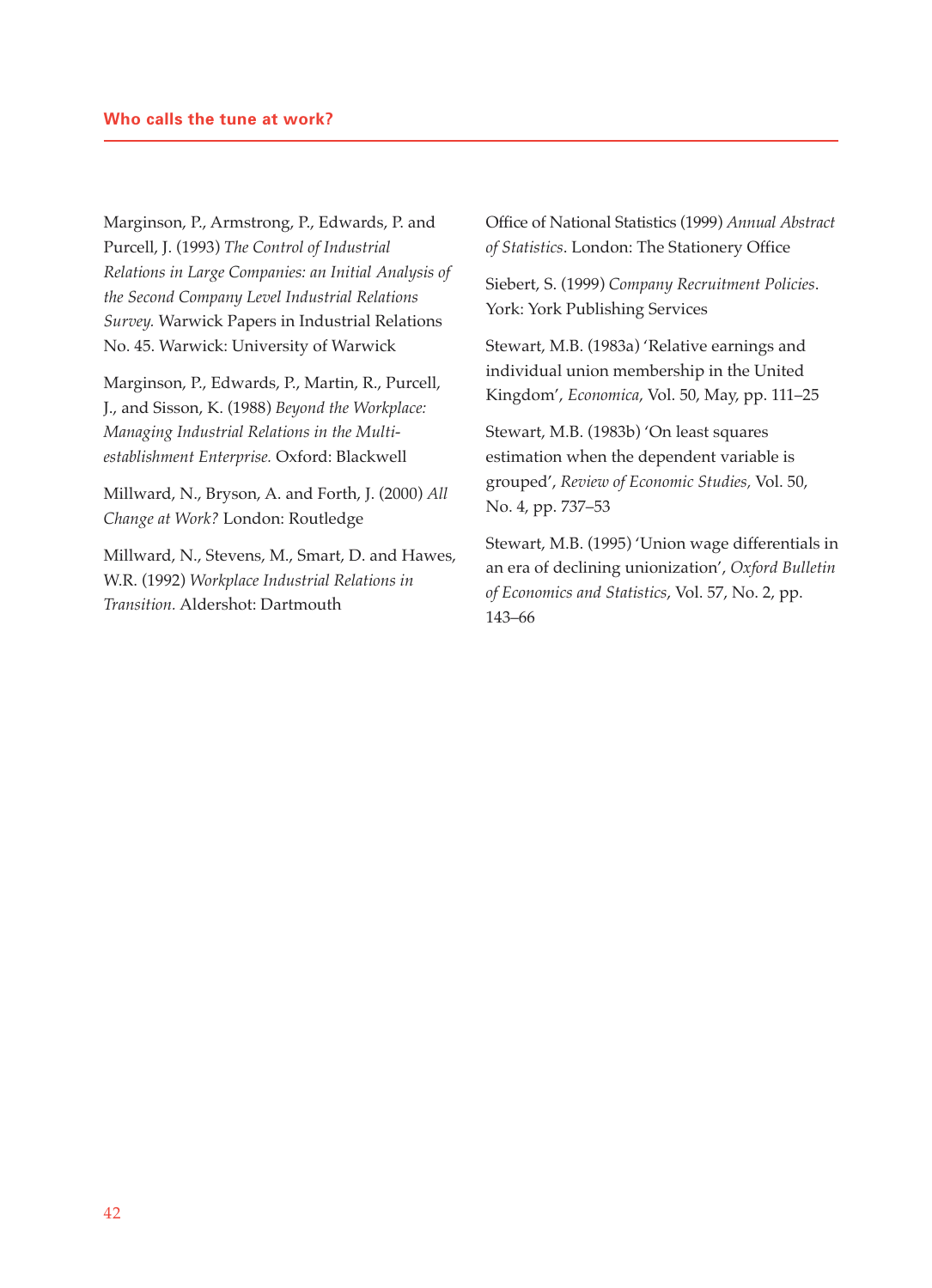Marginson, P., Armstrong, P., Edwards, P. and Purcell, J. (1993) *The Control of Industrial Relations in Large Companies: an Initial Analysis of the Second Company Level Industrial Relations Survey.* Warwick Papers in Industrial Relations No. 45. Warwick: University of Warwick

Marginson, P., Edwards, P., Martin, R., Purcell, J., and Sisson, K. (1988) *Beyond the Workplace: Managing Industrial Relations in the Multi-establishment Enterprise.* Oxford: Blackwell

Millward, N., Bryson, A. and Forth, J. (2000) *All Change at Work?* London: Routledge

Millward, N., Stevens, M., Smart, D. and Hawes, W.R. (1992) *Workplace Industrial Relations in Transition.* Aldershot: Dartmouth

Office of National Statistics (1999) *Annual Abstract of Statistics*. London: The Stationery Office

Siebert, S. (1999) *Company Recruitment Policies.* York: York Publishing Services

Stewart, M.B. (1983a) 'Relative earnings and individual union membership in the United Kingdom', *Economica*, Vol. 50, May, pp. 111–25

Stewart, M.B. (1983b) 'On least squares estimation when the dependent variable is grouped', *Review of Economic Studies,* Vol. 50, No. 4, pp. 737–53

Stewart, M.B. (1995) 'Union wage differentials in an era of declining unionization', *Oxford Bulletin of Economics and Statistics*, Vol. 57, No. 2, pp. 143–66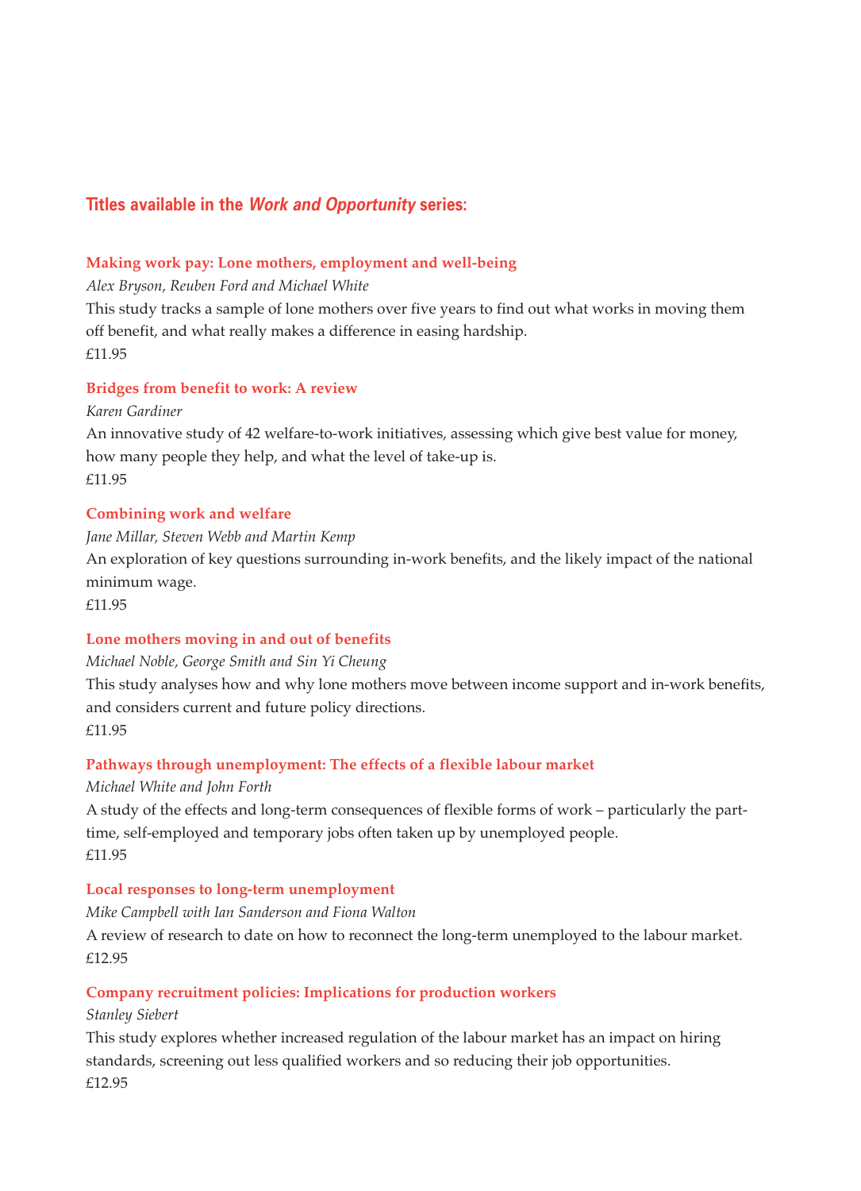## Titles available in the *Work and Opportunity* series:

**Making work pay: Lone mothers, employment and well-being**

*Alex Bryson, Reuben Ford and Michael White*

This study tracks a sample of lone mothers over five years to find out what works in moving them off benefit, and what really makes a difference in easing hardship.

£11.95

**Bridges from benefit to work: A review**

*Karen Gardiner*

An innovative study of 42 welfare-to-work initiatives, assessing which give best value for money, how many people they help, and what the level of take-up is.

£11.95

**Combining work and welfare**

*Jane Millar, Steven Webb and Martin Kemp*

An exploration of key questions surrounding in-work benefits, and the likely impact of the national minimum wage.

£11.95

**Lone mothers moving in and out of benefits**

*Michael Noble, George Smith and Sin Yi Cheung*

This study analyses how and why lone mothers move between income support and in-work benefits, and considers current and future policy directions.

£11.95

**Pathways through unemployment: The effects of a flexible labour market**

*Michael White and John Forth*

A study of the effects and long-term consequences of flexible forms of work – particularly the part-time, self-employed and temporary jobs often taken up by unemployed people.

£11.95

**Local responses to long-term unemployment**

*Mike Campbell with Ian Sanderson and Fiona Walton*

A review of research to date on how to reconnect the long-term unemployed to the labour market.

£12.95

**Company recruitment policies: Implications for production workers**

*Stanley Siebert*

This study explores whether increased regulation of the labour market has an impact on hiring standards, screening out less qualified workers and so reducing their job opportunities.

£12.95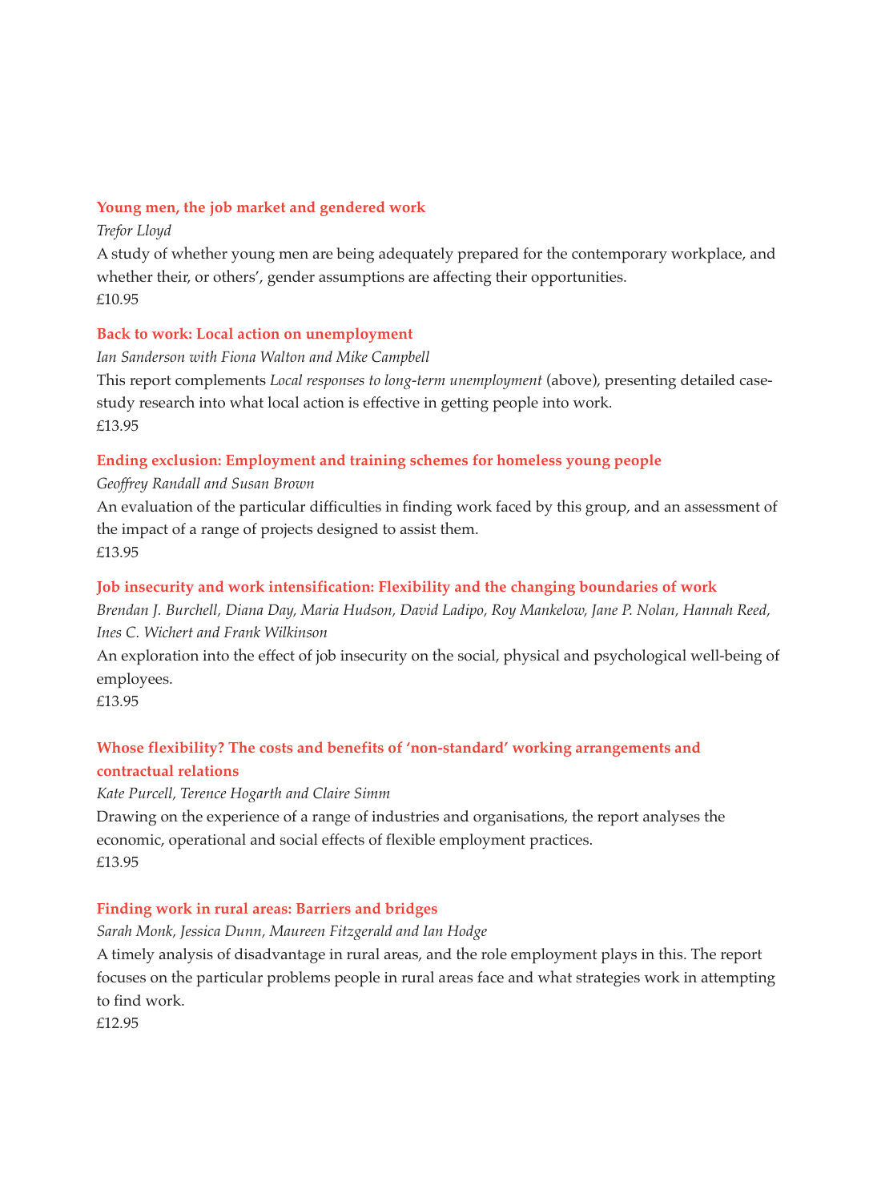**Young men, the job market and gendered work**

*Trefor Lloyd*

A study of whether young men are being adequately prepared for the contemporary workplace, and whether their, or others', gender assumptions are affecting their opportunities.

£10.95

**Back to work: Local action on unemployment**

*Ian Sanderson with Fiona Walton and Mike Campbell*

This report complements *Local responses to long-term unemployment* (above), presenting detailed case-study research into what local action is effective in getting people into work.

£13.95

**Ending exclusion: Employment and training schemes for homeless young people**

*Geoffrey Randall and Susan Brown*

An evaluation of the particular difficulties in finding work faced by this group, and an assessment of the impact of a range of projects designed to assist them.

£13.95

**Job insecurity and work intensification: Flexibility and the changing boundaries of work**

*Brendan J. Burchell, Diana Day, Maria Hudson, David Ladipo, Roy Mankelow, Jane P. Nolan, Hannah Reed, Ines C. Wichert and Frank Wilkinson*

An exploration into the effect of job insecurity on the social, physical and psychological well-being of employees.

£13.95

**Whose flexibility? The costs and benefits of 'non-standard' working arrangements and contractual relations**

*Kate Purcell, Terence Hogarth and Claire Simm*

Drawing on the experience of a range of industries and organisations, the report analyses the economic, operational and social effects of flexible employment practices.

£13.95

**Finding work in rural areas: Barriers and bridges**

*Sarah Monk, Jessica Dunn, Maureen Fitzgerald and Ian Hodge*

A timely analysis of disadvantage in rural areas, and the role employment plays in this. The report focuses on the particular problems people in rural areas face and what strategies work in attempting to find work.

£12.95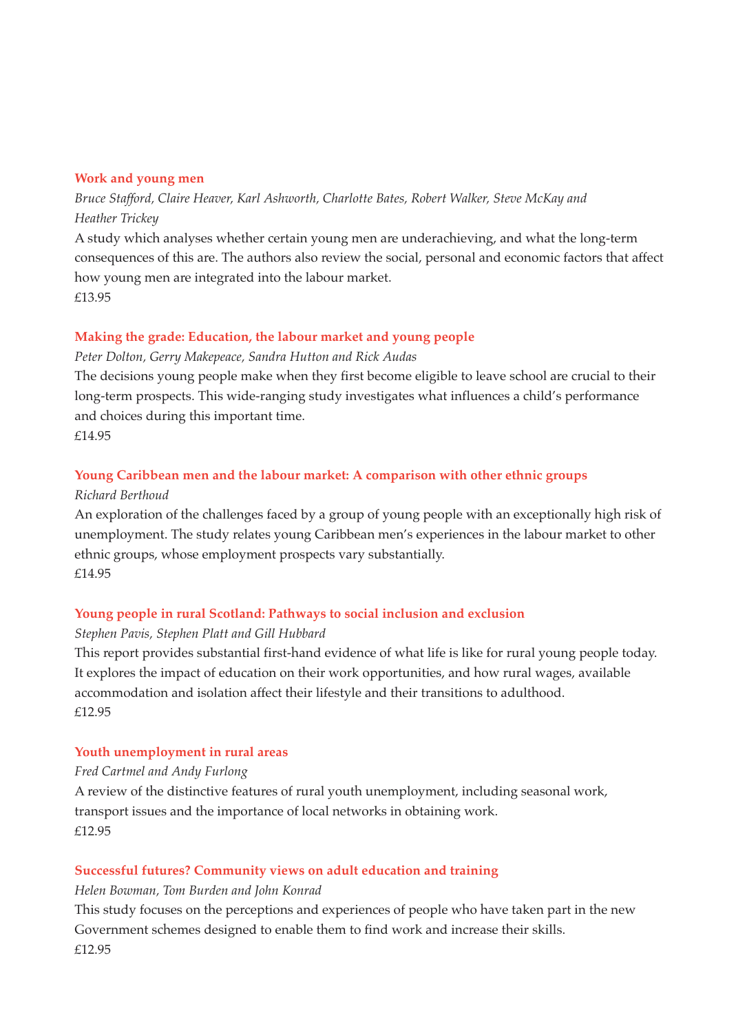**Work and young men**

*Bruce Stafford, Claire Heaver, Karl Ashworth, Charlotte Bates, Robert Walker, Steve McKay and Heather Trickey*

A study which analyses whether certain young men are underachieving, and what the long-term consequences of this are. The authors also review the social, personal and economic factors that affect how young men are integrated into the labour market.

£13.95

**Making the grade: Education, the labour market and young people**

*Peter Dolton, Gerry Makepeace, Sandra Hutton and Rick Audas*

The decisions young people make when they first become eligible to leave school are crucial to their long-term prospects. This wide-ranging study investigates what influences a child's performance and choices during this important time.

£14.95

**Young Caribbean men and the labour market: A comparison with other ethnic groups**

*Richard Berthoud*

An exploration of the challenges faced by a group of young people with an exceptionally high risk of unemployment. The study relates young Caribbean men's experiences in the labour market to other ethnic groups, whose employment prospects vary substantially.

£14.95

**Young people in rural Scotland: Pathways to social inclusion and exclusion**

*Stephen Pavis, Stephen Platt and Gill Hubbard*

This report provides substantial first-hand evidence of what life is like for rural young people today. It explores the impact of education on their work opportunities, and how rural wages, available accommodation and isolation affect their lifestyle and their transitions to adulthood.

£12.95

**Youth unemployment in rural areas**

*Fred Cartmel and Andy Furlong*

A review of the distinctive features of rural youth unemployment, including seasonal work, transport issues and the importance of local networks in obtaining work.

£12.95

**Successful futures? Community views on adult education and training**

*Helen Bowman, Tom Burden and John Konrad*

This study focuses on the perceptions and experiences of people who have taken part in the new Government schemes designed to enable them to find work and increase their skills.

£12.95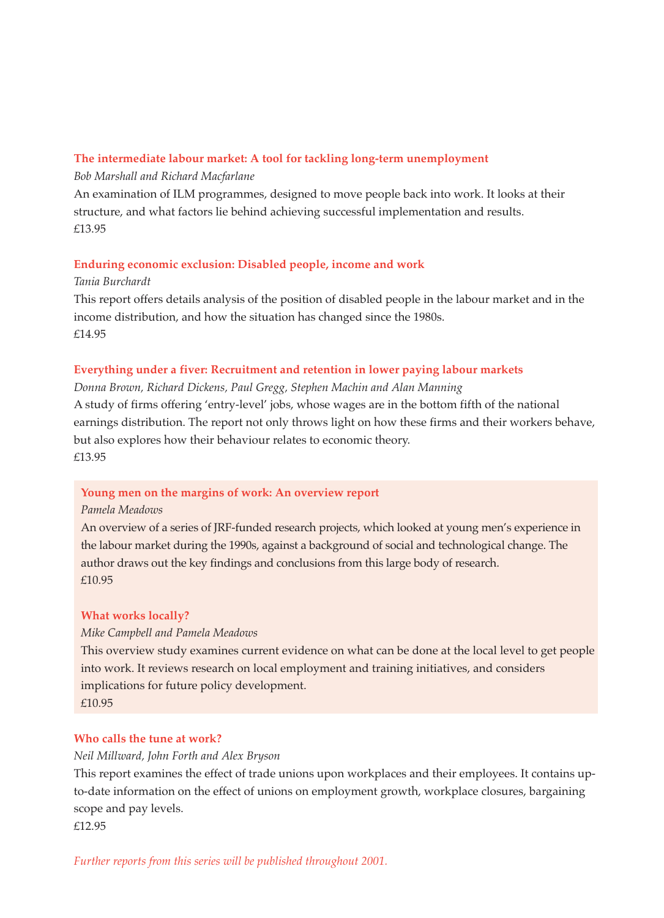**The intermediate labour market: A tool for tackling long-term unemployment**

*Bob Marshall and Richard Macfarlane*

An examination of ILM programmes, designed to move people back into work. It looks at their structure, and what factors lie behind achieving successful implementation and results.

£13.95

**Enduring economic exclusion: Disabled people, income and work**

*Tania Burchardt*

This report offers details analysis of the position of disabled people in the labour market and in the income distribution, and how the situation has changed since the 1980s.

£14.95

**Everything under a fiver: Recruitment and retention in lower paying labour markets**

*Donna Brown, Richard Dickens, Paul Gregg, Stephen Machin and Alan Manning*

A study of firms offering 'entry-level' jobs, whose wages are in the bottom fifth of the national earnings distribution. The report not only throws light on how these firms and their workers behave, but also explores how their behaviour relates to economic theory.

£13.95

**Young men on the margins of work: An overview report**

*Pamela Meadows*

An overview of a series of JRF-funded research projects, which looked at young men's experience in the labour market during the 1990s, against a background of social and technological change. The author draws out the key findings and conclusions from this large body of research.

£10.95

**What works locally?**

*Mike Campbell and Pamela Meadows*

This overview study examines current evidence on what can be done at the local level to get people into work. It reviews research on local employment and training initiatives, and considers implications for future policy development.

£10.95

**Who calls the tune at work?**

*Neil Millward, John Forth and Alex Bryson*

This report examines the effect of trade unions upon workplaces and their employees. It contains up-to-date information on the effect of unions on employment growth, workplace closures, bargaining scope and pay levels.

£12.95

*Further reports from this series will be published throughout 2001.*